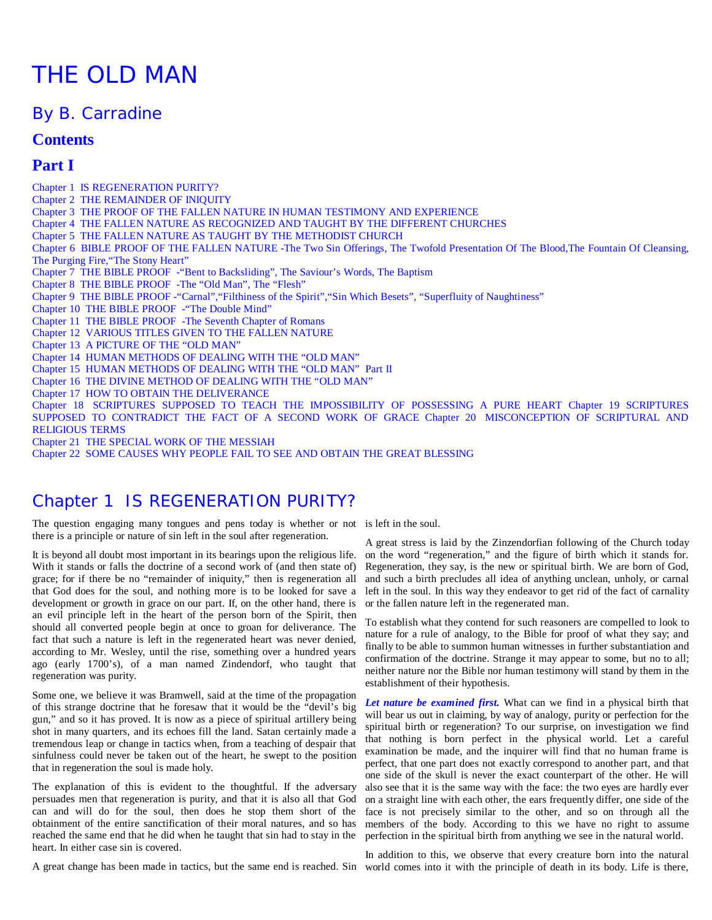# THE OLD MAN

## By B. Carradine

### Contents

### Part I

Chapter 1 IS REGENERATION PURITY?
Chapter 2 THE REMAINDER OF INIQUITY
Chapter 3 THE PROOF OF THE FALLEN NATURE IN HUMAN TESTIMONY AND EXPERIENCE
Chapter 4 THE FALLEN NATURE AS RECOGNIZED AND TAUGHT BY THE DIFFERENT CHURCHES
Chapter 5 THE FALLEN NATURE AS TAUGHT BY THE METHODIST CHURCH
Chapter 6 BIBLE PROOF OF THE FALLEN NATURE -The Two Sin Offerings, The Twofold Presentation Of The Blood,The Fountain Of Cleansing, The Purging Fire,"The Stony Heart"
Chapter 7 THE BIBLE PROOF -"Bent to Backsliding", The Saviour's Words, The Baptism
Chapter 8 THE BIBLE PROOF -The "Old Man", The "Flesh"
Chapter 9 THE BIBLE PROOF -"Carnal","Filthiness of the Spirit","Sin Which Besets", "Superfluity of Naughtiness"
Chapter 10 THE BIBLE PROOF -"The Double Mind"
Chapter 11 THE BIBLE PROOF -The Seventh Chapter of Romans
Chapter 12 VARIOUS TITLES GIVEN TO THE FALLEN NATURE
Chapter 13 A PICTURE OF THE "OLD MAN"
Chapter 14 HUMAN METHODS OF DEALING WITH THE "OLD MAN"
Chapter 15 HUMAN METHODS OF DEALING WITH THE "OLD MAN" Part II
Chapter 16 THE DIVINE METHOD OF DEALING WITH THE "OLD MAN"
Chapter 17 HOW TO OBTAIN THE DELIVERANCE
Chapter 18 SCRIPTURES SUPPOSED TO TEACH THE IMPOSSIBILITY OF POSSESSING A PURE HEART
Chapter 19 SCRIPTURES SUPPOSED TO CONTRADICT THE FACT OF A SECOND WORK OF GRACE
Chapter 20 MISCONCEPTION OF SCRIPTURAL AND RELIGIOUS TERMS
Chapter 21 THE SPECIAL WORK OF THE MESSIAH
Chapter 22 SOME CAUSES WHY PEOPLE FAIL TO SEE AND OBTAIN THE GREAT BLESSING

## Chapter 1 IS REGENERATION PURITY?

The question engaging many tongues and pens today is whether or not there is a principle or nature of sin left in the soul after regeneration.

It is beyond all doubt most important in its bearings upon the religious life. With it stands or falls the doctrine of a second work of (and then state of) grace; for if there be no "remainder of iniquity," then is regeneration all that God does for the soul, and nothing more is to be looked for save a development or growth in grace on our part. If, on the other hand, there is an evil principle left in the heart of the person born of the Spirit, then should all converted people begin at once to groan for deliverance. The fact that such a nature is left in the regenerated heart was never denied, according to Mr. Wesley, until the rise, something over a hundred years ago (early 1700's), of a man named Zindendorf, who taught that regeneration was purity.

Some one, we believe it was Bramwell, said at the time of the propagation of this strange doctrine that he foresaw that it would be the "devil's big gun," and so it has proved. It is now as a piece of spiritual artillery being shot in many quarters, and its echoes fill the land. Satan certainly made a tremendous leap or change in tactics when, from a teaching of despair that sinfulness could never be taken out of the heart, he swept to the position that in regeneration the soul is made holy.

The explanation of this is evident to the thoughtful. If the adversary persuades men that regeneration is purity, and that it is also all that God can and will do for the soul, then does he stop them short of the obtainment of the entire sanctification of their moral natures, and so has reached the same end that he did when he taught that sin had to stay in the heart. In either case sin is covered.

A great change has been made in tactics, but the same end is reached. Sin is left in the soul.

A great stress is laid by the Zinzendorfian following of the Church today on the word "regeneration," and the figure of birth which it stands for. Regeneration, they say, is the new or spiritual birth. We are born of God, and such a birth precludes all idea of anything unclean, unholy, or carnal left in the soul. In this way they endeavor to get rid of the fact of carnality or the fallen nature left in the regenerated man.

To establish what they contend for such reasoners are compelled to look to nature for a rule of analogy, to the Bible for proof of what they say; and finally to be able to summon human witnesses in further substantiation and confirmation of the doctrine. Strange it may appear to some, but no to all; neither nature nor the Bible nor human testimony will stand by them in the establishment of their hypothesis.

***Let nature be examined first.*** What can we find in a physical birth that will bear us out in claiming, by way of analogy, purity or perfection for the spiritual birth or regeneration? To our surprise, on investigation we find that nothing is born perfect in the physical world. Let a careful examination be made, and the inquirer will find that no human frame is perfect, that one part does not exactly correspond to another part, and that one side of the skull is never the exact counterpart of the other. He will also see that it is the same way with the face: the two eyes are hardly ever on a straight line with each other, the ears frequently differ, one side of the face is not precisely similar to the other, and so on through all the members of the body. According to this we have no right to assume perfection in the spiritual birth from anything we see in the natural world.

In addition to this, we observe that every creature born into the natural world comes into it with the principle of death in its body. Life is there,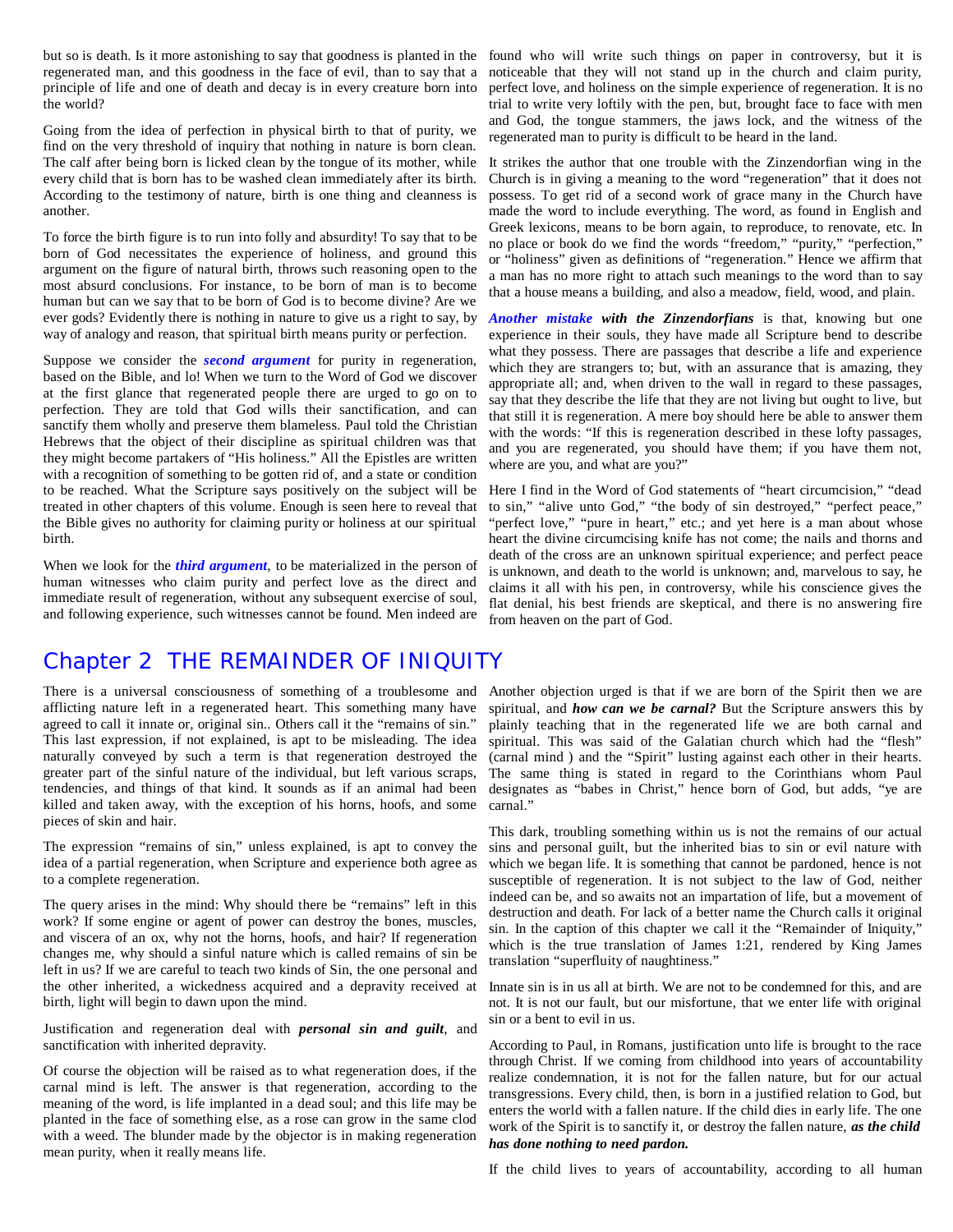but so is death. Is it more astonishing to say that goodness is planted in the regenerated man, and this goodness in the face of evil, than to say that a principle of life and one of death and decay is in every creature born into the world?

Going from the idea of perfection in physical birth to that of purity, we find on the very threshold of inquiry that nothing in nature is born clean. The calf after being born is licked clean by the tongue of its mother, while every child that is born has to be washed clean immediately after its birth. According to the testimony of nature, birth is one thing and cleanness is another.

To force the birth figure is to run into folly and absurdity! To say that to be born of God necessitates the experience of holiness, and ground this argument on the figure of natural birth, throws such reasoning open to the most absurd conclusions. For instance, to be born of man is to become human but can we say that to be born of God is to become divine? Are we ever gods? Evidently there is nothing in nature to give us a right to say, by way of analogy and reason, that spiritual birth means purity or perfection.

Suppose we consider the ***second argument*** for purity in regeneration, based on the Bible, and lo! When we turn to the Word of God we discover at the first glance that regenerated people there are urged to go on to perfection. They are told that God wills their sanctification, and can sanctify them wholly and preserve them blameless. Paul told the Christian Hebrews that the object of their discipline as spiritual children was that they might become partakers of "His holiness." All the Epistles are written with a recognition of something to be gotten rid of, and a state or condition to be reached. What the Scripture says positively on the subject will be treated in other chapters of this volume. Enough is seen here to reveal that the Bible gives no authority for claiming purity or holiness at our spiritual birth.

When we look for the ***third argument***, to be materialized in the person of human witnesses who claim purity and perfect love as the direct and immediate result of regeneration, without any subsequent exercise of soul, and following experience, such witnesses cannot be found. Men indeed are found who will write such things on paper in controversy, but it is noticeable that they will not stand up in the church and claim purity, perfect love, and holiness on the simple experience of regeneration. It is no trial to write very loftily with the pen, but, brought face to face with men and God, the tongue stammers, the jaws lock, and the witness of the regenerated man to purity is difficult to be heard in the land.

It strikes the author that one trouble with the Zinzendorfian wing in the Church is in giving a meaning to the word "regeneration" that it does not possess. To get rid of a second work of grace many in the Church have made the word to include everything. The word, as found in English and Greek lexicons, means to be born again, to reproduce, to renovate, etc. In no place or book do we find the words "freedom," "purity," "perfection," or "holiness" given as definitions of "regeneration." Hence we affirm that a man has no more right to attach such meanings to the word than to say that a house means a building, and also a meadow, field, wood, and plain.

***Another mistake with the Zinzendorfians*** is that, knowing but one experience in their souls, they have made all Scripture bend to describe what they possess. There are passages that describe a life and experience which they are strangers to; but, with an assurance that is amazing, they appropriate all; and, when driven to the wall in regard to these passages, say that they describe the life that they are not living but ought to live, but that still it is regeneration. A mere boy should here be able to answer them with the words: "If this is regeneration described in these lofty passages, and you are regenerated, you should have them; if you have them not, where are you, and what are you?"

Here I find in the Word of God statements of "heart circumcision," "dead to sin," "alive unto God," "the body of sin destroyed," "perfect peace," "perfect love," "pure in heart," etc.; and yet here is a man about whose heart the divine circumcising knife has not come; the nails and thorns and death of the cross are an unknown spiritual experience; and perfect peace is unknown, and death to the world is unknown; and, marvelous to say, he claims it all with his pen, in controversy, while his conscience gives the flat denial, his best friends are skeptical, and there is no answering fire from heaven on the part of God.

# Chapter 2 THE REMAINDER OF INIQUITY

There is a universal consciousness of something of a troublesome and afflicting nature left in a regenerated heart. This something many have agreed to call it innate or, original sin.. Others call it the "remains of sin." This last expression, if not explained, is apt to be misleading. The idea naturally conveyed by such a term is that regeneration destroyed the greater part of the sinful nature of the individual, but left various scraps, tendencies, and things of that kind. It sounds as if an animal had been killed and taken away, with the exception of his horns, hoofs, and some pieces of skin and hair.

The expression "remains of sin," unless explained, is apt to convey the idea of a partial regeneration, when Scripture and experience both agree as to a complete regeneration.

The query arises in the mind: Why should there be "remains" left in this work? If some engine or agent of power can destroy the bones, muscles, and viscera of an ox, why not the horns, hoofs, and hair? If regeneration changes me, why should a sinful nature which is called remains of sin be left in us? If we are careful to teach two kinds of Sin, the one personal and the other inherited, a wickedness acquired and a depravity received at birth, light will begin to dawn upon the mind.

Justification and regeneration deal with ***personal sin and guilt***, and sanctification with inherited depravity.

Of course the objection will be raised as to what regeneration does, if the carnal mind is left. The answer is that regeneration, according to the meaning of the word, is life implanted in a dead soul; and this life may be planted in the face of something else, as a rose can grow in the same clod with a weed. The blunder made by the objector is in making regeneration mean purity, when it really means life.

Another objection urged is that if we are born of the Spirit then we are spiritual, and ***how can we be carnal?*** But the Scripture answers this by plainly teaching that in the regenerated life we are both carnal and spiritual. This was said of the Galatian church which had the "flesh" (carnal mind ) and the "Spirit" lusting against each other in their hearts. The same thing is stated in regard to the Corinthians whom Paul designates as "babes in Christ," hence born of God, but adds, "ye are carnal."

This dark, troubling something within us is not the remains of our actual sins and personal guilt, but the inherited bias to sin or evil nature with which we began life. It is something that cannot be pardoned, hence is not susceptible of regeneration. It is not subject to the law of God, neither indeed can be, and so awaits not an impartation of life, but a movement of destruction and death. For lack of a better name the Church calls it original sin. In the caption of this chapter we call it the "Remainder of Iniquity," which is the true translation of James 1:21, rendered by King James translation "superfluity of naughtiness."

Innate sin is in us all at birth. We are not to be condemned for this, and are not. It is not our fault, but our misfortune, that we enter life with original sin or a bent to evil in us.

According to Paul, in Romans, justification unto life is brought to the race through Christ. If we coming from childhood into years of accountability realize condemnation, it is not for the fallen nature, but for our actual transgressions. Every child, then, is born in a justified relation to God, but enters the world with a fallen nature. If the child dies in early life. The one work of the Spirit is to sanctify it, or destroy the fallen nature, ***as the child has done nothing to need pardon.***

If the child lives to years of accountability, according to all human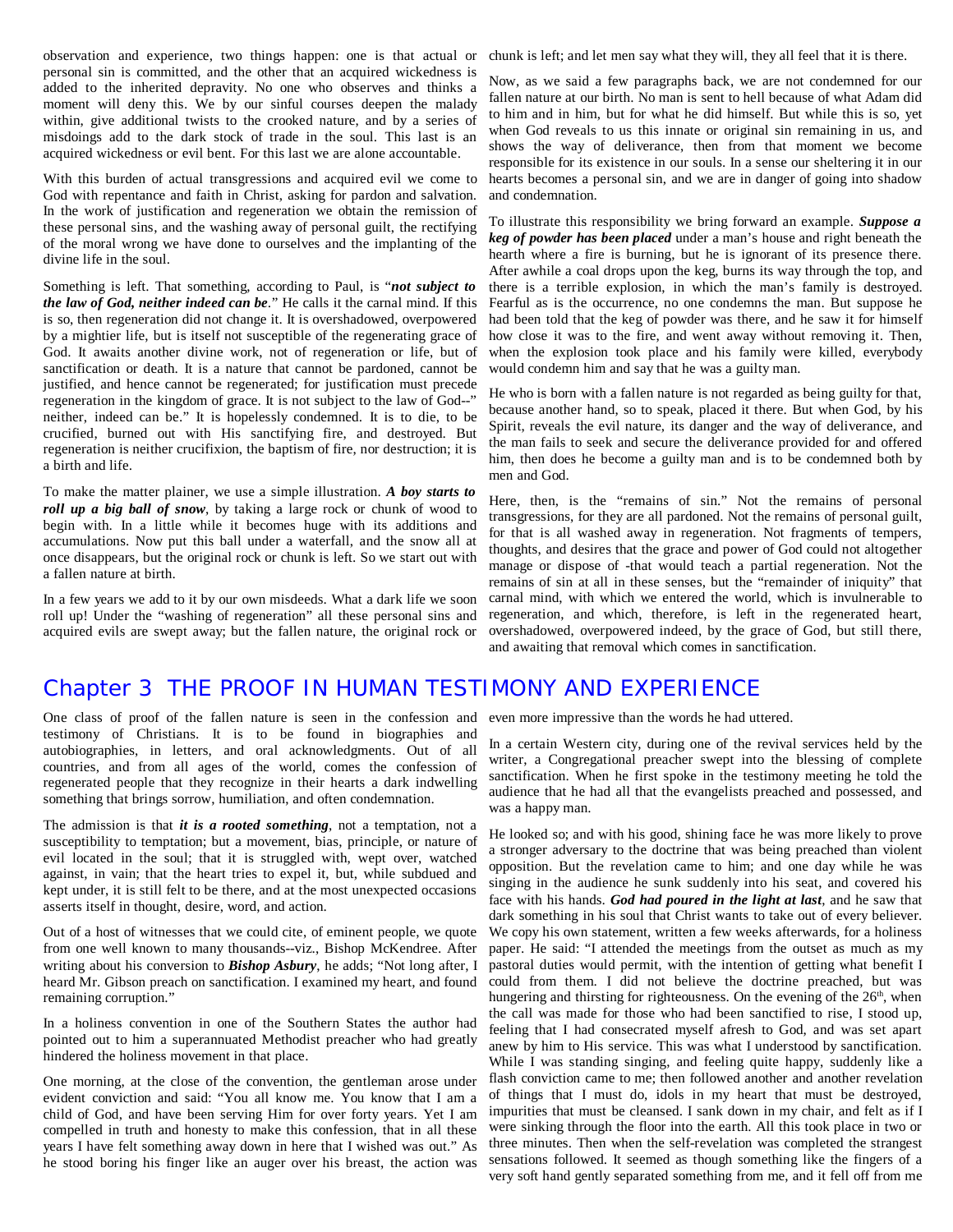observation and experience, two things happen: one is that actual or personal sin is committed, and the other that an acquired wickedness is added to the inherited depravity. No one who observes and thinks a moment will deny this. We by our sinful courses deepen the malady within, give additional twists to the crooked nature, and by a series of misdoings add to the dark stock of trade in the soul. This last is an acquired wickedness or evil bent. For this last we are alone accountable.

With this burden of actual transgressions and acquired evil we come to God with repentance and faith in Christ, asking for pardon and salvation. In the work of justification and regeneration we obtain the remission of these personal sins, and the washing away of personal guilt, the rectifying of the moral wrong we have done to ourselves and the implanting of the divine life in the soul.

Something is left. That something, according to Paul, is "***not subject to the law of God, neither indeed can be***." He calls it the carnal mind. If this is so, then regeneration did not change it. It is overshadowed, overpowered by a mightier life, but is itself not susceptible of the regenerating grace of God. It awaits another divine work, not of regeneration or life, but of sanctification or death. It is a nature that cannot be pardoned, cannot be justified, and hence cannot be regenerated; for justification must precede regeneration in the kingdom of grace. It is not subject to the law of God--" neither, indeed can be." It is hopelessly condemned. It is to die, to be crucified, burned out with His sanctifying fire, and destroyed. But regeneration is neither crucifixion, the baptism of fire, nor destruction; it is a birth and life.

To make the matter plainer, we use a simple illustration. ***A boy starts to roll up a big ball of snow***, by taking a large rock or chunk of wood to begin with. In a little while it becomes huge with its additions and accumulations. Now put this ball under a waterfall, and the snow all at once disappears, but the original rock or chunk is left. So we start out with a fallen nature at birth.

In a few years we add to it by our own misdeeds. What a dark life we soon roll up! Under the "washing of regeneration" all these personal sins and acquired evils are swept away; but the fallen nature, the original rock or chunk is left; and let men say what they will, they all feel that it is there.

Now, as we said a few paragraphs back, we are not condemned for our fallen nature at our birth. No man is sent to hell because of what Adam did to him and in him, but for what he did himself. But while this is so, yet when God reveals to us this innate or original sin remaining in us, and shows the way of deliverance, then from that moment we become responsible for its existence in our souls. In a sense our sheltering it in our hearts becomes a personal sin, and we are in danger of going into shadow and condemnation.

To illustrate this responsibility we bring forward an example. ***Suppose a keg of powder has been placed*** under a man's house and right beneath the hearth where a fire is burning, but he is ignorant of its presence there. After awhile a coal drops upon the keg, burns its way through the top, and there is a terrible explosion, in which the man's family is destroyed. Fearful as is the occurrence, no one condemns the man. But suppose he had been told that the keg of powder was there, and he saw it for himself how close it was to the fire, and went away without removing it. Then, when the explosion took place and his family were killed, everybody would condemn him and say that he was a guilty man.

He who is born with a fallen nature is not regarded as being guilty for that, because another hand, so to speak, placed it there. But when God, by his Spirit, reveals the evil nature, its danger and the way of deliverance, and the man fails to seek and secure the deliverance provided for and offered him, then does he become a guilty man and is to be condemned both by men and God.

Here, then, is the "remains of sin." Not the remains of personal transgressions, for they are all pardoned. Not the remains of personal guilt, for that is all washed away in regeneration. Not fragments of tempers, thoughts, and desires that the grace and power of God could not altogether manage or dispose of -that would teach a partial regeneration. Not the remains of sin at all in these senses, but the "remainder of iniquity" that carnal mind, with which we entered the world, which is invulnerable to regeneration, and which, therefore, is left in the regenerated heart, overshadowed, overpowered indeed, by the grace of God, but still there, and awaiting that removal which comes in sanctification.

## Chapter 3 THE PROOF IN HUMAN TESTIMONY AND EXPERIENCE

One class of proof of the fallen nature is seen in the confession and testimony of Christians. It is to be found in biographies and autobiographies, in letters, and oral acknowledgments. Out of all countries, and from all ages of the world, comes the confession of regenerated people that they recognize in their hearts a dark indwelling something that brings sorrow, humiliation, and often condemnation.

The admission is that ***it is a rooted something***, not a temptation, not a susceptibility to temptation; but a movement, bias, principle, or nature of evil located in the soul; that it is struggled with, wept over, watched against, in vain; that the heart tries to expel it, but, while subdued and kept under, it is still felt to be there, and at the most unexpected occasions asserts itself in thought, desire, word, and action.

Out of a host of witnesses that we could cite, of eminent people, we quote from one well known to many thousands--viz., Bishop McKendree. After writing about his conversion to ***Bishop Asbury***, he adds; "Not long after, I heard Mr. Gibson preach on sanctification. I examined my heart, and found remaining corruption."

In a holiness convention in one of the Southern States the author had pointed out to him a superannuated Methodist preacher who had greatly hindered the holiness movement in that place.

One morning, at the close of the convention, the gentleman arose under evident conviction and said: "You all know me. You know that I am a child of God, and have been serving Him for over forty years. Yet I am compelled in truth and honesty to make this confession, that in all these years I have felt something away down in here that I wished was out." As he stood boring his finger like an auger over his breast, the action was even more impressive than the words he had uttered.

In a certain Western city, during one of the revival services held by the writer, a Congregational preacher swept into the blessing of complete sanctification. When he first spoke in the testimony meeting he told the audience that he had all that the evangelists preached and possessed, and was a happy man.

He looked so; and with his good, shining face he was more likely to prove a stronger adversary to the doctrine that was being preached than violent opposition. But the revelation came to him; and one day while he was singing in the audience he sunk suddenly into his seat, and covered his face with his hands. ***God had poured in the light at last***, and he saw that dark something in his soul that Christ wants to take out of every believer. We copy his own statement, written a few weeks afterwards, for a holiness paper. He said: "I attended the meetings from the outset as much as my pastoral duties would permit, with the intention of getting what benefit I could from them. I did not believe the doctrine preached, but was hungering and thirsting for righteousness. On the evening of the 26th, when the call was made for those who had been sanctified to rise, I stood up, feeling that I had consecrated myself afresh to God, and was set apart anew by him to His service. This was what I understood by sanctification. While I was standing singing, and feeling quite happy, suddenly like a flash conviction came to me; then followed another and another revelation of things that I must do, idols in my heart that must be destroyed, impurities that must be cleansed. I sank down in my chair, and felt as if I were sinking through the floor into the earth. All this took place in two or three minutes. Then when the self-revelation was completed the strangest sensations followed. It seemed as though something like the fingers of a very soft hand gently separated something from me, and it fell off from me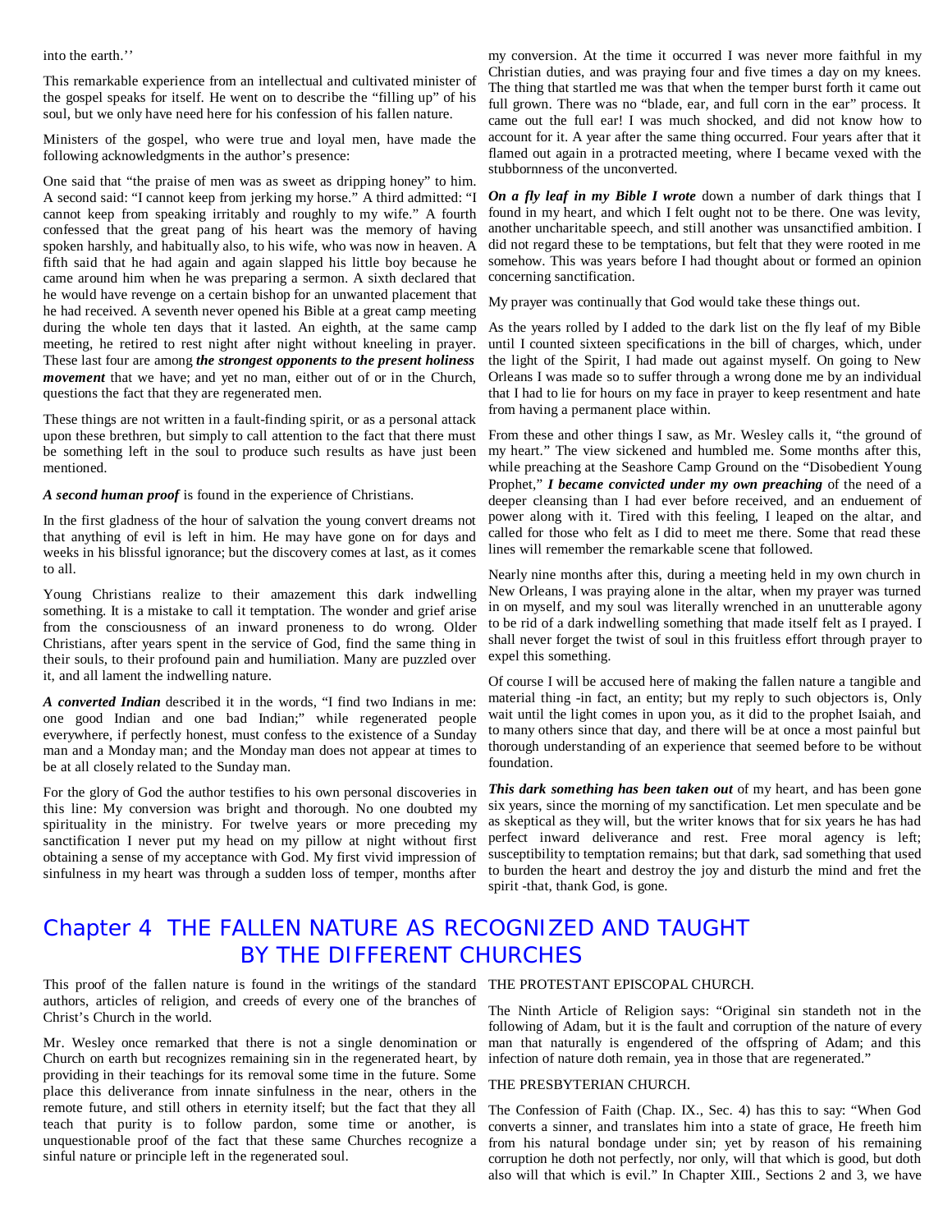into the earth.''

This remarkable experience from an intellectual and cultivated minister of the gospel speaks for itself. He went on to describe the "filling up" of his soul, but we only have need here for his confession of his fallen nature.

Ministers of the gospel, who were true and loyal men, have made the following acknowledgments in the author's presence:

One said that "the praise of men was as sweet as dripping honey" to him. A second said: "I cannot keep from jerking my horse." A third admitted: "I cannot keep from speaking irritably and roughly to my wife." A fourth confessed that the great pang of his heart was the memory of having spoken harshly, and habitually also, to his wife, who was now in heaven. A fifth said that he had again and again slapped his little boy because he came around him when he was preparing a sermon. A sixth declared that he would have revenge on a certain bishop for an unwanted placement that he had received. A seventh never opened his Bible at a great camp meeting during the whole ten days that it lasted. An eighth, at the same camp meeting, he retired to rest night after night without kneeling in prayer. These last four are among ***the strongest opponents to the present holiness movement*** that we have; and yet no man, either out of or in the Church, questions the fact that they are regenerated men.

These things are not written in a fault-finding spirit, or as a personal attack upon these brethren, but simply to call attention to the fact that there must be something left in the soul to produce such results as have just been mentioned.

***A second human proof*** is found in the experience of Christians.

In the first gladness of the hour of salvation the young convert dreams not that anything of evil is left in him. He may have gone on for days and weeks in his blissful ignorance; but the discovery comes at last, as it comes to all.

Young Christians realize to their amazement this dark indwelling something. It is a mistake to call it temptation. The wonder and grief arise from the consciousness of an inward proneness to do wrong. Older Christians, after years spent in the service of God, find the same thing in their souls, to their profound pain and humiliation. Many are puzzled over it, and all lament the indwelling nature.

***A converted Indian*** described it in the words, "I find two Indians in me: one good Indian and one bad Indian;" while regenerated people everywhere, if perfectly honest, must confess to the existence of a Sunday man and a Monday man; and the Monday man does not appear at times to be at all closely related to the Sunday man.

For the glory of God the author testifies to his own personal discoveries in this line: My conversion was bright and thorough. No one doubted my spirituality in the ministry. For twelve years or more preceding my sanctification I never put my head on my pillow at night without first obtaining a sense of my acceptance with God. My first vivid impression of sinfulness in my heart was through a sudden loss of temper, months after my conversion. At the time it occurred I was never more faithful in my Christian duties, and was praying four and five times a day on my knees. The thing that startled me was that when the temper burst forth it came out full grown. There was no "blade, ear, and full corn in the ear" process. It came out the full ear! I was much shocked, and did not know how to account for it. A year after the same thing occurred. Four years after that it flamed out again in a protracted meeting, where I became vexed with the stubbornness of the unconverted.

***On a fly leaf in my Bible I wrote*** down a number of dark things that I found in my heart, and which I felt ought not to be there. One was levity, another uncharitable speech, and still another was unsanctified ambition. I did not regard these to be temptations, but felt that they were rooted in me somehow. This was years before I had thought about or formed an opinion concerning sanctification.

My prayer was continually that God would take these things out.

As the years rolled by I added to the dark list on the fly leaf of my Bible until I counted sixteen specifications in the bill of charges, which, under the light of the Spirit, I had made out against myself. On going to New Orleans I was made so to suffer through a wrong done me by an individual that I had to lie for hours on my face in prayer to keep resentment and hate from having a permanent place within.

From these and other things I saw, as Mr. Wesley calls it, "the ground of my heart." The view sickened and humbled me. Some months after this, while preaching at the Seashore Camp Ground on the "Disobedient Young Prophet," ***I became convicted under my own preaching*** of the need of a deeper cleansing than I had ever before received, and an enduement of power along with it. Tired with this feeling, I leaped on the altar, and called for those who felt as I did to meet me there. Some that read these lines will remember the remarkable scene that followed.

Nearly nine months after this, during a meeting held in my own church in New Orleans, I was praying alone in the altar, when my prayer was turned in on myself, and my soul was literally wrenched in an unutterable agony to be rid of a dark indwelling something that made itself felt as I prayed. I shall never forget the twist of soul in this fruitless effort through prayer to expel this something.

Of course I will be accused here of making the fallen nature a tangible and material thing -in fact, an entity; but my reply to such objectors is, Only wait until the light comes in upon you, as it did to the prophet Isaiah, and to many others since that day, and there will be at once a most painful but thorough understanding of an experience that seemed before to be without foundation.

***This dark something has been taken out*** of my heart, and has been gone six years, since the morning of my sanctification. Let men speculate and be as skeptical as they will, but the writer knows that for six years he has had perfect inward deliverance and rest. Free moral agency is left; susceptibility to temptation remains; but that dark, sad something that used to burden the heart and destroy the joy and disturb the mind and fret the spirit -that, thank God, is gone.

# Chapter 4 THE FALLEN NATURE AS RECOGNIZED AND TAUGHT BY THE DIFFERENT CHURCHES

This proof of the fallen nature is found in the writings of the standard authors, articles of religion, and creeds of every one of the branches of Christ's Church in the world.

Mr. Wesley once remarked that there is not a single denomination or Church on earth but recognizes remaining sin in the regenerated heart, by providing in their teachings for its removal some time in the future. Some place this deliverance from innate sinfulness in the near, others in the remote future, and still others in eternity itself; but the fact that they all teach that purity is to follow pardon, some time or another, is unquestionable proof of the fact that these same Churches recognize a sinful nature or principle left in the regenerated soul.

THE PROTESTANT EPISCOPAL CHURCH.

The Ninth Article of Religion says: "Original sin standeth not in the following of Adam, but it is the fault and corruption of the nature of every man that naturally is engendered of the offspring of Adam; and this infection of nature doth remain, yea in those that are regenerated."

THE PRESBYTERIAN CHURCH.

The Confession of Faith (Chap. IX., Sec. 4) has this to say: "When God converts a sinner, and translates him into a state of grace, He freeth him from his natural bondage under sin; yet by reason of his remaining corruption he doth not perfectly, nor only, will that which is good, but doth also will that which is evil." In Chapter XIII., Sections 2 and 3, we have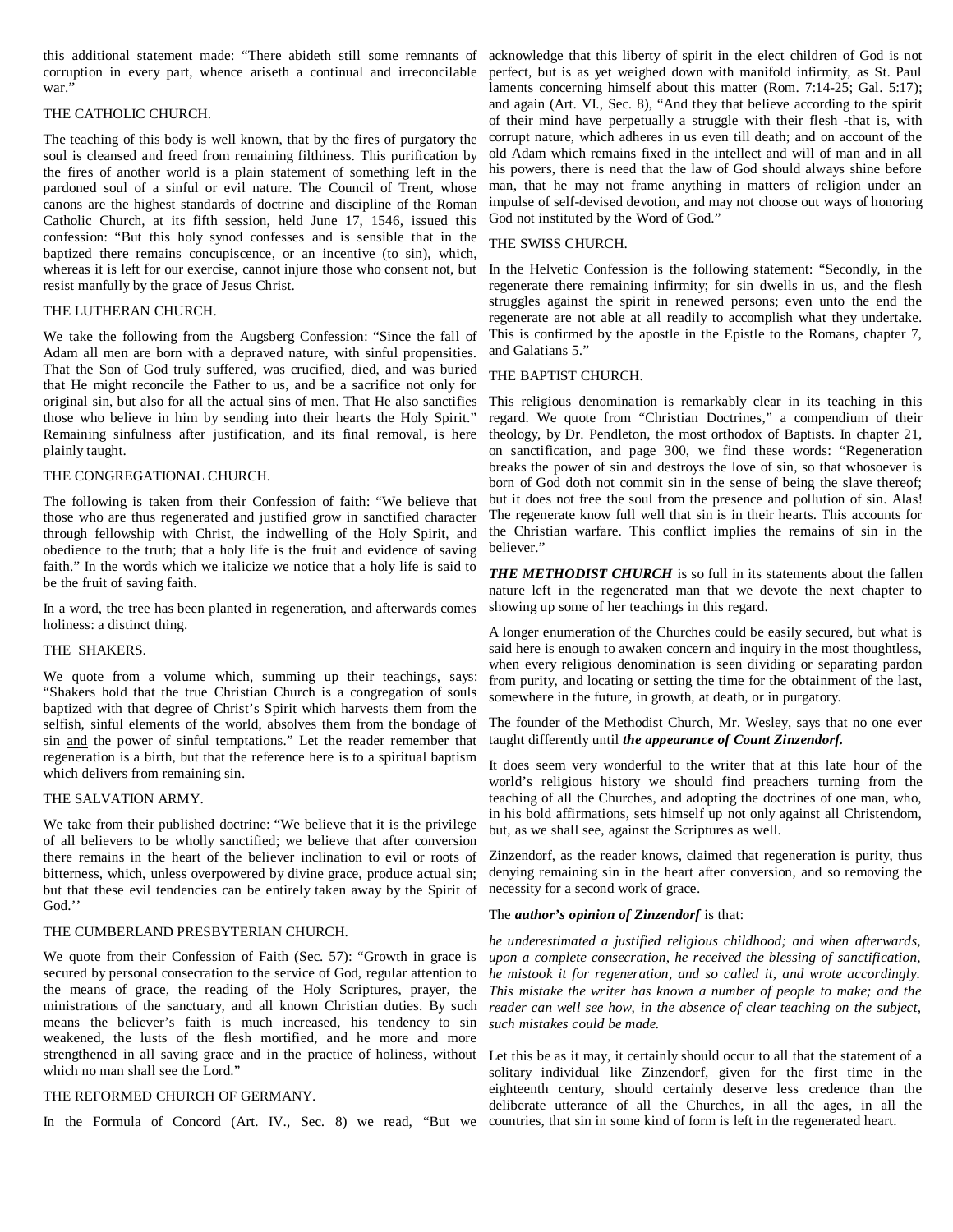this additional statement made: "There abideth still some remnants of corruption in every part, whence ariseth a continual and irreconcilable war."

THE CATHOLIC CHURCH.

The teaching of this body is well known, that by the fires of purgatory the soul is cleansed and freed from remaining filthiness. This purification by the fires of another world is a plain statement of something left in the pardoned soul of a sinful or evil nature. The Council of Trent, whose canons are the highest standards of doctrine and discipline of the Roman Catholic Church, at its fifth session, held June 17, 1546, issued this confession: "But this holy synod confesses and is sensible that in the baptized there remains concupiscence, or an incentive (to sin), which, whereas it is left for our exercise, cannot injure those who consent not, but resist manfully by the grace of Jesus Christ.

THE LUTHERAN CHURCH.

We take the following from the Augsberg Confession: "Since the fall of Adam all men are born with a depraved nature, with sinful propensities. That the Son of God truly suffered, was crucified, died, and was buried that He might reconcile the Father to us, and be a sacrifice not only for original sin, but also for all the actual sins of men. That He also sanctifies those who believe in him by sending into their hearts the Holy Spirit." Remaining sinfulness after justification, and its final removal, is here plainly taught.

THE CONGREGATIONAL CHURCH.

The following is taken from their Confession of faith: "We believe that those who are thus regenerated and justified grow in sanctified character through fellowship with Christ, the indwelling of the Holy Spirit, and obedience to the truth; that a holy life is the fruit and evidence of saving faith." In the words which we italicize we notice that a holy life is said to be the fruit of saving faith.

In a word, the tree has been planted in regeneration, and afterwards comes holiness: a distinct thing.

THE SHAKERS.

We quote from a volume which, summing up their teachings, says: "Shakers hold that the true Christian Church is a congregation of souls baptized with that degree of Christ's Spirit which harvests them from the selfish, sinful elements of the world, absolves them from the bondage of sin <u>and</u> the power of sinful temptations." Let the reader remember that regeneration is a birth, but that the reference here is to a spiritual baptism which delivers from remaining sin.

THE SALVATION ARMY.

We take from their published doctrine: "We believe that it is the privilege of all believers to be wholly sanctified; we believe that after conversion there remains in the heart of the believer inclination to evil or roots of bitterness, which, unless overpowered by divine grace, produce actual sin; but that these evil tendencies can be entirely taken away by the Spirit of God.''

THE CUMBERLAND PRESBYTERIAN CHURCH.

We quote from their Confession of Faith (Sec. 57): "Growth in grace is secured by personal consecration to the service of God, regular attention to the means of grace, the reading of the Holy Scriptures, prayer, the ministrations of the sanctuary, and all known Christian duties. By such means the believer's faith is much increased, his tendency to sin weakened, the lusts of the flesh mortified, and he more and more strengthened in all saving grace and in the practice of holiness, without which no man shall see the Lord."

THE REFORMED CHURCH OF GERMANY.

In the Formula of Concord (Art. IV., Sec. 8) we read, "But we acknowledge that this liberty of spirit in the elect children of God is not perfect, but is as yet weighed down with manifold infirmity, as St. Paul laments concerning himself about this matter (Rom. 7:14-25; Gal. 5:17); and again (Art. VI., Sec. 8), "And they that believe according to the spirit of their mind have perpetually a struggle with their flesh -that is, with corrupt nature, which adheres in us even till death; and on account of the old Adam which remains fixed in the intellect and will of man and in all his powers, there is need that the law of God should always shine before man, that he may not frame anything in matters of religion under an impulse of self-devised devotion, and may not choose out ways of honoring God not instituted by the Word of God."

THE SWISS CHURCH.

In the Helvetic Confession is the following statement: "Secondly, in the regenerate there remaining infirmity; for sin dwells in us, and the flesh struggles against the spirit in renewed persons; even unto the end the regenerate are not able at all readily to accomplish what they undertake. This is confirmed by the apostle in the Epistle to the Romans, chapter 7, and Galatians 5."

THE BAPTIST CHURCH.

This religious denomination is remarkably clear in its teaching in this regard. We quote from "Christian Doctrines," a compendium of their theology, by Dr. Pendleton, the most orthodox of Baptists. In chapter 21, on sanctification, and page 300, we find these words: "Regeneration breaks the power of sin and destroys the love of sin, so that whosoever is born of God doth not commit sin in the sense of being the slave thereof; but it does not free the soul from the presence and pollution of sin. Alas! The regenerate know full well that sin is in their hearts. This accounts for the Christian warfare. This conflict implies the remains of sin in the believer."

***THE METHODIST CHURCH*** is so full in its statements about the fallen nature left in the regenerated man that we devote the next chapter to showing up some of her teachings in this regard.

A longer enumeration of the Churches could be easily secured, but what is said here is enough to awaken concern and inquiry in the most thoughtless, when every religious denomination is seen dividing or separating pardon from purity, and locating or setting the time for the obtainment of the last, somewhere in the future, in growth, at death, or in purgatory.

The founder of the Methodist Church, Mr. Wesley, says that no one ever taught differently until ***the appearance of Count Zinzendorf.***

It does seem very wonderful to the writer that at this late hour of the world's religious history we should find preachers turning from the teaching of all the Churches, and adopting the doctrines of one man, who, in his bold affirmations, sets himself up not only against all Christendom, but, as we shall see, against the Scriptures as well.

Zinzendorf, as the reader knows, claimed that regeneration is purity, thus denying remaining sin in the heart after conversion, and so removing the necessity for a second work of grace.

The ***author's opinion of Zinzendorf*** is that:

*he underestimated a justified religious childhood; and when afterwards, upon a complete consecration, he received the blessing of sanctification, he mistook it for regeneration, and so called it, and wrote accordingly. This mistake the writer has known a number of people to make; and the reader can well see how, in the absence of clear teaching on the subject, such mistakes could be made.*

Let this be as it may, it certainly should occur to all that the statement of a solitary individual like Zinzendorf, given for the first time in the eighteenth century, should certainly deserve less credence than the deliberate utterance of all the Churches, in all the ages, in all the countries, that sin in some kind of form is left in the regenerated heart.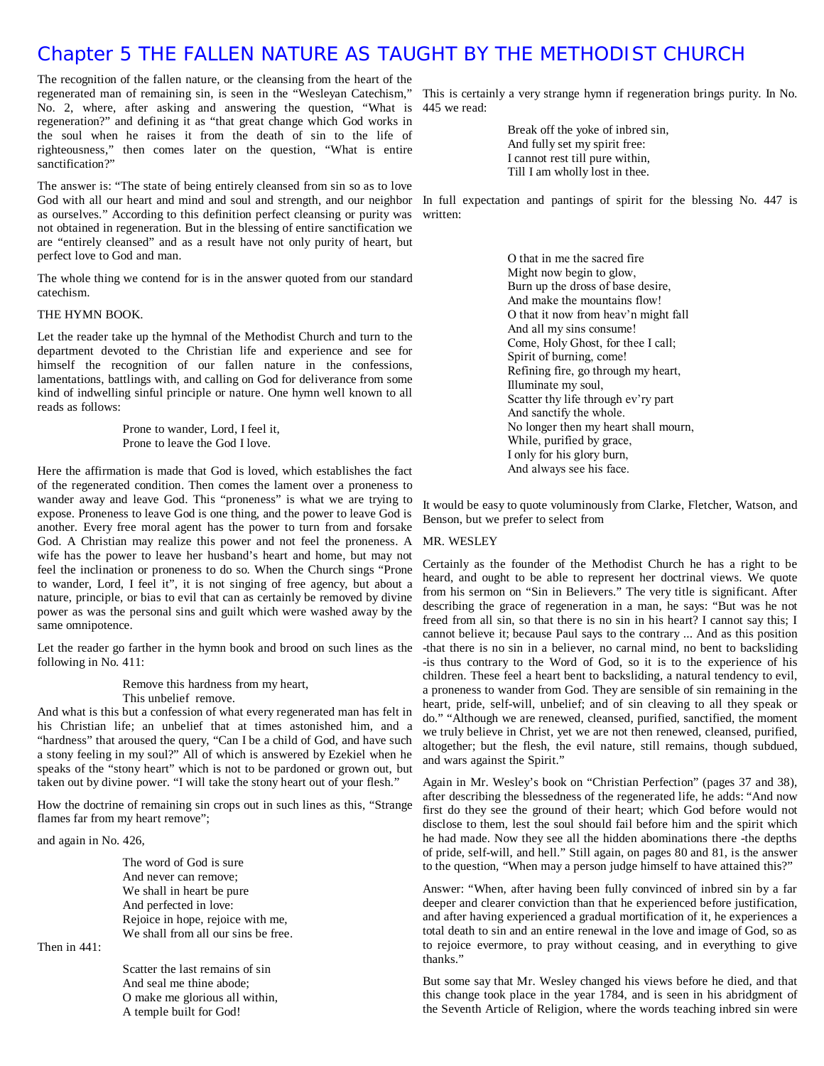# Chapter 5 THE FALLEN NATURE AS TAUGHT BY THE METHODIST CHURCH

The recognition of the fallen nature, or the cleansing from the heart of the regenerated man of remaining sin, is seen in the "Wesleyan Catechism," No. 2, where, after asking and answering the question, "What is regeneration?" and defining it as "that great change which God works in the soul when he raises it from the death of sin to the life of righteousness," then comes later on the question, "What is entire sanctification?"

The answer is: "The state of being entirely cleansed from sin so as to love God with all our heart and mind and soul and strength, and our neighbor as ourselves." According to this definition perfect cleansing or purity was not obtained in regeneration. But in the blessing of entire sanctification we are "entirely cleansed" and as a result have not only purity of heart, but perfect love to God and man.

The whole thing we contend for is in the answer quoted from our standard catechism.

THE HYMN BOOK.

Let the reader take up the hymnal of the Methodist Church and turn to the department devoted to the Christian life and experience and see for himself the recognition of our fallen nature in the confessions, lamentations, battlings with, and calling on God for deliverance from some kind of indwelling sinful principle or nature. One hymn well known to all reads as follows:

> Prone to wander, Lord, I feel it,
> Prone to leave the God I love.

Here the affirmation is made that God is loved, which establishes the fact of the regenerated condition. Then comes the lament over a proneness to wander away and leave God. This "proneness" is what we are trying to expose. Proneness to leave God is one thing, and the power to leave God is another. Every free moral agent has the power to turn from and forsake God. A Christian may realize this power and not feel the proneness. A wife has the power to leave her husband's heart and home, but may not feel the inclination or proneness to do so. When the Church sings "Prone to wander, Lord, I feel it", it is not singing of free agency, but about a nature, principle, or bias to evil that can as certainly be removed by divine power as was the personal sins and guilt which were washed away by the same omnipotence.

Let the reader go farther in the hymn book and brood on such lines as the following in No. 411:

> Remove this hardness from my heart,
> This unbelief remove.

And what is this but a confession of what every regenerated man has felt in his Christian life; an unbelief that at times astonished him, and a "hardness" that aroused the query, "Can I be a child of God, and have such a stony feeling in my soul?" All of which is answered by Ezekiel when he speaks of the "stony heart" which is not to be pardoned or grown out, but taken out by divine power. "I will take the stony heart out of your flesh."

How the doctrine of remaining sin crops out in such lines as this, "Strange flames far from my heart remove";

and again in No. 426,

> The word of God is sure
> And never can remove;
> We shall in heart be pure
> And perfected in love:
> Rejoice in hope, rejoice with me,
> We shall from all our sins be free.

Then in 441:

> Scatter the last remains of sin
> And seal me thine abode;
> O make me glorious all within,
> A temple built for God!

This is certainly a very strange hymn if regeneration brings purity. In No. 445 we read:

> Break off the yoke of inbred sin,
> And fully set my spirit free:
> I cannot rest till pure within,
> Till I am wholly lost in thee.

In full expectation and pantings of spirit for the blessing No. 447 is written:

> O that in me the sacred fire
> Might now begin to glow,
> Burn up the dross of base desire,
> And make the mountains flow!
> O that it now from heav'n might fall
> And all my sins consume!
> Come, Holy Ghost, for thee I call;
> Spirit of burning, come!
> Refining fire, go through my heart,
> Illuminate my soul,
> Scatter thy life through ev'ry part
> And sanctify the whole.
> No longer then my heart shall mourn,
> While, purified by grace,
> I only for his glory burn,
> And always see his face.

It would be easy to quote voluminously from Clarke, Fletcher, Watson, and Benson, but we prefer to select from

MR. WESLEY

Certainly as the founder of the Methodist Church he has a right to be heard, and ought to be able to represent her doctrinal views. We quote from his sermon on "Sin in Believers." The very title is significant. After describing the grace of regeneration in a man, he says: "But was he not freed from all sin, so that there is no sin in his heart? I cannot say this; I cannot believe it; because Paul says to the contrary ... And as this position -that there is no sin in a believer, no carnal mind, no bent to backsliding -is thus contrary to the Word of God, so it is to the experience of his children. These feel a heart bent to backsliding, a natural tendency to evil, a proneness to wander from God. They are sensible of sin remaining in the heart, pride, self-will, unbelief; and of sin cleaving to all they speak or do." "Although we are renewed, cleansed, purified, sanctified, the moment we truly believe in Christ, yet we are not then renewed, cleansed, purified, altogether; but the flesh, the evil nature, still remains, though subdued, and wars against the Spirit."

Again in Mr. Wesley's book on "Christian Perfection" (pages 37 and 38), after describing the blessedness of the regenerated life, he adds: "And now first do they see the ground of their heart; which God before would not disclose to them, lest the soul should fail before him and the spirit which he had made. Now they see all the hidden abominations there -the depths of pride, self-will, and hell." Still again, on pages 80 and 81, is the answer to the question, "When may a person judge himself to have attained this?"

Answer: "When, after having been fully convinced of inbred sin by a far deeper and clearer conviction than that he experienced before justification, and after having experienced a gradual mortification of it, he experiences a total death to sin and an entire renewal in the love and image of God, so as to rejoice evermore, to pray without ceasing, and in everything to give thanks."

But some say that Mr. Wesley changed his views before he died, and that this change took place in the year 1784, and is seen in his abridgment of the Seventh Article of Religion, where the words teaching inbred sin were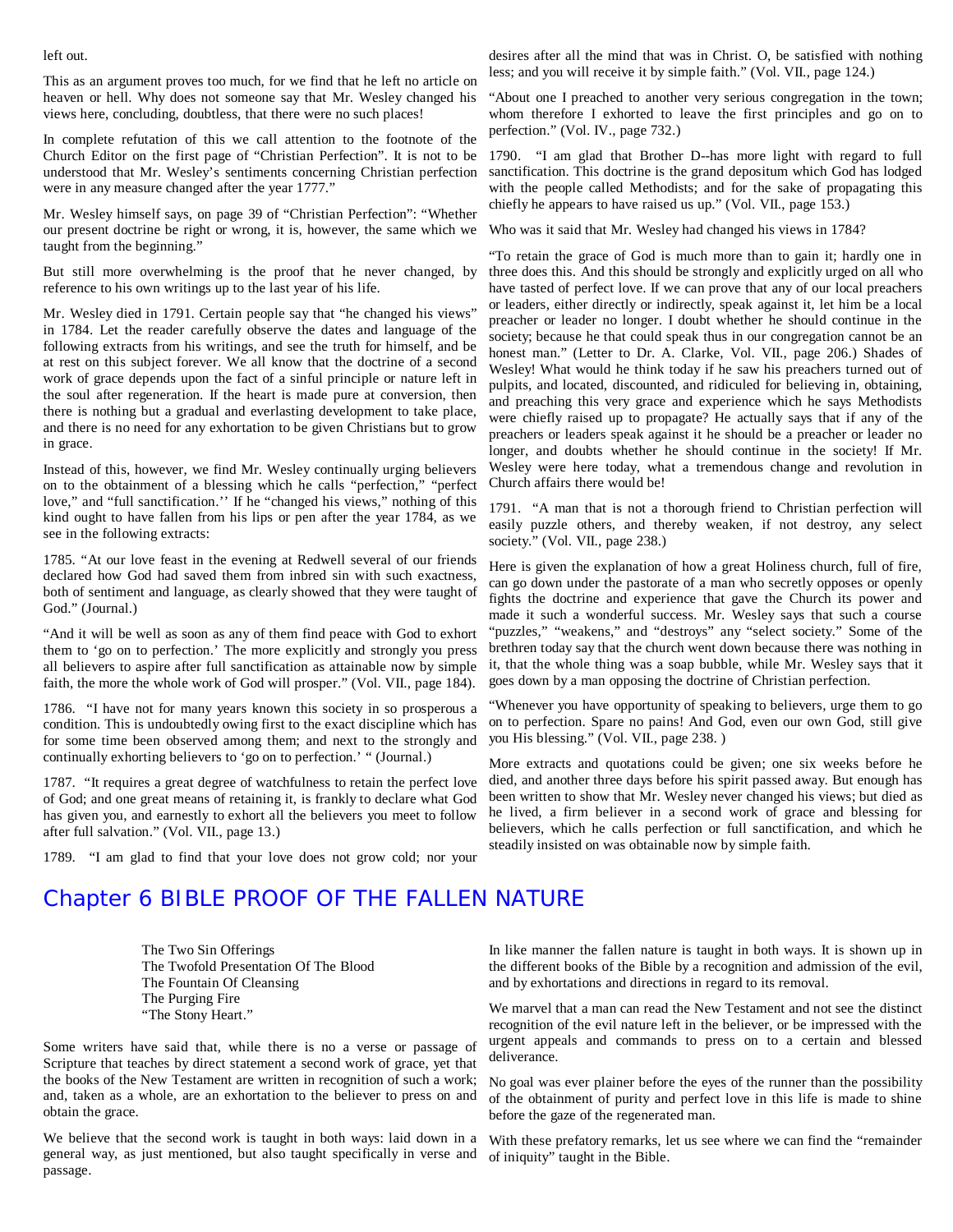left out.

This as an argument proves too much, for we find that he left no article on heaven or hell. Why does not someone say that Mr. Wesley changed his views here, concluding, doubtless, that there were no such places!

In complete refutation of this we call attention to the footnote of the Church Editor on the first page of "Christian Perfection". It is not to be understood that Mr. Wesley's sentiments concerning Christian perfection were in any measure changed after the year 1777."

Mr. Wesley himself says, on page 39 of "Christian Perfection": "Whether our present doctrine be right or wrong, it is, however, the same which we taught from the beginning."

But still more overwhelming is the proof that he never changed, by reference to his own writings up to the last year of his life.

Mr. Wesley died in 1791. Certain people say that "he changed his views" in 1784. Let the reader carefully observe the dates and language of the following extracts from his writings, and see the truth for himself, and be at rest on this subject forever. We all know that the doctrine of a second work of grace depends upon the fact of a sinful principle or nature left in the soul after regeneration. If the heart is made pure at conversion, then there is nothing but a gradual and everlasting development to take place, and there is no need for any exhortation to be given Christians but to grow in grace.

Instead of this, however, we find Mr. Wesley continually urging believers on to the obtainment of a blessing which he calls "perfection," "perfect love," and "full sanctification.'' If he "changed his views," nothing of this kind ought to have fallen from his lips or pen after the year 1784, as we see in the following extracts:

1785. "At our love feast in the evening at Redwell several of our friends declared how God had saved them from inbred sin with such exactness, both of sentiment and language, as clearly showed that they were taught of God." (Journal.)

"And it will be well as soon as any of them find peace with God to exhort them to 'go on to perfection.' The more explicitly and strongly you press all believers to aspire after full sanctification as attainable now by simple faith, the more the whole work of God will prosper." (Vol. VII., page 184).

1786. "I have not for many years known this society in so prosperous a condition. This is undoubtedly owing first to the exact discipline which has for some time been observed among them; and next to the strongly and continually exhorting believers to 'go on to perfection.' " (Journal.)

1787. "It requires a great degree of watchfulness to retain the perfect love of God; and one great means of retaining it, is frankly to declare what God has given you, and earnestly to exhort all the believers you meet to follow after full salvation." (Vol. VII., page 13.)

1789. "I am glad to find that your love does not grow cold; nor your desires after all the mind that was in Christ. O, be satisfied with nothing less; and you will receive it by simple faith." (Vol. VII., page 124.)

"About one I preached to another very serious congregation in the town; whom therefore I exhorted to leave the first principles and go on to perfection." (Vol. IV., page 732.)

1790. "I am glad that Brother D--has more light with regard to full sanctification. This doctrine is the grand depositum which God has lodged with the people called Methodists; and for the sake of propagating this chiefly he appears to have raised us up." (Vol. VII., page 153.)

Who was it said that Mr. Wesley had changed his views in 1784?

"To retain the grace of God is much more than to gain it; hardly one in three does this. And this should be strongly and explicitly urged on all who have tasted of perfect love. If we can prove that any of our local preachers or leaders, either directly or indirectly, speak against it, let him be a local preacher or leader no longer. I doubt whether he should continue in the society; because he that could speak thus in our congregation cannot be an honest man." (Letter to Dr. A. Clarke, Vol. VII., page 206.) Shades of Wesley! What would he think today if he saw his preachers turned out of pulpits, and located, discounted, and ridiculed for believing in, obtaining, and preaching this very grace and experience which he says Methodists were chiefly raised up to propagate? He actually says that if any of the preachers or leaders speak against it he should be a preacher or leader no longer, and doubts whether he should continue in the society! If Mr. Wesley were here today, what a tremendous change and revolution in Church affairs there would be!

1791. "A man that is not a thorough friend to Christian perfection will easily puzzle others, and thereby weaken, if not destroy, any select society." (Vol. VII., page 238.)

Here is given the explanation of how a great Holiness church, full of fire, can go down under the pastorate of a man who secretly opposes or openly fights the doctrine and experience that gave the Church its power and made it such a wonderful success. Mr. Wesley says that such a course "puzzles," "weakens," and "destroys" any "select society." Some of the brethren today say that the church went down because there was nothing in it, that the whole thing was a soap bubble, while Mr. Wesley says that it goes down by a man opposing the doctrine of Christian perfection.

"Whenever you have opportunity of speaking to believers, urge them to go on to perfection. Spare no pains! And God, even our own God, still give you His blessing." (Vol. VII., page 238. )

More extracts and quotations could be given; one six weeks before he died, and another three days before his spirit passed away. But enough has been written to show that Mr. Wesley never changed his views; but died as he lived, a firm believer in a second work of grace and blessing for believers, which he calls perfection or full sanctification, and which he steadily insisted on was obtainable now by simple faith.

# Chapter 6 BIBLE PROOF OF THE FALLEN NATURE

The Two Sin Offerings
The Twofold Presentation Of The Blood
The Fountain Of Cleansing
The Purging Fire
"The Stony Heart."

Some writers have said that, while there is no a verse or passage of Scripture that teaches by direct statement a second work of grace, yet that the books of the New Testament are written in recognition of such a work; and, taken as a whole, are an exhortation to the believer to press on and obtain the grace.

We believe that the second work is taught in both ways: laid down in a general way, as just mentioned, but also taught specifically in verse and passage.

In like manner the fallen nature is taught in both ways. It is shown up in the different books of the Bible by a recognition and admission of the evil, and by exhortations and directions in regard to its removal.

We marvel that a man can read the New Testament and not see the distinct recognition of the evil nature left in the believer, or be impressed with the urgent appeals and commands to press on to a certain and blessed deliverance.

No goal was ever plainer before the eyes of the runner than the possibility of the obtainment of purity and perfect love in this life is made to shine before the gaze of the regenerated man.

With these prefatory remarks, let us see where we can find the "remainder of iniquity" taught in the Bible.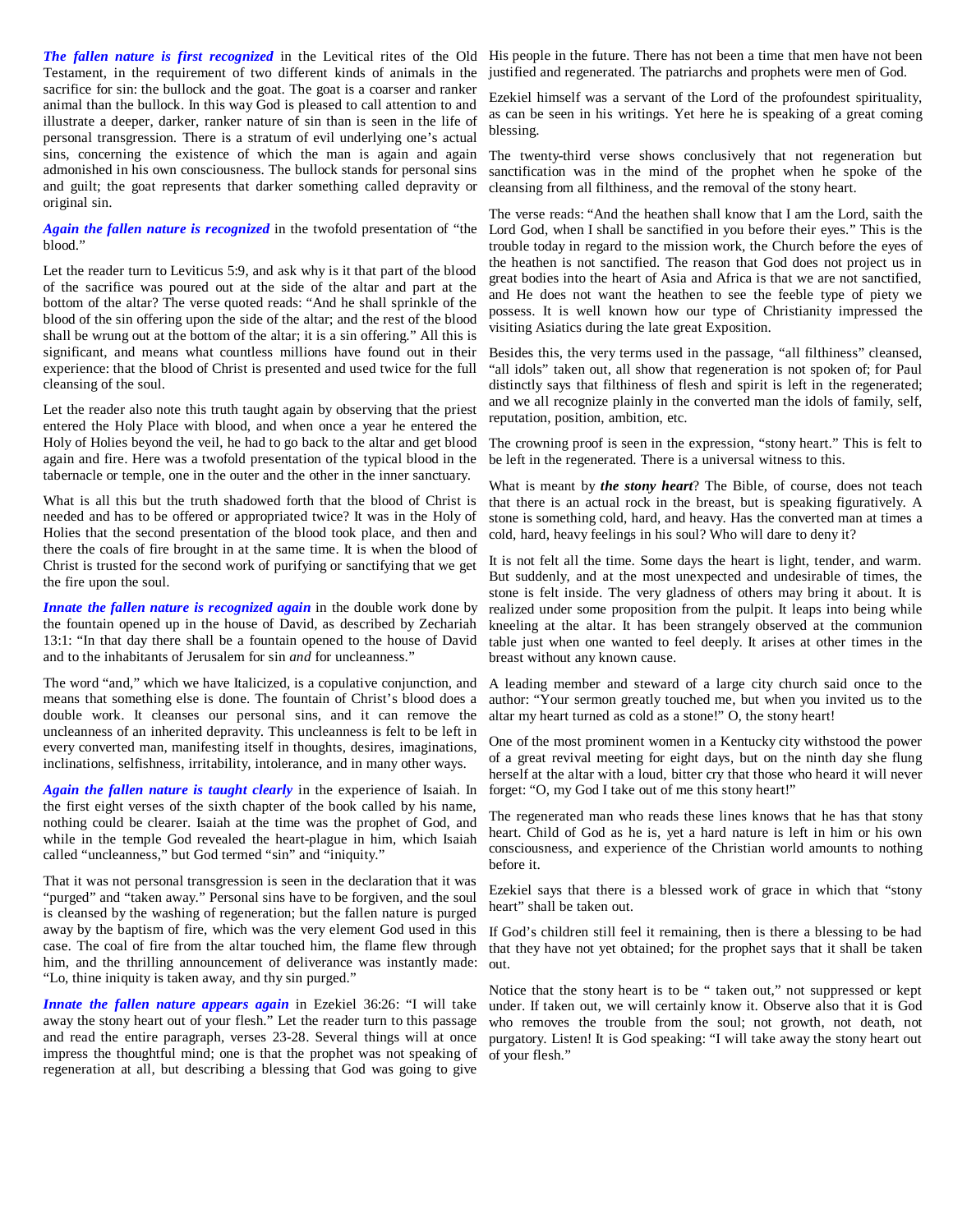***The fallen nature is first recognized*** in the Levitical rites of the Old Testament, in the requirement of two different kinds of animals in the sacrifice for sin: the bullock and the goat. The goat is a coarser and ranker animal than the bullock. In this way God is pleased to call attention to and illustrate a deeper, darker, ranker nature of sin than is seen in the life of personal transgression. There is a stratum of evil underlying one's actual sins, concerning the existence of which the man is again and again admonished in his own consciousness. The bullock stands for personal sins and guilt; the goat represents that darker something called depravity or original sin.

***Again the fallen nature is recognized*** in the twofold presentation of "the blood."

Let the reader turn to Leviticus 5:9, and ask why is it that part of the blood of the sacrifice was poured out at the side of the altar and part at the bottom of the altar? The verse quoted reads: "And he shall sprinkle of the blood of the sin offering upon the side of the altar; and the rest of the blood shall be wrung out at the bottom of the altar; it is a sin offering." All this is significant, and means what countless millions have found out in their experience: that the blood of Christ is presented and used twice for the full cleansing of the soul.

Let the reader also note this truth taught again by observing that the priest entered the Holy Place with blood, and when once a year he entered the Holy of Holies beyond the veil, he had to go back to the altar and get blood again and fire. Here was a twofold presentation of the typical blood in the tabernacle or temple, one in the outer and the other in the inner sanctuary.

What is all this but the truth shadowed forth that the blood of Christ is needed and has to be offered or appropriated twice? It was in the Holy of Holies that the second presentation of the blood took place, and then and there the coals of fire brought in at the same time. It is when the blood of Christ is trusted for the second work of purifying or sanctifying that we get the fire upon the soul.

***Innate the fallen nature is recognized again*** in the double work done by the fountain opened up in the house of David, as described by Zechariah 13:1: "In that day there shall be a fountain opened to the house of David and to the inhabitants of Jerusalem for sin *and* for uncleanness."

The word "and," which we have Italicized, is a copulative conjunction, and means that something else is done. The fountain of Christ's blood does a double work. It cleanses our personal sins, and it can remove the uncleanness of an inherited depravity. This uncleanness is felt to be left in every converted man, manifesting itself in thoughts, desires, imaginations, inclinations, selfishness, irritability, intolerance, and in many other ways.

***Again the fallen nature is taught clearly*** in the experience of Isaiah. In the first eight verses of the sixth chapter of the book called by his name, nothing could be clearer. Isaiah at the time was the prophet of God, and while in the temple God revealed the heart-plague in him, which Isaiah called "uncleanness," but God termed "sin" and "iniquity."

That it was not personal transgression is seen in the declaration that it was "purged" and "taken away." Personal sins have to be forgiven, and the soul is cleansed by the washing of regeneration; but the fallen nature is purged away by the baptism of fire, which was the very element God used in this case. The coal of fire from the altar touched him, the flame flew through him, and the thrilling announcement of deliverance was instantly made: "Lo, thine iniquity is taken away, and thy sin purged."

***Innate the fallen nature appears again*** in Ezekiel 36:26: "I will take away the stony heart out of your flesh." Let the reader turn to this passage and read the entire paragraph, verses 23-28. Several things will at once impress the thoughtful mind; one is that the prophet was not speaking of regeneration at all, but describing a blessing that God was going to give His people in the future. There has not been a time that men have not been justified and regenerated. The patriarchs and prophets were men of God.

Ezekiel himself was a servant of the Lord of the profoundest spirituality, as can be seen in his writings. Yet here he is speaking of a great coming blessing.

The twenty-third verse shows conclusively that not regeneration but sanctification was in the mind of the prophet when he spoke of the cleansing from all filthiness, and the removal of the stony heart.

The verse reads: "And the heathen shall know that I am the Lord, saith the Lord God, when I shall be sanctified in you before their eyes." This is the trouble today in regard to the mission work, the Church before the eyes of the heathen is not sanctified. The reason that God does not project us in great bodies into the heart of Asia and Africa is that we are not sanctified, and He does not want the heathen to see the feeble type of piety we possess. It is well known how our type of Christianity impressed the visiting Asiatics during the late great Exposition.

Besides this, the very terms used in the passage, "all filthiness" cleansed, "all idols" taken out, all show that regeneration is not spoken of; for Paul distinctly says that filthiness of flesh and spirit is left in the regenerated; and we all recognize plainly in the converted man the idols of family, self, reputation, position, ambition, etc.

The crowning proof is seen in the expression, "stony heart." This is felt to be left in the regenerated. There is a universal witness to this.

What is meant by ***the stony heart***? The Bible, of course, does not teach that there is an actual rock in the breast, but is speaking figuratively. A stone is something cold, hard, and heavy. Has the converted man at times a cold, hard, heavy feelings in his soul? Who will dare to deny it?

It is not felt all the time. Some days the heart is light, tender, and warm. But suddenly, and at the most unexpected and undesirable of times, the stone is felt inside. The very gladness of others may bring it about. It is realized under some proposition from the pulpit. It leaps into being while kneeling at the altar. It has been strangely observed at the communion table just when one wanted to feel deeply. It arises at other times in the breast without any known cause.

A leading member and steward of a large city church said once to the author: "Your sermon greatly touched me, but when you invited us to the altar my heart turned as cold as a stone!" O, the stony heart!

One of the most prominent women in a Kentucky city withstood the power of a great revival meeting for eight days, but on the ninth day she flung herself at the altar with a loud, bitter cry that those who heard it will never forget: "O, my God I take out of me this stony heart!"

The regenerated man who reads these lines knows that he has that stony heart. Child of God as he is, yet a hard nature is left in him or his own consciousness, and experience of the Christian world amounts to nothing before it.

Ezekiel says that there is a blessed work of grace in which that "stony heart" shall be taken out.

If God's children still feel it remaining, then is there a blessing to be had that they have not yet obtained; for the prophet says that it shall be taken out.

Notice that the stony heart is to be " taken out," not suppressed or kept under. If taken out, we will certainly know it. Observe also that it is God who removes the trouble from the soul; not growth, not death, not purgatory. Listen! It is God speaking: "I will take away the stony heart out of your flesh."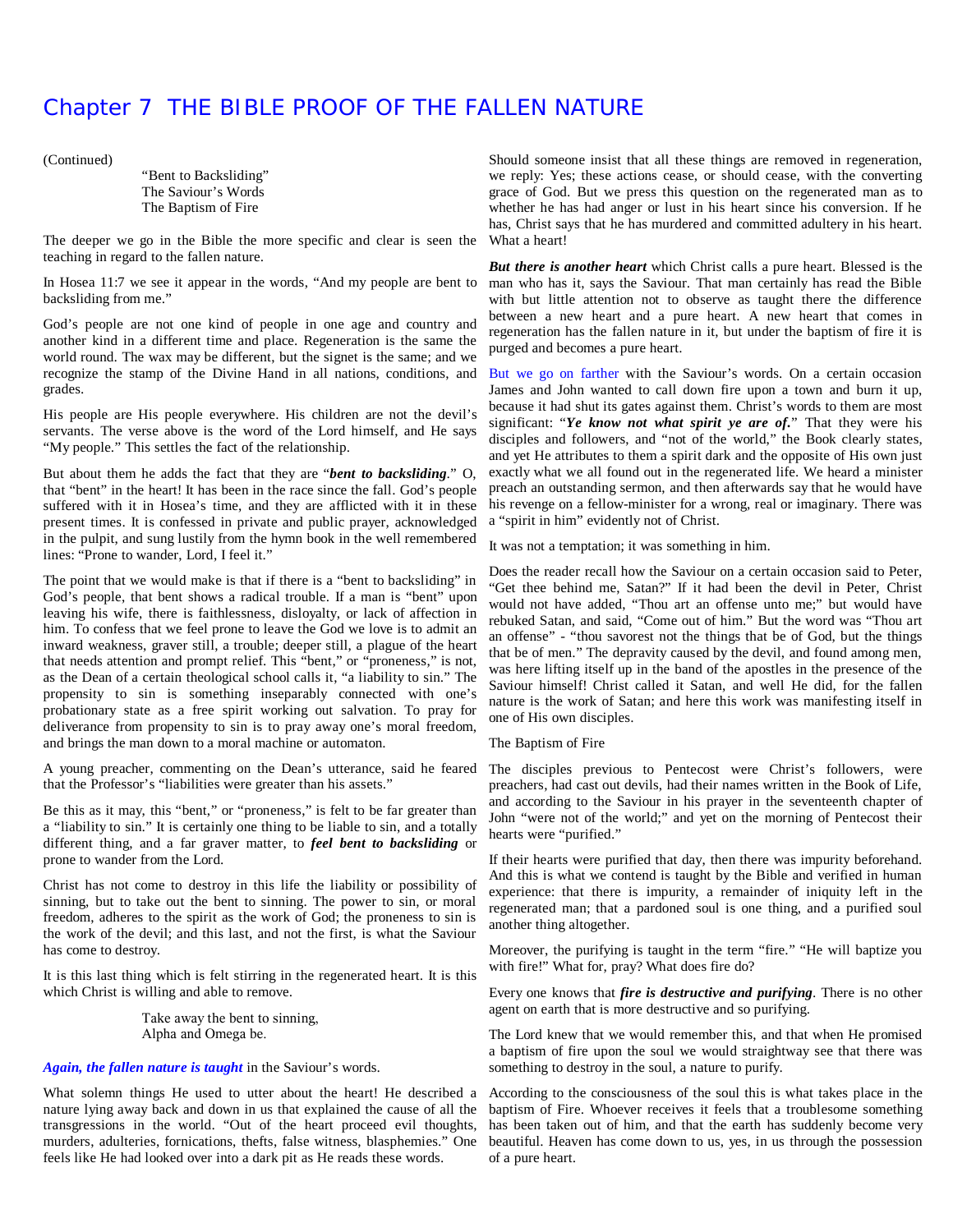# Chapter 7 THE BIBLE PROOF OF THE FALLEN NATURE

(Continued)

"Bent to Backsliding"
The Saviour's Words
The Baptism of Fire

The deeper we go in the Bible the more specific and clear is seen the teaching in regard to the fallen nature.

In Hosea 11:7 we see it appear in the words, "And my people are bent to backsliding from me."

God's people are not one kind of people in one age and country and another kind in a different time and place. Regeneration is the same the world round. The wax may be different, but the signet is the same; and we recognize the stamp of the Divine Hand in all nations, conditions, and grades.

His people are His people everywhere. His children are not the devil's servants. The verse above is the word of the Lord himself, and He says "My people." This settles the fact of the relationship.

But about them he adds the fact that they are "***bent to backsliding***." O, that "bent" in the heart! It has been in the race since the fall. God's people suffered with it in Hosea's time, and they are afflicted with it in these present times. It is confessed in private and public prayer, acknowledged in the pulpit, and sung lustily from the hymn book in the well remembered lines: "Prone to wander, Lord, I feel it."

The point that we would make is that if there is a "bent to backsliding" in God's people, that bent shows a radical trouble. If a man is "bent" upon leaving his wife, there is faithlessness, disloyalty, or lack of affection in him. To confess that we feel prone to leave the God we love is to admit an inward weakness, graver still, a trouble; deeper still, a plague of the heart that needs attention and prompt relief. This "bent," or "proneness," is not, as the Dean of a certain theological school calls it, "a liability to sin." The propensity to sin is something inseparably connected with one's probationary state as a free spirit working out salvation. To pray for deliverance from propensity to sin is to pray away one's moral freedom, and brings the man down to a moral machine or automaton.

A young preacher, commenting on the Dean's utterance, said he feared that the Professor's "liabilities were greater than his assets."

Be this as it may, this "bent," or "proneness," is felt to be far greater than a "liability to sin." It is certainly one thing to be liable to sin, and a totally different thing, and a far graver matter, to ***feel bent to backsliding*** or prone to wander from the Lord.

Christ has not come to destroy in this life the liability or possibility of sinning, but to take out the bent to sinning. The power to sin, or moral freedom, adheres to the spirit as the work of God; the proneness to sin is the work of the devil; and this last, and not the first, is what the Saviour has come to destroy.

It is this last thing which is felt stirring in the regenerated heart. It is this which Christ is willing and able to remove.

Take away the bent to sinning,
Alpha and Omega be.

***Again, the fallen nature is taught*** in the Saviour's words.

What solemn things He used to utter about the heart! He described a nature lying away back and down in us that explained the cause of all the transgressions in the world. "Out of the heart proceed evil thoughts, murders, adulteries, fornications, thefts, false witness, blasphemies." One feels like He had looked over into a dark pit as He reads these words.

Should someone insist that all these things are removed in regeneration, we reply: Yes; these actions cease, or should cease, with the converting grace of God. But we press this question on the regenerated man as to whether he has had anger or lust in his heart since his conversion. If he has, Christ says that he has murdered and committed adultery in his heart. What a heart!

***But there is another heart*** which Christ calls a pure heart. Blessed is the man who has it, says the Saviour. That man certainly has read the Bible with but little attention not to observe as taught there the difference between a new heart and a pure heart. A new heart that comes in regeneration has the fallen nature in it, but under the baptism of fire it is purged and becomes a pure heart.

But we go on farther with the Saviour's words. On a certain occasion James and John wanted to call down fire upon a town and burn it up, because it had shut its gates against them. Christ's words to them are most significant: "***Ye know not what spirit ye are of.***" That they were his disciples and followers, and "not of the world," the Book clearly states, and yet He attributes to them a spirit dark and the opposite of His own just exactly what we all found out in the regenerated life. We heard a minister preach an outstanding sermon, and then afterwards say that he would have his revenge on a fellow-minister for a wrong, real or imaginary. There was a "spirit in him" evidently not of Christ.

It was not a temptation; it was something in him.

Does the reader recall how the Saviour on a certain occasion said to Peter, "Get thee behind me, Satan?" If it had been the devil in Peter, Christ would not have added, "Thou art an offense unto me;" but would have rebuked Satan, and said, "Come out of him." But the word was "Thou art an offense" - "thou savorest not the things that be of God, but the things that be of men." The depravity caused by the devil, and found among men, was here lifting itself up in the band of the apostles in the presence of the Saviour himself! Christ called it Satan, and well He did, for the fallen nature is the work of Satan; and here this work was manifesting itself in one of His own disciples.

The Baptism of Fire

The disciples previous to Pentecost were Christ's followers, were preachers, had cast out devils, had their names written in the Book of Life, and according to the Saviour in his prayer in the seventeenth chapter of John "were not of the world;" and yet on the morning of Pentecost their hearts were "purified."

If their hearts were purified that day, then there was impurity beforehand. And this is what we contend is taught by the Bible and verified in human experience: that there is impurity, a remainder of iniquity left in the regenerated man; that a pardoned soul is one thing, and a purified soul another thing altogether.

Moreover, the purifying is taught in the term "fire." "He will baptize you with fire!" What for, pray? What does fire do?

Every one knows that ***fire is destructive and purifying***. There is no other agent on earth that is more destructive and so purifying.

The Lord knew that we would remember this, and that when He promised a baptism of fire upon the soul we would straightway see that there was something to destroy in the soul, a nature to purify.

According to the consciousness of the soul this is what takes place in the baptism of Fire. Whoever receives it feels that a troublesome something has been taken out of him, and that the earth has suddenly become very beautiful. Heaven has come down to us, yes, in us through the possession of a pure heart.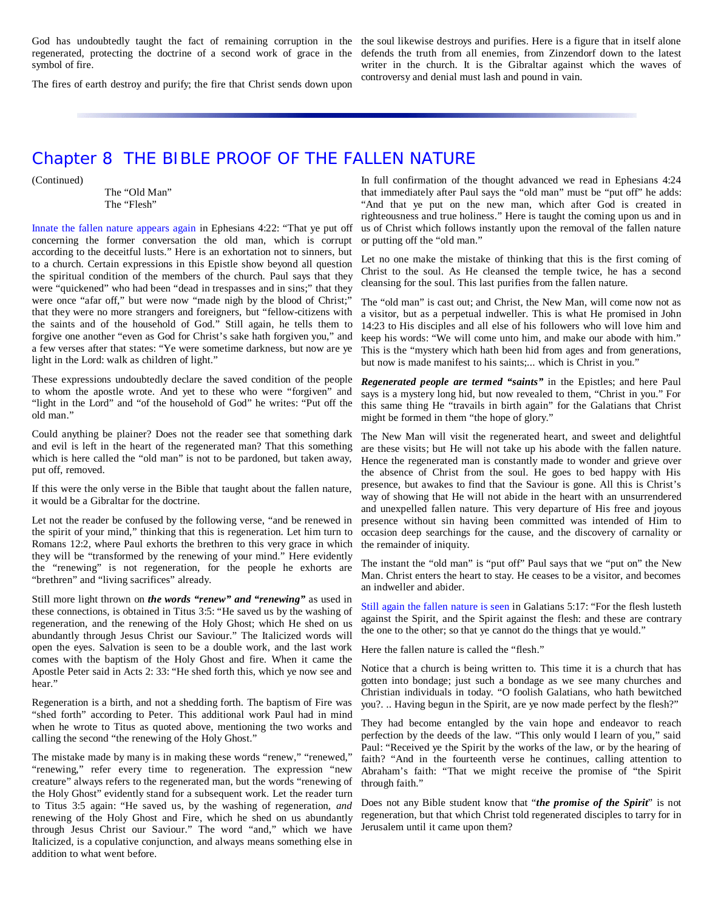God has undoubtedly taught the fact of remaining corruption in the regenerated, protecting the doctrine of a second work of grace in the symbol of fire.

The fires of earth destroy and purify; the fire that Christ sends down upon the soul likewise destroys and purifies. Here is a figure that in itself alone defends the truth from all enemies, from Zinzendorf down to the latest writer in the church. It is the Gibraltar against which the waves of controversy and denial must lash and pound in vain.

# Chapter 8 THE BIBLE PROOF OF THE FALLEN NATURE

(Continued)

The "Old Man"
The "Flesh"

Innate the fallen nature appears again in Ephesians 4:22: "That ye put off concerning the former conversation the old man, which is corrupt according to the deceitful lusts." Here is an exhortation not to sinners, but to a church. Certain expressions in this Epistle show beyond all question the spiritual condition of the members of the church. Paul says that they were "quickened" who had been "dead in trespasses and in sins;" that they were once "afar off," but were now "made nigh by the blood of Christ;" that they were no more strangers and foreigners, but "fellow-citizens with the saints and of the household of God." Still again, he tells them to forgive one another "even as God for Christ's sake hath forgiven you," and a few verses after that states: "Ye were sometime darkness, but now are ye light in the Lord: walk as children of light."

These expressions undoubtedly declare the saved condition of the people to whom the apostle wrote. And yet to these who were "forgiven" and "light in the Lord" and "of the household of God" he writes: "Put off the old man."

Could anything be plainer? Does not the reader see that something dark and evil is left in the heart of the regenerated man? That this something which is here called the "old man" is not to be pardoned, but taken away, put off, removed.

If this were the only verse in the Bible that taught about the fallen nature, it would be a Gibraltar for the doctrine.

Let not the reader be confused by the following verse, "and be renewed in the spirit of your mind," thinking that this is regeneration. Let him turn to Romans 12:2, where Paul exhorts the brethren to this very grace in which they will be "transformed by the renewing of your mind." Here evidently the "renewing" is not regeneration, for the people he exhorts are "brethren" and "living sacrifices" already.

Still more light thrown on ***the words "renew" and "renewing"*** as used in these connections, is obtained in Titus 3:5: "He saved us by the washing of regeneration, and the renewing of the Holy Ghost; which He shed on us abundantly through Jesus Christ our Saviour." The Italicized words will open the eyes. Salvation is seen to be a double work, and the last work comes with the baptism of the Holy Ghost and fire. When it came the Apostle Peter said in Acts 2: 33: "He shed forth this, which ye now see and hear."

Regeneration is a birth, and not a shedding forth. The baptism of Fire was "shed forth" according to Peter. This additional work Paul had in mind when he wrote to Titus as quoted above, mentioning the two works and calling the second "the renewing of the Holy Ghost."

The mistake made by many is in making these words "renew," "renewed," "renewing," refer every time to regeneration. The expression "new creature" always refers to the regenerated man, but the words "renewing of the Holy Ghost" evidently stand for a subsequent work. Let the reader turn to Titus 3:5 again: "He saved us, by the washing of regeneration, *and* renewing of the Holy Ghost and Fire, which he shed on us abundantly through Jesus Christ our Saviour." The word "and," which we have Italicized, is a copulative conjunction, and always means something else in addition to what went before.

In full confirmation of the thought advanced we read in Ephesians 4:24 that immediately after Paul says the "old man" must be "put off" he adds: "And that ye put on the new man, which after God is created in righteousness and true holiness." Here is taught the coming upon us and in us of Christ which follows instantly upon the removal of the fallen nature or putting off the "old man."

Let no one make the mistake of thinking that this is the first coming of Christ to the soul. As He cleansed the temple twice, he has a second cleansing for the soul. This last purifies from the fallen nature.

The "old man" is cast out; and Christ, the New Man, will come now not as a visitor, but as a perpetual indweller. This is what He promised in John 14:23 to His disciples and all else of his followers who will love him and keep his words: "We will come unto him, and make our abode with him." This is the "mystery which hath been hid from ages and from generations, but now is made manifest to his saints;... which is Christ in you."

***Regenerated people are termed "saints"*** in the Epistles; and here Paul says is a mystery long hid, but now revealed to them, "Christ in you." For this same thing He "travails in birth again" for the Galatians that Christ might be formed in them "the hope of glory."

The New Man will visit the regenerated heart, and sweet and delightful are these visits; but He will not take up his abode with the fallen nature. Hence the regenerated man is constantly made to wonder and grieve over the absence of Christ from the soul. He goes to bed happy with His presence, but awakes to find that the Saviour is gone. All this is Christ's way of showing that He will not abide in the heart with an unsurrendered and unexpelled fallen nature. This very departure of His free and joyous presence without sin having been committed was intended of Him to occasion deep searchings for the cause, and the discovery of carnality or the remainder of iniquity.

The instant the "old man" is "put off" Paul says that we "put on" the New Man. Christ enters the heart to stay. He ceases to be a visitor, and becomes an indweller and abider.

Still again the fallen nature is seen in Galatians 5:17: "For the flesh lusteth against the Spirit, and the Spirit against the flesh: and these are contrary the one to the other; so that ye cannot do the things that ye would."

Here the fallen nature is called the "flesh."

Notice that a church is being written to. This time it is a church that has gotten into bondage; just such a bondage as we see many churches and Christian individuals in today. "O foolish Galatians, who hath bewitched you?. .. Having begun in the Spirit, are ye now made perfect by the flesh?"

They had become entangled by the vain hope and endeavor to reach perfection by the deeds of the law. "This only would I learn of you," said Paul: "Received ye the Spirit by the works of the law, or by the hearing of faith? "And in the fourteenth verse he continues, calling attention to Abraham's faith: "That we might receive the promise of "the Spirit through faith."

Does not any Bible student know that "***the promise of the Spirit***" is not regeneration, but that which Christ told regenerated disciples to tarry for in Jerusalem until it came upon them?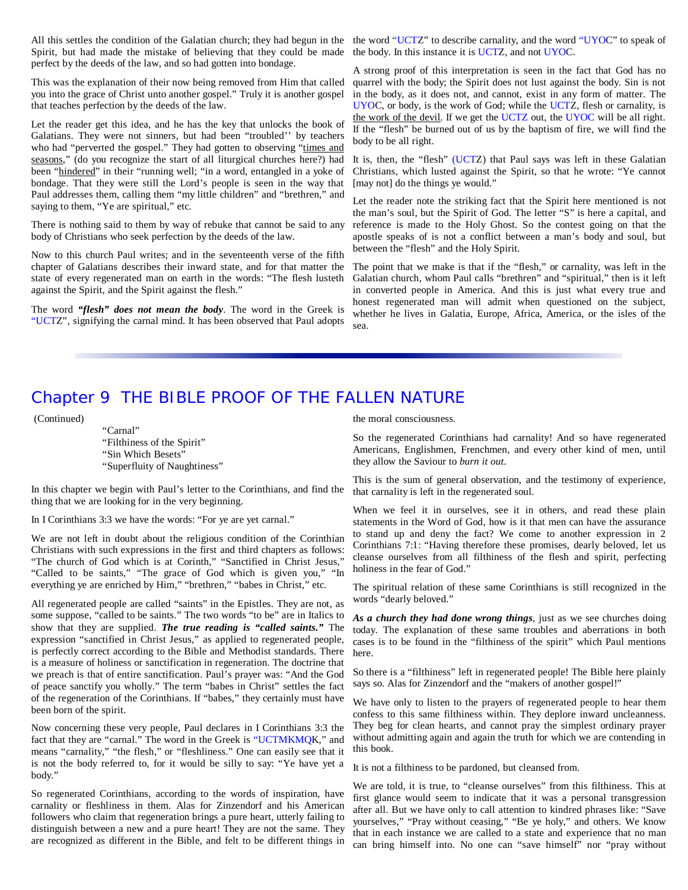All this settles the condition of the Galatian church; they had begun in the Spirit, but had made the mistake of believing that they could be made perfect by the deeds of the law, and so had gotten into bondage.

This was the explanation of their now being removed from Him that called you into the grace of Christ unto another gospel." Truly it is another gospel that teaches perfection by the deeds of the law.

Let the reader get this idea, and he has the key that unlocks the book of Galatians. They were not sinners, but had been "troubled'' by teachers who had "perverted the gospel." They had gotten to observing "times and seasons," (do you recognize the start of all liturgical churches here?) had been "hindered" in their "running well; "in a word, entangled in a yoke of bondage. That they were still the Lord's people is seen in the way that Paul addresses them, calling them "my little children" and "brethren," and saying to them, "Ye are spiritual," etc.

There is nothing said to them by way of rebuke that cannot be said to any body of Christians who seek perfection by the deeds of the law.

Now to this church Paul writes; and in the seventeenth verse of the fifth chapter of Galatians describes their inward state, and for that matter the state of every regenerated man on earth in the words: "The flesh lusteth against the Spirit, and the Spirit against the flesh."

The word ***"flesh" does not mean the body***. The word in the Greek is "UCTZ", signifying the carnal mind. It has been observed that Paul adopts the word "UCTZ" to describe carnality, and the word "UYOC" to speak of the body. In this instance it is UCTZ, and not UYOC.

A strong proof of this interpretation is seen in the fact that God has no quarrel with the body; the Spirit does not lust against the body. Sin is not in the body, as it does not, and cannot, exist in any form of matter. The UYOC, or body, is the work of God; while the UCTZ, flesh or carnality, is the work of the devil. If we get the UCTZ out, the UYOC will be all right. If the "flesh" be burned out of us by the baptism of fire, we will find the body to be all right.

It is, then, the "flesh" (UCTZ) that Paul says was left in these Galatian Christians, which lusted against the Spirit, so that he wrote: "Ye cannot [may not] do the things ye would."

Let the reader note the striking fact that the Spirit here mentioned is not the man's soul, but the Spirit of God. The letter "S" is here a capital, and reference is made to the Holy Ghost. So the contest going on that the apostle speaks of is not a conflict between a man's body and soul, but between the "flesh" and the Holy Spirit.

The point that we make is that if the "flesh," or carnality, was left in the Galatian church, whom Paul calls "brethren" and "spiritual," then is it left in converted people in America. And this is just what every true and honest regenerated man will admit when questioned on the subject, whether he lives in Galatia, Europe, Africa, America, or the isles of the sea.

---

# Chapter 9 THE BIBLE PROOF OF THE FALLEN NATURE

(Continued)

"Carnal"
"Filthiness of the Spirit"
"Sin Which Besets"
"Superfluity of Naughtiness"

In this chapter we begin with Paul's letter to the Corinthians, and find the thing that we are looking for in the very beginning.

In I Corinthians 3:3 we have the words: "For ye are yet carnal."

We are not left in doubt about the religious condition of the Corinthian Christians with such expressions in the first and third chapters as follows: "The church of God which is at Corinth," "Sanctified in Christ Jesus," "Called to be saints," "The grace of God which is given you," "In everything ye are enriched by Him," "brethren," "babes in Christ," etc.

All regenerated people are called "saints" in the Epistles. They are not, as some suppose, "called to be saints." The two words "to be" are in Italics to show that they are supplied. ***The true reading is "called saints."*** The expression "sanctified in Christ Jesus," as applied to regenerated people, is perfectly correct according to the Bible and Methodist standards. There is a measure of holiness or sanctification in regeneration. The doctrine that we preach is that of entire sanctification. Paul's prayer was: "And the God of peace sanctify you wholly." The term "babes in Christ" settles the fact of the regeneration of the Corinthians. If "babes," they certainly must have been born of the spirit.

Now concerning these very people, Paul declares in I Corinthians 3:3 the fact that they are "carnal." The word in the Greek is "UCTMKMQK," and means "carnality," "the flesh," or "fleshliness." One can easily see that it is not the body referred to, for it would be silly to say: "Ye have yet a body."

So regenerated Corinthians, according to the words of inspiration, have carnality or fleshliness in them. Alas for Zinzendorf and his American followers who claim that regeneration brings a pure heart, utterly failing to distinguish between a new and a pure heart! They are not the same. They are recognized as different in the Bible, and felt to be different things in the moral consciousness.

So the regenerated Corinthians had carnality! And so have regenerated Americans, Englishmen, Frenchmen, and every other kind of men, until they allow the Saviour to *burn it out*.

This is the sum of general observation, and the testimony of experience, that carnality is left in the regenerated soul.

When we feel it in ourselves, see it in others, and read these plain statements in the Word of God, how is it that men can have the assurance to stand up and deny the fact? We come to another expression in 2 Corinthians 7:1: "Having therefore these promises, dearly beloved, let us cleanse ourselves from all filthiness of the flesh and spirit, perfecting holiness in the fear of God."

The spiritual relation of these same Corinthians is still recognized in the words "dearly beloved."

***As a church they had done wrong things***, just as we see churches doing today. The explanation of these same troubles and aberrations in both cases is to be found in the "filthiness of the spirit" which Paul mentions here.

So there is a "filthiness" left in regenerated people! The Bible here plainly says so. Alas for Zinzendorf and the "makers of another gospel!"

We have only to listen to the prayers of regenerated people to hear them confess to this same filthiness within. They deplore inward uncleanness. They beg for clean hearts, and cannot pray the simplest ordinary prayer without admitting again and again the truth for which we are contending in this book.

It is not a filthiness to be pardoned, but cleansed from.

We are told, it is true, to "cleanse ourselves" from this filthiness. This at first glance would seem to indicate that it was a personal transgression after all. But we have only to call attention to kindred phrases like: "Save yourselves," "Pray without ceasing," "Be ye holy," and others. We know that in each instance we are called to a state and experience that no man can bring himself into. No one can "save himself" nor "pray without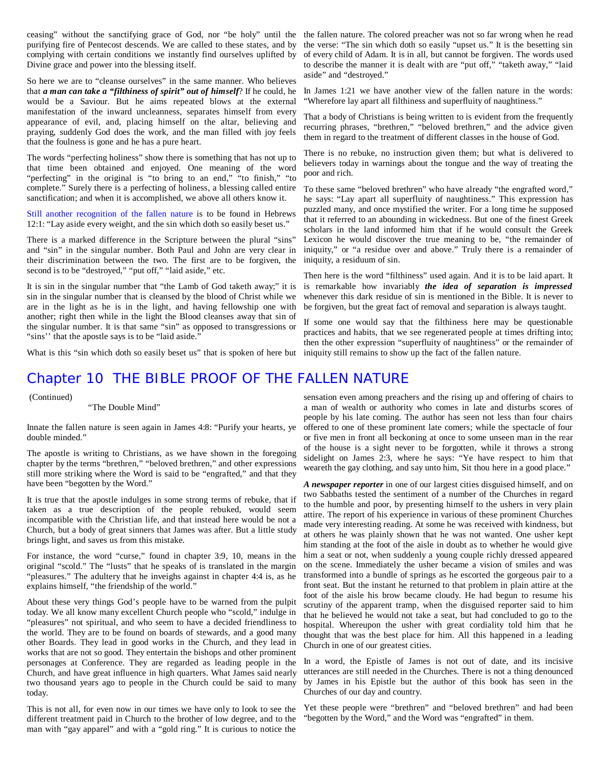ceasing" without the sanctifying grace of God, nor "be holy" until the purifying fire of Pentecost descends. We are called to these states, and by complying with certain conditions we instantly find ourselves uplifted by Divine grace and power into the blessing itself.

So here we are to "cleanse ourselves" in the same manner. Who believes that ***a man can take a "filthiness of spirit" out of himself***? If he could, he would be a Saviour. But he aims repeated blows at the external manifestation of the inward uncleanness, separates himself from every appearance of evil, and, placing himself on the altar, believing and praying, suddenly God does the work, and the man filled with joy feels that the foulness is gone and he has a pure heart.

The words "perfecting holiness" show there is something that has not up to that time been obtained and enjoyed. One meaning of the word "perfecting" in the original is "to bring to an end," "to finish," "to complete." Surely there is a perfecting of holiness, a blessing called entire sanctification; and when it is accomplished, we above all others know it.

Still another recognition of the fallen nature is to be found in Hebrews 12:1: "Lay aside every weight, and the sin which doth so easily beset us."

There is a marked difference in the Scripture between the plural "sins" and "sin" in the singular number. Both Paul and John are very clear in their discrimination between the two. The first are to be forgiven, the second is to be "destroyed," "put off," "laid aside," etc.

It is sin in the singular number that "the Lamb of God taketh away;" it is sin in the singular number that is cleansed by the blood of Christ while we are in the light as he is in the light, and having fellowship one with another; right then while in the light the Blood cleanses away that sin of the singular number. It is that same "sin" as opposed to transgressions or "sins'' that the apostle says is to be "laid aside."

What is this "sin which doth so easily beset us" that is spoken of here but the fallen nature. The colored preacher was not so far wrong when he read the verse: "The sin which doth so easily "upset us." It is the besetting sin of every child of Adam. It is in all, but cannot be forgiven. The words used to describe the manner it is dealt with are "put off," "taketh away," "laid aside" and "destroyed."

In James 1:21 we have another view of the fallen nature in the words: "Wherefore lay apart all filthiness and superfluity of naughtiness."

That a body of Christians is being written to is evident from the frequently recurring phrases, "brethren," "beloved brethren," and the advice given them in regard to the treatment of different classes in the house of God.

There is no rebuke, no instruction given them; but what is delivered to believers today in warnings about the tongue and the way of treating the poor and rich.

To these same "beloved brethren" who have already "the engrafted word," he says: "Lay apart all superfluity of naughtiness." This expression has puzzled many, and once mystified the writer. For a long time he supposed that it referred to an abounding in wickedness. But one of the finest Greek scholars in the land informed him that if he would consult the Greek Lexicon he would discover the true meaning to be, "the remainder of iniquity," or "a residue over and above." Truly there is a remainder of iniquity, a residuum of sin.

Then here is the word "filthiness" used again. And it is to be laid apart. It is remarkable how invariably ***the idea of separation is impressed*** whenever this dark residue of sin is mentioned in the Bible. It is never to be forgiven, but the great fact of removal and separation is always taught.

If some one would say that the filthiness here may be questionable practices and habits, that we see regenerated people at times drifting into; then the other expression "superfluity of naughtiness" or the remainder of iniquity still remains to show up the fact of the fallen nature.

# Chapter 10 THE BIBLE PROOF OF THE FALLEN NATURE

(Continued)

"The Double Mind"

Innate the fallen nature is seen again in James 4:8: "Purify your hearts, ye double minded."

The apostle is writing to Christians, as we have shown in the foregoing chapter by the terms "brethren," "beloved brethren," and other expressions still more striking where the Word is said to be "engrafted," and that they have been "begotten by the Word."

It is true that the apostle indulges in some strong terms of rebuke, that if taken as a true description of the people rebuked, would seem incompatible with the Christian life, and that instead here would be not a Church, but a body of great sinners that James was after. But a little study brings light, and saves us from this mistake.

For instance, the word "curse," found in chapter 3:9, 10, means in the original "scold." The "lusts" that he speaks of is translated in the margin "pleasures." The adultery that he inveighs against in chapter 4:4 is, as he explains himself, "the friendship of the world."

About these very things God's people have to be warned from the pulpit today. We all know many excellent Church people who "scold," indulge in "pleasures" not spiritual, and who seem to have a decided friendliness to the world. They are to be found on boards of stewards, and a good many other Boards. They lead in good works in the Church, and they lead in works that are not so good. They entertain the bishops and other prominent personages at Conference. They are regarded as leading people in the Church, and have great influence in high quarters. What James said nearly two thousand years ago to people in the Church could be said to many today.

This is not all, for even now in our times we have only to look to see the different treatment paid in Church to the brother of low degree, and to the man with "gay apparel" and with a "gold ring." It is curious to notice the sensation even among preachers and the rising up and offering of chairs to a man of wealth or authority who comes in late and disturbs scores of people by his late coming. The author has seen not less than four chairs offered to one of these prominent late comers; while the spectacle of four or five men in front all beckoning at once to some unseen man in the rear of the house is a sight never to be forgotten, while it throws a strong sidelight on James 2:3, where he says: "Ye have respect to him that weareth the gay clothing, and say unto him, Sit thou here in a good place."

***A newspaper reporter*** in one of our largest cities disguised himself, and on two Sabbaths tested the sentiment of a number of the Churches in regard to the humble and poor, by presenting himself to the ushers in very plain attire. The report of his experience in various of these prominent Churches made very interesting reading. At some he was received with kindness, but at others he was plainly shown that he was not wanted. One usher kept him standing at the foot of the aisle in doubt as to whether he would give him a seat or not, when suddenly a young couple richly dressed appeared on the scene. Immediately the usher became a vision of smiles and was transformed into a bundle of springs as he escorted the gorgeous pair to a front seat. But the instant he returned to that problem in plain attire at the foot of the aisle his brow became cloudy. He had begun to resume his scrutiny of the apparent tramp, when the disguised reporter said to him that he believed he would not take a seat, but had concluded to go to the hospital. Whereupon the usher with great cordiality told him that he thought that was the best place for him. All this happened in a leading Church in one of our greatest cities.

In a word, the Epistle of James is not out of date, and its incisive utterances are still needed in the Churches. There is not a thing denounced by James in his Epistle but the author of this book has seen in the Churches of our day and country.

Yet these people were "brethren" and "beloved brethren" and had been "begotten by the Word," and the Word was "engrafted" in them.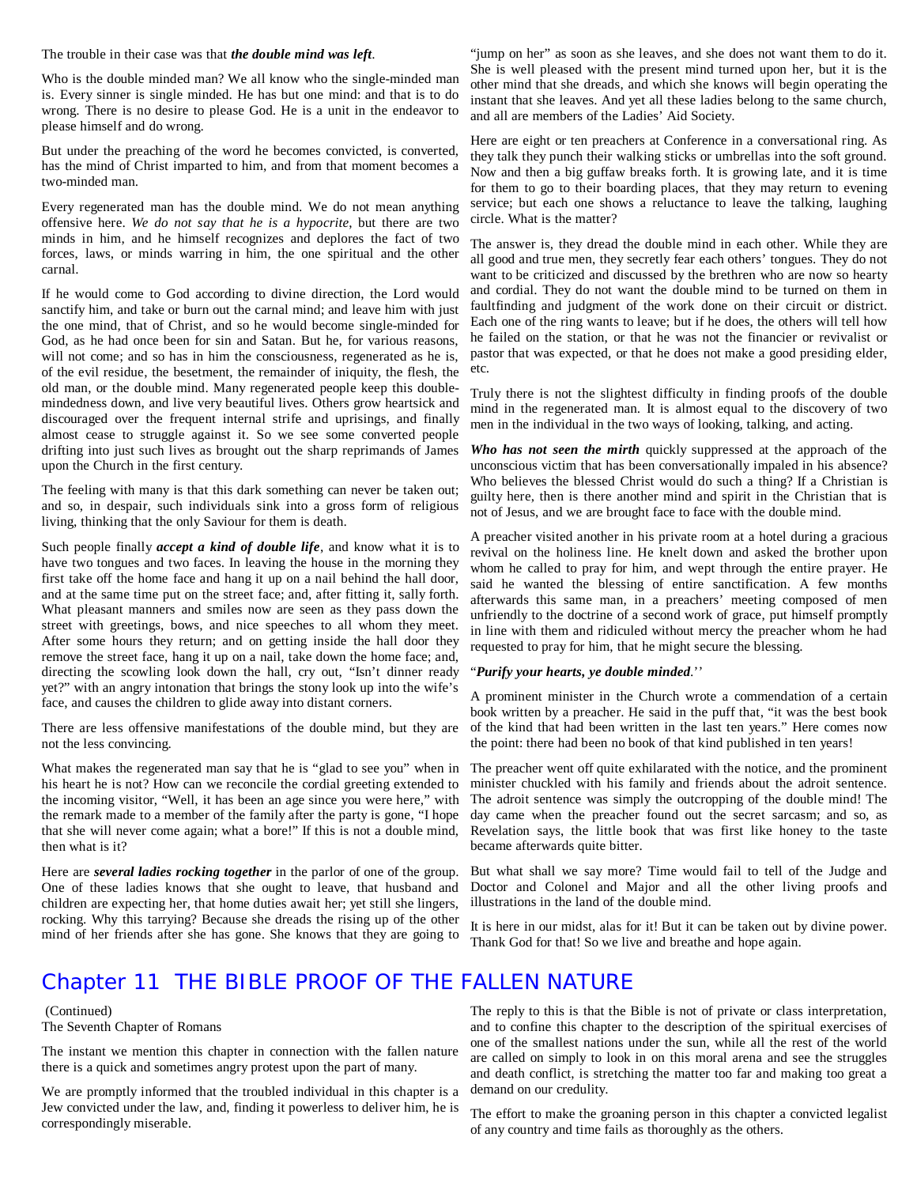The trouble in their case was that ***the double mind was left***.

Who is the double minded man? We all know who the single-minded man is. Every sinner is single minded. He has but one mind: and that is to do wrong. There is no desire to please God. He is a unit in the endeavor to please himself and do wrong.

But under the preaching of the word he becomes convicted, is converted, has the mind of Christ imparted to him, and from that moment becomes a two-minded man.

Every regenerated man has the double mind. We do not mean anything offensive here. *We do not say that he is a hypocrite*, but there are two minds in him, and he himself recognizes and deplores the fact of two forces, laws, or minds warring in him, the one spiritual and the other carnal.

If he would come to God according to divine direction, the Lord would sanctify him, and take or burn out the carnal mind; and leave him with just the one mind, that of Christ, and so he would become single-minded for God, as he had once been for sin and Satan. But he, for various reasons, will not come; and so has in him the consciousness, regenerated as he is, of the evil residue, the besetment, the remainder of iniquity, the flesh, the old man, or the double mind. Many regenerated people keep this double-mindedness down, and live very beautiful lives. Others grow heartsick and discouraged over the frequent internal strife and uprisings, and finally almost cease to struggle against it. So we see some converted people drifting into just such lives as brought out the sharp reprimands of James upon the Church in the first century.

The feeling with many is that this dark something can never be taken out; and so, in despair, such individuals sink into a gross form of religious living, thinking that the only Saviour for them is death.

Such people finally ***accept a kind of double life***, and know what it is to have two tongues and two faces. In leaving the house in the morning they first take off the home face and hang it up on a nail behind the hall door, and at the same time put on the street face; and, after fitting it, sally forth. What pleasant manners and smiles now are seen as they pass down the street with greetings, bows, and nice speeches to all whom they meet. After some hours they return; and on getting inside the hall door they remove the street face, hang it up on a nail, take down the home face; and, directing the scowling look down the hall, cry out, "Isn't dinner ready yet?" with an angry intonation that brings the stony look up into the wife's face, and causes the children to glide away into distant corners.

There are less offensive manifestations of the double mind, but they are not the less convincing.

What makes the regenerated man say that he is "glad to see you" when in his heart he is not? How can we reconcile the cordial greeting extended to the incoming visitor, "Well, it has been an age since you were here," with the remark made to a member of the family after the party is gone, "I hope that she will never come again; what a bore!" If this is not a double mind, then what is it?

Here are ***several ladies rocking together*** in the parlor of one of the group. One of these ladies knows that she ought to leave, that husband and children are expecting her, that home duties await her; yet still she lingers, rocking. Why this tarrying? Because she dreads the rising up of the other mind of her friends after she has gone. She knows that they are going to "jump on her" as soon as she leaves, and she does not want them to do it. She is well pleased with the present mind turned upon her, but it is the other mind that she dreads, and which she knows will begin operating the instant that she leaves. And yet all these ladies belong to the same church, and all are members of the Ladies' Aid Society.

Here are eight or ten preachers at Conference in a conversational ring. As they talk they punch their walking sticks or umbrellas into the soft ground. Now and then a big guffaw breaks forth. It is growing late, and it is time for them to go to their boarding places, that they may return to evening service; but each one shows a reluctance to leave the talking, laughing circle. What is the matter?

The answer is, they dread the double mind in each other. While they are all good and true men, they secretly fear each others' tongues. They do not want to be criticized and discussed by the brethren who are now so hearty and cordial. They do not want the double mind to be turned on them in faultfinding and judgment of the work done on their circuit or district. Each one of the ring wants to leave; but if he does, the others will tell how he failed on the station, or that he was not the financier or revivalist or pastor that was expected, or that he does not make a good presiding elder, etc.

Truly there is not the slightest difficulty in finding proofs of the double mind in the regenerated man. It is almost equal to the discovery of two men in the individual in the two ways of looking, talking, and acting.

***Who has not seen the mirth*** quickly suppressed at the approach of the unconscious victim that has been conversationally impaled in his absence? Who believes the blessed Christ would do such a thing? If a Christian is guilty here, then is there another mind and spirit in the Christian that is not of Jesus, and we are brought face to face with the double mind.

A preacher visited another in his private room at a hotel during a gracious revival on the holiness line. He knelt down and asked the brother upon whom he called to pray for him, and wept through the entire prayer. He said he wanted the blessing of entire sanctification. A few months afterwards this same man, in a preachers' meeting composed of men unfriendly to the doctrine of a second work of grace, put himself promptly in line with them and ridiculed without mercy the preacher whom he had requested to pray for him, that he might secure the blessing.

"***Purify your hearts, ye double minded***.''

A prominent minister in the Church wrote a commendation of a certain book written by a preacher. He said in the puff that, "it was the best book of the kind that had been written in the last ten years." Here comes now the point: there had been no book of that kind published in ten years!

The preacher went off quite exhilarated with the notice, and the prominent minister chuckled with his family and friends about the adroit sentence. The adroit sentence was simply the outcropping of the double mind! The day came when the preacher found out the secret sarcasm; and so, as Revelation says, the little book that was first like honey to the taste became afterwards quite bitter.

But what shall we say more? Time would fail to tell of the Judge and Doctor and Colonel and Major and all the other living proofs and illustrations in the land of the double mind.

It is here in our midst, alas for it! But it can be taken out by divine power. Thank God for that! So we live and breathe and hope again.

## Chapter 11 THE BIBLE PROOF OF THE FALLEN NATURE

(Continued)
The Seventh Chapter of Romans

The instant we mention this chapter in connection with the fallen nature there is a quick and sometimes angry protest upon the part of many.

We are promptly informed that the troubled individual in this chapter is a Jew convicted under the law, and, finding it powerless to deliver him, he is correspondingly miserable.

The reply to this is that the Bible is not of private or class interpretation, and to confine this chapter to the description of the spiritual exercises of one of the smallest nations under the sun, while all the rest of the world are called on simply to look in on this moral arena and see the struggles and death conflict, is stretching the matter too far and making too great a demand on our credulity.

The effort to make the groaning person in this chapter a convicted legalist of any country and time fails as thoroughly as the others.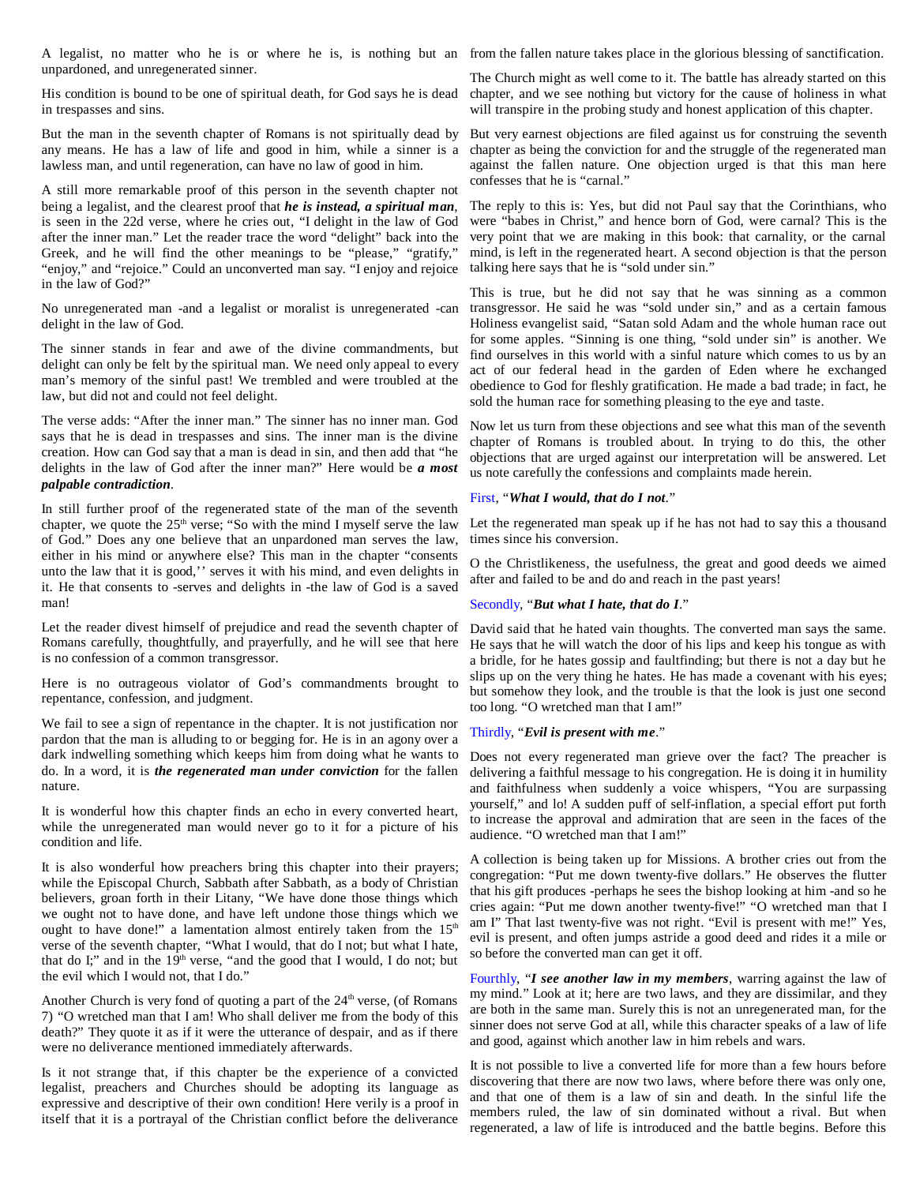A legalist, no matter who he is or where he is, is nothing but an unpardoned, and unregenerated sinner.

His condition is bound to be one of spiritual death, for God says he is dead in trespasses and sins.

But the man in the seventh chapter of Romans is not spiritually dead by any means. He has a law of life and good in him, while a sinner is a lawless man, and until regeneration, can have no law of good in him.

A still more remarkable proof of this person in the seventh chapter not being a legalist, and the clearest proof that ***he is instead, a spiritual man***, is seen in the 22d verse, where he cries out, "I delight in the law of God after the inner man." Let the reader trace the word "delight" back into the Greek, and he will find the other meanings to be "please," "gratify," "enjoy," and "rejoice." Could an unconverted man say. "I enjoy and rejoice in the law of God?"

No unregenerated man -and a legalist or moralist is unregenerated -can delight in the law of God.

The sinner stands in fear and awe of the divine commandments, but delight can only be felt by the spiritual man. We need only appeal to every man's memory of the sinful past! We trembled and were troubled at the law, but did not and could not feel delight.

The verse adds: "After the inner man." The sinner has no inner man. God says that he is dead in trespasses and sins. The inner man is the divine creation. How can God say that a man is dead in sin, and then add that "he delights in the law of God after the inner man?" Here would be ***a most palpable contradiction***.

In still further proof of the regenerated state of the man of the seventh chapter, we quote the 25th verse; "So with the mind I myself serve the law of God." Does any one believe that an unpardoned man serves the law, either in his mind or anywhere else? This man in the chapter "consents unto the law that it is good,'' serves it with his mind, and even delights in it. He that consents to -serves and delights in -the law of God is a saved man!

Let the reader divest himself of prejudice and read the seventh chapter of Romans carefully, thoughtfully, and prayerfully, and he will see that here is no confession of a common transgressor.

Here is no outrageous violator of God's commandments brought to repentance, confession, and judgment.

We fail to see a sign of repentance in the chapter. It is not justification nor pardon that the man is alluding to or begging for. He is in an agony over a dark indwelling something which keeps him from doing what he wants to do. In a word, it is ***the regenerated man under conviction*** for the fallen nature.

It is wonderful how this chapter finds an echo in every converted heart, while the unregenerated man would never go to it for a picture of his condition and life.

It is also wonderful how preachers bring this chapter into their prayers; while the Episcopal Church, Sabbath after Sabbath, as a body of Christian believers, groan forth in their Litany, "We have done those things which we ought not to have done, and have left undone those things which we ought to have done!" a lamentation almost entirely taken from the 15th verse of the seventh chapter, "What I would, that do I not; but what I hate, that do I;" and in the 19th verse, "and the good that I would, I do not; but the evil which I would not, that I do."

Another Church is very fond of quoting a part of the 24th verse, (of Romans 7) "O wretched man that I am! Who shall deliver me from the body of this death?" They quote it as if it were the utterance of despair, and as if there were no deliverance mentioned immediately afterwards.

Is it not strange that, if this chapter be the experience of a convicted legalist, preachers and Churches should be adopting its language as expressive and descriptive of their own condition! Here verily is a proof in itself that it is a portrayal of the Christian conflict before the deliverance from the fallen nature takes place in the glorious blessing of sanctification.

The Church might as well come to it. The battle has already started on this chapter, and we see nothing but victory for the cause of holiness in what will transpire in the probing study and honest application of this chapter.

But very earnest objections are filed against us for construing the seventh chapter as being the conviction for and the struggle of the regenerated man against the fallen nature. One objection urged is that this man here confesses that he is "carnal."

The reply to this is: Yes, but did not Paul say that the Corinthians, who were "babes in Christ," and hence born of God, were carnal? This is the very point that we are making in this book: that carnality, or the carnal mind, is left in the regenerated heart. A second objection is that the person talking here says that he is "sold under sin."

This is true, but he did not say that he was sinning as a common transgressor. He said he was "sold under sin," and as a certain famous Holiness evangelist said, "Satan sold Adam and the whole human race out for some apples. "Sinning is one thing, "sold under sin" is another. We find ourselves in this world with a sinful nature which comes to us by an act of our federal head in the garden of Eden where he exchanged obedience to God for fleshly gratification. He made a bad trade; in fact, he sold the human race for something pleasing to the eye and taste.

Now let us turn from these objections and see what this man of the seventh chapter of Romans is troubled about. In trying to do this, the other objections that are urged against our interpretation will be answered. Let us note carefully the confessions and complaints made herein.

First, "***What I would, that do I not***."

Let the regenerated man speak up if he has not had to say this a thousand times since his conversion.

O the Christlikeness, the usefulness, the great and good deeds we aimed after and failed to be and do and reach in the past years!

Secondly, "***But what I hate, that do I***."

David said that he hated vain thoughts. The converted man says the same. He says that he will watch the door of his lips and keep his tongue as with a bridle, for he hates gossip and faultfinding; but there is not a day but he slips up on the very thing he hates. He has made a covenant with his eyes; but somehow they look, and the trouble is that the look is just one second too long. "O wretched man that I am!"

Thirdly, "***Evil is present with me***."

Does not every regenerated man grieve over the fact? The preacher is delivering a faithful message to his congregation. He is doing it in humility and faithfulness when suddenly a voice whispers, "You are surpassing yourself," and lo! A sudden puff of self-inflation, a special effort put forth to increase the approval and admiration that are seen in the faces of the audience. "O wretched man that I am!"

A collection is being taken up for Missions. A brother cries out from the congregation: "Put me down twenty-five dollars." He observes the flutter that his gift produces -perhaps he sees the bishop looking at him -and so he cries again: "Put me down another twenty-five!" "O wretched man that I am I" That last twenty-five was not right. "Evil is present with me!" Yes, evil is present, and often jumps astride a good deed and rides it a mile or so before the converted man can get it off.

Fourthly, "***I see another law in my members***, warring against the law of my mind." Look at it; here are two laws, and they are dissimilar, and they are both in the same man. Surely this is not an unregenerated man, for the sinner does not serve God at all, while this character speaks of a law of life and good, against which another law in him rebels and wars.

It is not possible to live a converted life for more than a few hours before discovering that there are now two laws, where before there was only one, and that one of them is a law of sin and death. In the sinful life the members ruled, the law of sin dominated without a rival. But when regenerated, a law of life is introduced and the battle begins. Before this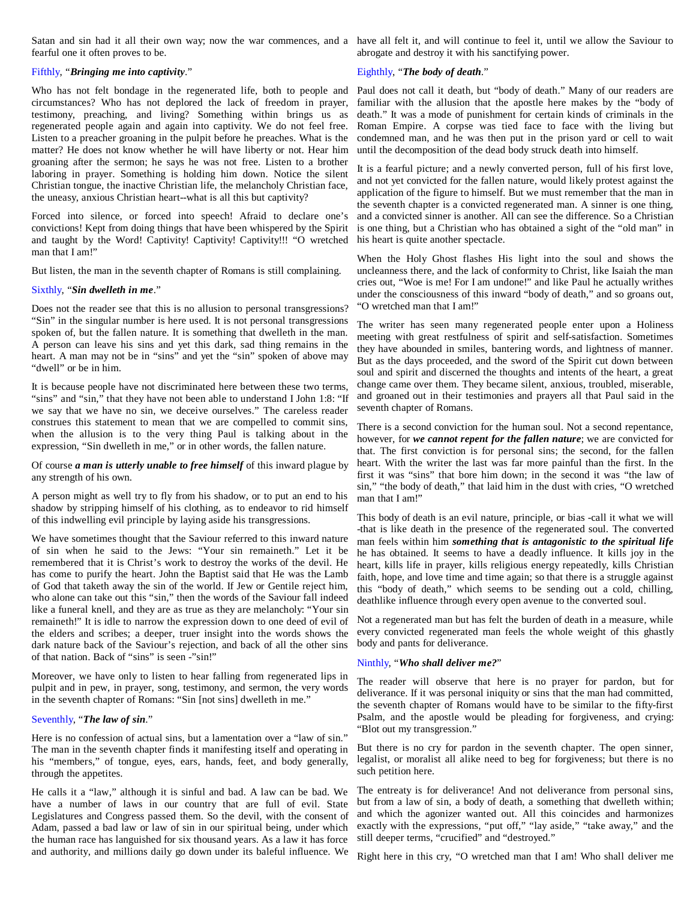Satan and sin had it all their own way; now the war commences, and a fearful one it often proves to be.

Fifthly, "***Bringing me into captivity***."

Who has not felt bondage in the regenerated life, both to people and circumstances? Who has not deplored the lack of freedom in prayer, testimony, preaching, and living? Something within brings us as regenerated people again and again into captivity. We do not feel free. Listen to a preacher groaning in the pulpit before he preaches. What is the matter? He does not know whether he will have liberty or not. Hear him groaning after the sermon; he says he was not free. Listen to a brother laboring in prayer. Something is holding him down. Notice the silent Christian tongue, the inactive Christian life, the melancholy Christian face, the uneasy, anxious Christian heart--what is all this but captivity?

Forced into silence, or forced into speech! Afraid to declare one's convictions! Kept from doing things that have been whispered by the Spirit and taught by the Word! Captivity! Captivity! Captivity!!! "O wretched man that I am!"

But listen, the man in the seventh chapter of Romans is still complaining.

Sixthly, "***Sin dwelleth in me***."

Does not the reader see that this is no allusion to personal transgressions? "Sin" in the singular number is here used. It is not personal transgressions spoken of, but the fallen nature. It is something that dwelleth in the man. A person can leave his sins and yet this dark, sad thing remains in the heart. A man may not be in "sins" and yet the "sin" spoken of above may "dwell" or be in him.

It is because people have not discriminated here between these two terms, "sins" and "sin," that they have not been able to understand I John 1:8: "If we say that we have no sin, we deceive ourselves." The careless reader construes this statement to mean that we are compelled to commit sins, when the allusion is to the very thing Paul is talking about in the expression, "Sin dwelleth in me," or in other words, the fallen nature.

Of course ***a man is utterly unable to free himself*** of this inward plague by any strength of his own.

A person might as well try to fly from his shadow, or to put an end to his shadow by stripping himself of his clothing, as to endeavor to rid himself of this indwelling evil principle by laying aside his transgressions.

We have sometimes thought that the Saviour referred to this inward nature of sin when he said to the Jews: "Your sin remaineth." Let it be remembered that it is Christ's work to destroy the works of the devil. He has come to purify the heart. John the Baptist said that He was the Lamb of God that taketh away the sin of the world. If Jew or Gentile reject him, who alone can take out this "sin," then the words of the Saviour fall indeed like a funeral knell, and they are as true as they are melancholy: "Your sin remaineth!" It is idle to narrow the expression down to one deed of evil of the elders and scribes; a deeper, truer insight into the words shows the dark nature back of the Saviour's rejection, and back of all the other sins of that nation. Back of "sins" is seen -"sin!"

Moreover, we have only to listen to hear falling from regenerated lips in pulpit and in pew, in prayer, song, testimony, and sermon, the very words in the seventh chapter of Romans: "Sin [not sins] dwelleth in me."

Seventhly, "***The law of sin***."

Here is no confession of actual sins, but a lamentation over a "law of sin." The man in the seventh chapter finds it manifesting itself and operating in his "members," of tongue, eyes, ears, hands, feet, and body generally, through the appetites.

He calls it a "law," although it is sinful and bad. A law can be bad. We have a number of laws in our country that are full of evil. State Legislatures and Congress passed them. So the devil, with the consent of Adam, passed a bad law or law of sin in our spiritual being, under which the human race has languished for six thousand years. As a law it has force and authority, and millions daily go down under its baleful influence. We have all felt it, and will continue to feel it, until we allow the Saviour to abrogate and destroy it with his sanctifying power.

Eighthly, "***The body of death***."

Paul does not call it death, but "body of death." Many of our readers are familiar with the allusion that the apostle here makes by the "body of death." It was a mode of punishment for certain kinds of criminals in the Roman Empire. A corpse was tied face to face with the living but condemned man, and he was then put in the prison yard or cell to wait until the decomposition of the dead body struck death into himself.

It is a fearful picture; and a newly converted person, full of his first love, and not yet convicted for the fallen nature, would likely protest against the application of the figure to himself. But we must remember that the man in the seventh chapter is a convicted regenerated man. A sinner is one thing, and a convicted sinner is another. All can see the difference. So a Christian is one thing, but a Christian who has obtained a sight of the "old man" in his heart is quite another spectacle.

When the Holy Ghost flashes His light into the soul and shows the uncleanness there, and the lack of conformity to Christ, like Isaiah the man cries out, "Woe is me! For I am undone!" and like Paul he actually writhes under the consciousness of this inward "body of death," and so groans out, "O wretched man that I am!"

The writer has seen many regenerated people enter upon a Holiness meeting with great restfulness of spirit and self-satisfaction. Sometimes they have abounded in smiles, bantering words, and lightness of manner. But as the days proceeded, and the sword of the Spirit cut down between soul and spirit and discerned the thoughts and intents of the heart, a great change came over them. They became silent, anxious, troubled, miserable, and groaned out in their testimonies and prayers all that Paul said in the seventh chapter of Romans.

There is a second conviction for the human soul. Not a second repentance, however, for ***we cannot repent for the fallen nature***; we are convicted for that. The first conviction is for personal sins; the second, for the fallen heart. With the writer the last was far more painful than the first. In the first it was "sins" that bore him down; in the second it was "the law of sin," "the body of death," that laid him in the dust with cries, "O wretched man that I am!"

This body of death is an evil nature, principle, or bias -call it what we will -that is like death in the presence of the regenerated soul. The converted man feels within him ***something that is antagonistic to the spiritual life*** he has obtained. It seems to have a deadly influence. It kills joy in the heart, kills life in prayer, kills religious energy repeatedly, kills Christian faith, hope, and love time and time again; so that there is a struggle against this "body of death," which seems to be sending out a cold, chilling, deathlike influence through every open avenue to the converted soul.

Not a regenerated man but has felt the burden of death in a measure, while every convicted regenerated man feels the whole weight of this ghastly body and pants for deliverance.

Ninthly, "***Who shall deliver me?***"

The reader will observe that here is no prayer for pardon, but for deliverance. If it was personal iniquity or sins that the man had committed, the seventh chapter of Romans would have to be similar to the fifty-first Psalm, and the apostle would be pleading for forgiveness, and crying: "Blot out my transgression."

But there is no cry for pardon in the seventh chapter. The open sinner, legalist, or moralist all alike need to beg for forgiveness; but there is no such petition here.

The entreaty is for deliverance! And not deliverance from personal sins, but from a law of sin, a body of death, a something that dwelleth within; and which the agonizer wanted out. All this coincides and harmonizes exactly with the expressions, "put off," "lay aside," "take away," and the still deeper terms, "crucified" and "destroyed."

Right here in this cry, "O wretched man that I am! Who shall deliver me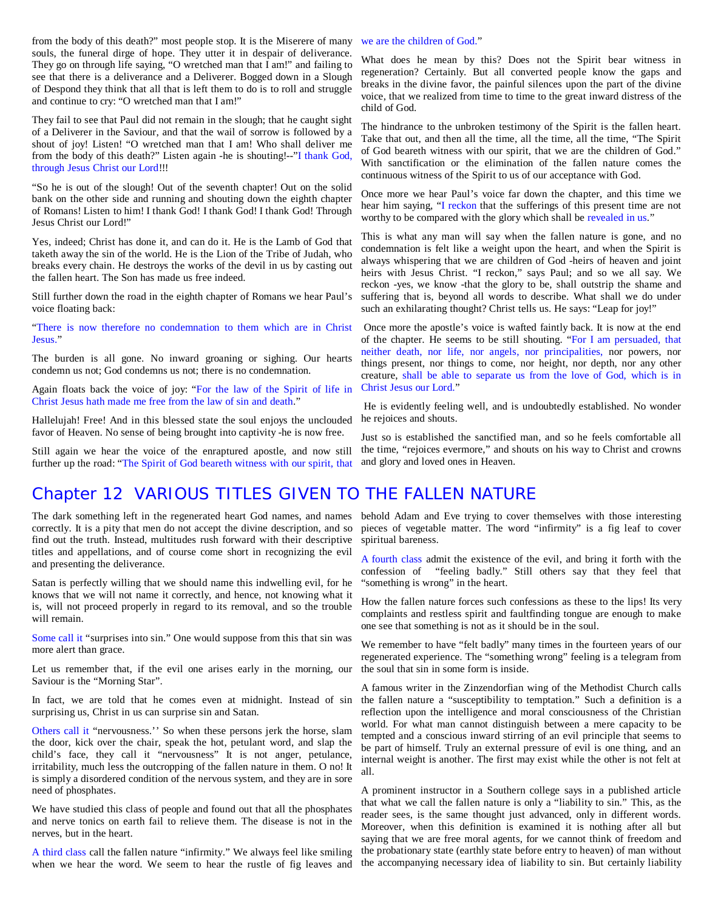from the body of this death?" most people stop. It is the Miserere of many souls, the funeral dirge of hope. They utter it in despair of deliverance. They go on through life saying, "O wretched man that I am!" and failing to see that there is a deliverance and a Deliverer. Bogged down in a Slough of Despond they think that all that is left them to do is to roll and struggle and continue to cry: "O wretched man that I am!"

They fail to see that Paul did not remain in the slough; that he caught sight of a Deliverer in the Saviour, and that the wail of sorrow is followed by a shout of joy! Listen! "O wretched man that I am! Who shall deliver me from the body of this death?" Listen again -he is shouting!--"I thank God, through Jesus Christ our Lord!!!

"So he is out of the slough! Out of the seventh chapter! Out on the solid bank on the other side and running and shouting down the eighth chapter of Romans! Listen to him! I thank God! I thank God! I thank God! Through Jesus Christ our Lord!"

Yes, indeed; Christ has done it, and can do it. He is the Lamb of God that taketh away the sin of the world. He is the Lion of the Tribe of Judah, who breaks every chain. He destroys the works of the devil in us by casting out the fallen heart. The Son has made us free indeed.

Still further down the road in the eighth chapter of Romans we hear Paul's voice floating back:

"There is now therefore no condemnation to them which are in Christ Jesus."

The burden is all gone. No inward groaning or sighing. Our hearts condemn us not; God condemns us not; there is no condemnation.

Again floats back the voice of joy: "For the law of the Spirit of life in Christ Jesus hath made me free from the law of sin and death."

Hallelujah! Free! And in this blessed state the soul enjoys the unclouded favor of Heaven. No sense of being brought into captivity -he is now free.

Still again we hear the voice of the enraptured apostle, and now still further up the road: "The Spirit of God beareth witness with our spirit, that we are the children of God."

What does he mean by this? Does not the Spirit bear witness in regeneration? Certainly. But all converted people know the gaps and breaks in the divine favor, the painful silences upon the part of the divine voice, that we realized from time to time to the great inward distress of the child of God.

The hindrance to the unbroken testimony of the Spirit is the fallen heart. Take that out, and then all the time, all the time, all the time, "The Spirit of God beareth witness with our spirit, that we are the children of God." With sanctification or the elimination of the fallen nature comes the continuous witness of the Spirit to us of our acceptance with God.

Once more we hear Paul's voice far down the chapter, and this time we hear him saying, "I reckon that the sufferings of this present time are not worthy to be compared with the glory which shall be revealed in us."

This is what any man will say when the fallen nature is gone, and no condemnation is felt like a weight upon the heart, and when the Spirit is always whispering that we are children of God -heirs of heaven and joint heirs with Jesus Christ. "I reckon," says Paul; and so we all say. We reckon -yes, we know -that the glory to be, shall outstrip the shame and suffering that is, beyond all words to describe. What shall we do under such an exhilarating thought? Christ tells us. He says: "Leap for joy!"

Once more the apostle's voice is wafted faintly back. It is now at the end of the chapter. He seems to be still shouting. "For I am persuaded, that neither death, nor life, nor angels, nor principalities, nor powers, nor things present, nor things to come, nor height, nor depth, nor any other creature, shall be able to separate us from the love of God, which is in Christ Jesus our Lord."

He is evidently feeling well, and is undoubtedly established. No wonder he rejoices and shouts.

Just so is established the sanctified man, and so he feels comfortable all the time, "rejoices evermore," and shouts on his way to Christ and crowns and glory and loved ones in Heaven.

# Chapter 12 VARIOUS TITLES GIVEN TO THE FALLEN NATURE

The dark something left in the regenerated heart God names, and names correctly. It is a pity that men do not accept the divine description, and so find out the truth. Instead, multitudes rush forward with their descriptive titles and appellations, and of course come short in recognizing the evil and presenting the deliverance.

Satan is perfectly willing that we should name this indwelling evil, for he knows that we will not name it correctly, and hence, not knowing what it is, will not proceed properly in regard to its removal, and so the trouble will remain.

Some call it "surprises into sin." One would suppose from this that sin was more alert than grace.

Let us remember that, if the evil one arises early in the morning, our Saviour is the "Morning Star".

In fact, we are told that he comes even at midnight. Instead of sin surprising us, Christ in us can surprise sin and Satan.

Others call it "nervousness.'' So when these persons jerk the horse, slam the door, kick over the chair, speak the hot, petulant word, and slap the child's face, they call it "nervousness" It is not anger, petulance, irritability, much less the outcropping of the fallen nature in them. O no! It is simply a disordered condition of the nervous system, and they are in sore need of phosphates.

We have studied this class of people and found out that all the phosphates and nerve tonics on earth fail to relieve them. The disease is not in the nerves, but in the heart.

A third class call the fallen nature "infirmity." We always feel like smiling when we hear the word. We seem to hear the rustle of fig leaves and behold Adam and Eve trying to cover themselves with those interesting pieces of vegetable matter. The word "infirmity" is a fig leaf to cover spiritual bareness.

A fourth class admit the existence of the evil, and bring it forth with the confession of "feeling badly." Still others say that they feel that "something is wrong" in the heart.

How the fallen nature forces such confessions as these to the lips! Its very complaints and restless spirit and faultfinding tongue are enough to make one see that something is not as it should be in the soul.

We remember to have "felt badly" many times in the fourteen years of our regenerated experience. The "something wrong" feeling is a telegram from the soul that sin in some form is inside.

A famous writer in the Zinzendorfian wing of the Methodist Church calls the fallen nature a "susceptibility to temptation." Such a definition is a reflection upon the intelligence and moral consciousness of the Christian world. For what man cannot distinguish between a mere capacity to be tempted and a conscious inward stirring of an evil principle that seems to be part of himself. Truly an external pressure of evil is one thing, and an internal weight is another. The first may exist while the other is not felt at all.

A prominent instructor in a Southern college says in a published article that what we call the fallen nature is only a "liability to sin." This, as the reader sees, is the same thought just advanced, only in different words. Moreover, when this definition is examined it is nothing after all but saying that we are free moral agents, for we cannot think of freedom and the probationary state (earthly state before entry to heaven) of man without the accompanying necessary idea of liability to sin. But certainly liability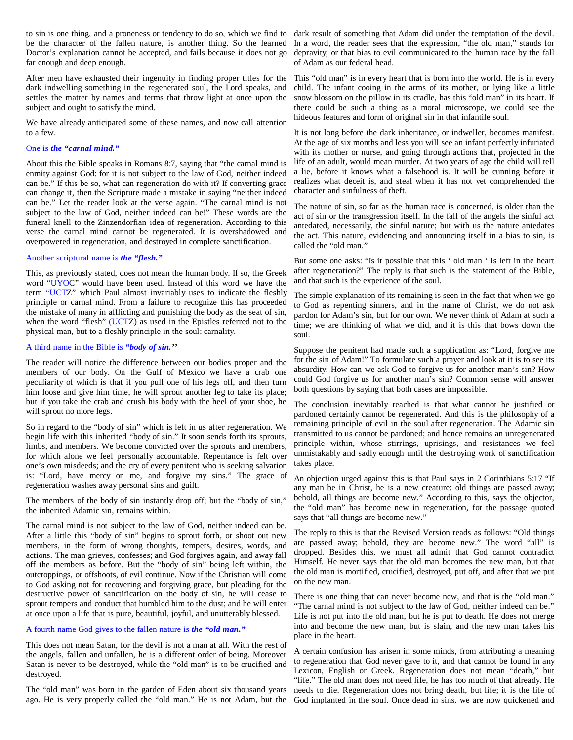to sin is one thing, and a proneness or tendency to do so, which we find to be the character of the fallen nature, is another thing. So the learned Doctor's explanation cannot be accepted, and fails because it does not go far enough and deep enough.

After men have exhausted their ingenuity in finding proper titles for the dark indwelling something in the regenerated soul, the Lord speaks, and settles the matter by names and terms that throw light at once upon the subject and ought to satisfy the mind.

We have already anticipated some of these names, and now call attention to a few.

One is ***the "carnal mind."***

About this the Bible speaks in Romans 8:7, saying that "the carnal mind is enmity against God: for it is not subject to the law of God, neither indeed can be." If this be so, what can regeneration do with it? If converting grace can change it, then the Scripture made a mistake in saying "neither indeed can be." Let the reader look at the verse again. "The carnal mind is not subject to the law of God, neither indeed can be!" These words are the funeral knell to the Zinzendorfian idea of regeneration. According to this verse the carnal mind cannot be regenerated. It is overshadowed and overpowered in regeneration, and destroyed in complete sanctification.

Another scriptural name is ***the "flesh."***

This, as previously stated, does not mean the human body. If so, the Greek word "UYOC" would have been used. Instead of this word we have the term "UCTZ" which Paul almost invariably uses to indicate the fleshly principle or carnal mind. From a failure to recognize this has proceeded the mistake of many in afflicting and punishing the body as the seat of sin, when the word "flesh" (UCTZ) as used in the Epistles referred not to the physical man, but to a fleshly principle in the soul: carnality.

A third name in the Bible is ***"body of sin.''***

The reader will notice the difference between our bodies proper and the members of our body. On the Gulf of Mexico we have a crab one peculiarity of which is that if you pull one of his legs off, and then turn him loose and give him time, he will sprout another leg to take its place; but if you take the crab and crush his body with the heel of your shoe, he will sprout no more legs.

So in regard to the "body of sin" which is left in us after regeneration. We begin life with this inherited "body of sin." It soon sends forth its sprouts, limbs, and members. We become convicted over the sprouts and members, for which alone we feel personally accountable. Repentance is felt over one's own misdeeds; and the cry of every penitent who is seeking salvation is: "Lord, have mercy on me, and forgive my sins." The grace of regeneration washes away personal sins and guilt.

The members of the body of sin instantly drop off; but the "body of sin," the inherited Adamic sin, remains within.

The carnal mind is not subject to the law of God, neither indeed can be. After a little this "body of sin" begins to sprout forth, or shoot out new members, in the form of wrong thoughts, tempers, desires, words, and actions. The man grieves, confesses; and God forgives again, and away fall off the members as before. But the "body of sin" being left within, the outcroppings, or offshoots, of evil continue. Now if the Christian will come to God asking not for recovering and forgiving grace, but pleading for the destructive power of sanctification on the body of sin, he will cease to sprout tempers and conduct that humbled him to the dust; and he will enter at once upon a life that is pure, beautiful, joyful, and unutterably blessed.

A fourth name God gives to the fallen nature is ***the "old man."***

This does not mean Satan, for the devil is not a man at all. With the rest of the angels, fallen and unfallen, he is a different order of being. Moreover Satan is never to be destroyed, while the "old man" is to be crucified and destroyed.

The "old man" was born in the garden of Eden about six thousand years ago. He is very properly called the "old man." He is not Adam, but the dark result of something that Adam did under the temptation of the devil. In a word, the reader sees that the expression, "the old man," stands for depravity, or that bias to evil communicated to the human race by the fall of Adam as our federal head.

This "old man" is in every heart that is born into the world. He is in every child. The infant cooing in the arms of its mother, or lying like a little snow blossom on the pillow in its cradle, has this "old man" in its heart. If there could be such a thing as a moral microscope, we could see the hideous features and form of original sin in that infantile soul.

It is not long before the dark inheritance, or indweller, becomes manifest. At the age of six months and less you will see an infant perfectly infuriated with its mother or nurse, and going through actions that, projected in the life of an adult, would mean murder. At two years of age the child will tell a lie, before it knows what a falsehood is. It will be cunning before it realizes what deceit is, and steal when it has not yet comprehended the character and sinfulness of theft.

The nature of sin, so far as the human race is concerned, is older than the act of sin or the transgression itself. In the fall of the angels the sinful act antedated, necessarily, the sinful nature; but with us the nature antedates the act. This nature, evidencing and announcing itself in a bias to sin, is called the "old man."

But some one asks: "Is it possible that this ' old man ' is left in the heart after regeneration?" The reply is that such is the statement of the Bible, and that such is the experience of the soul.

The simple explanation of its remaining is seen in the fact that when we go to God as repenting sinners, and in the name of Christ, we do not ask pardon for Adam's sin, but for our own. We never think of Adam at such a time; we are thinking of what we did, and it is this that bows down the soul.

Suppose the penitent had made such a supplication as: "Lord, forgive me for the sin of Adam!" To formulate such a prayer and look at it is to see its absurdity. How can we ask God to forgive us for another man's sin? How could God forgive us for another man's sin? Common sense will answer both questions by saying that both cases are impossible.

The conclusion inevitably reached is that what cannot be justified or pardoned certainly cannot be regenerated. And this is the philosophy of a remaining principle of evil in the soul after regeneration. The Adamic sin transmitted to us cannot be pardoned; and hence remains an unregenerated principle within, whose stirrings, uprisings, and resistances we feel unmistakably and sadly enough until the destroying work of sanctification takes place.

An objection urged against this is that Paul says in 2 Corinthians 5:17 "If any man be in Christ, he is a new creature: old things are passed away; behold, all things are become new." According to this, says the objector, the "old man" has become new in regeneration, for the passage quoted says that "all things are become new."

The reply to this is that the Revised Version reads as follows: "Old things are passed away; behold, they are become new." The word "all" is dropped. Besides this, we must all admit that God cannot contradict Himself. He never says that the old man becomes the new man, but that the old man is mortified, crucified, destroyed, put off, and after that we put on the new man.

There is one thing that can never become new, and that is the "old man." "The carnal mind is not subject to the law of God, neither indeed can be." Life is not put into the old man, but he is put to death. He does not merge into and become the new man, but is slain, and the new man takes his place in the heart.

A certain confusion has arisen in some minds, from attributing a meaning to regeneration that God never gave to it, and that cannot be found in any Lexicon, English or Greek. Regeneration does not mean "death," but "life." The old man does not need life, he has too much of that already. He needs to die. Regeneration does not bring death, but life; it is the life of God implanted in the soul. Once dead in sins, we are now quickened and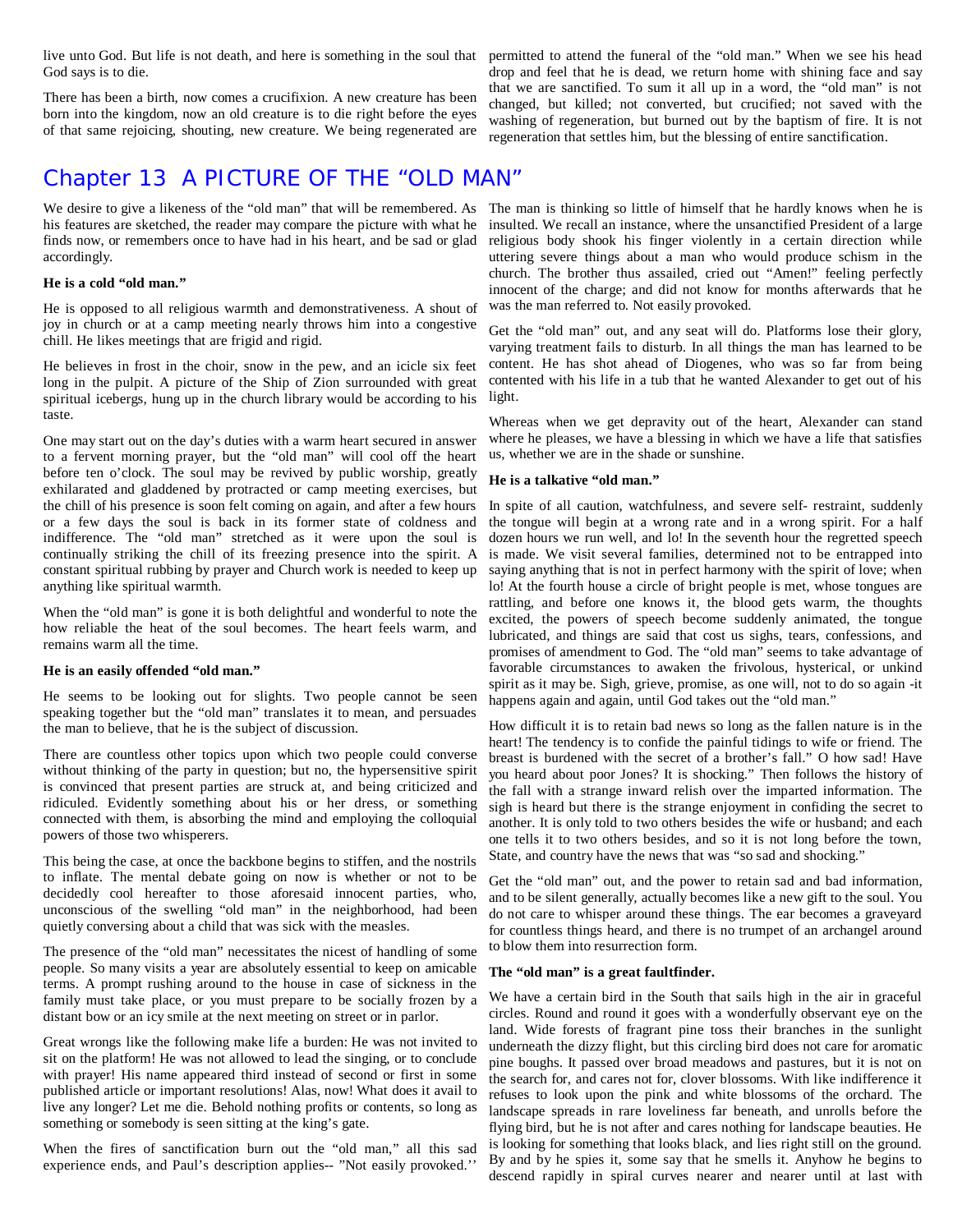live unto God. But life is not death, and here is something in the soul that God says is to die.

There has been a birth, now comes a crucifixion. A new creature has been born into the kingdom, now an old creature is to die right before the eyes of that same rejoicing, shouting, new creature. We being regenerated are permitted to attend the funeral of the "old man." When we see his head drop and feel that he is dead, we return home with shining face and say that we are sanctified. To sum it all up in a word, the "old man" is not changed, but killed; not converted, but crucified; not saved with the washing of regeneration, but burned out by the baptism of fire. It is not regeneration that settles him, but the blessing of entire sanctification.

## Chapter 13 A PICTURE OF THE "OLD MAN"

We desire to give a likeness of the "old man" that will be remembered. As his features are sketched, the reader may compare the picture with what he finds now, or remembers once to have had in his heart, and be sad or glad accordingly.

**He is a cold "old man."**

He is opposed to all religious warmth and demonstrativeness. A shout of joy in church or at a camp meeting nearly throws him into a congestive chill. He likes meetings that are frigid and rigid.

He believes in frost in the choir, snow in the pew, and an icicle six feet long in the pulpit. A picture of the Ship of Zion surrounded with great spiritual icebergs, hung up in the church library would be according to his taste.

One may start out on the day's duties with a warm heart secured in answer to a fervent morning prayer, but the "old man" will cool off the heart before ten o'clock. The soul may be revived by public worship, greatly exhilarated and gladdened by protracted or camp meeting exercises, but the chill of his presence is soon felt coming on again, and after a few hours or a few days the soul is back in its former state of coldness and indifference. The "old man" stretched as it were upon the soul is continually striking the chill of its freezing presence into the spirit. A constant spiritual rubbing by prayer and Church work is needed to keep up anything like spiritual warmth.

When the "old man" is gone it is both delightful and wonderful to note the how reliable the heat of the soul becomes. The heart feels warm, and remains warm all the time.

**He is an easily offended "old man."**

He seems to be looking out for slights. Two people cannot be seen speaking together but the "old man" translates it to mean, and persuades the man to believe, that he is the subject of discussion.

There are countless other topics upon which two people could converse without thinking of the party in question; but no, the hypersensitive spirit is convinced that present parties are struck at, and being criticized and ridiculed. Evidently something about his or her dress, or something connected with them, is absorbing the mind and employing the colloquial powers of those two whisperers.

This being the case, at once the backbone begins to stiffen, and the nostrils to inflate. The mental debate going on now is whether or not to be decidedly cool hereafter to those aforesaid innocent parties, who, unconscious of the swelling "old man" in the neighborhood, had been quietly conversing about a child that was sick with the measles.

The presence of the "old man" necessitates the nicest of handling of some people. So many visits a year are absolutely essential to keep on amicable terms. A prompt rushing around to the house in case of sickness in the family must take place, or you must prepare to be socially frozen by a distant bow or an icy smile at the next meeting on street or in parlor.

Great wrongs like the following make life a burden: He was not invited to sit on the platform! He was not allowed to lead the singing, or to conclude with prayer! His name appeared third instead of second or first in some published article or important resolutions! Alas, now! What does it avail to live any longer? Let me die. Behold nothing profits or contents, so long as something or somebody is seen sitting at the king's gate.

When the fires of sanctification burn out the "old man," all this sad experience ends, and Paul's description applies-- "Not easily provoked.''

The man is thinking so little of himself that he hardly knows when he is insulted. We recall an instance, where the unsanctified President of a large religious body shook his finger violently in a certain direction while uttering severe things about a man who would produce schism in the church. The brother thus assailed, cried out "Amen!" feeling perfectly innocent of the charge; and did not know for months afterwards that he was the man referred to. Not easily provoked.

Get the "old man" out, and any seat will do. Platforms lose their glory, varying treatment fails to disturb. In all things the man has learned to be content. He has shot ahead of Diogenes, who was so far from being contented with his life in a tub that he wanted Alexander to get out of his light.

Whereas when we get depravity out of the heart, Alexander can stand where he pleases, we have a blessing in which we have a life that satisfies us, whether we are in the shade or sunshine.

**He is a talkative "old man."**

In spite of all caution, watchfulness, and severe self- restraint, suddenly the tongue will begin at a wrong rate and in a wrong spirit. For a half dozen hours we run well, and lo! In the seventh hour the regretted speech is made. We visit several families, determined not to be entrapped into saying anything that is not in perfect harmony with the spirit of love; when lo! At the fourth house a circle of bright people is met, whose tongues are rattling, and before one knows it, the blood gets warm, the thoughts excited, the powers of speech become suddenly animated, the tongue lubricated, and things are said that cost us sighs, tears, confessions, and promises of amendment to God. The "old man" seems to take advantage of favorable circumstances to awaken the frivolous, hysterical, or unkind spirit as it may be. Sigh, grieve, promise, as one will, not to do so again -it happens again and again, until God takes out the "old man."

How difficult it is to retain bad news so long as the fallen nature is in the heart! The tendency is to confide the painful tidings to wife or friend. The breast is burdened with the secret of a brother's fall." O how sad! Have you heard about poor Jones? It is shocking." Then follows the history of the fall with a strange inward relish over the imparted information. The sigh is heard but there is the strange enjoyment in confiding the secret to another. It is only told to two others besides the wife or husband; and each one tells it to two others besides, and so it is not long before the town, State, and country have the news that was "so sad and shocking."

Get the "old man" out, and the power to retain sad and bad information, and to be silent generally, actually becomes like a new gift to the soul. You do not care to whisper around these things. The ear becomes a graveyard for countless things heard, and there is no trumpet of an archangel around to blow them into resurrection form.

**The "old man" is a great faultfinder.**

We have a certain bird in the South that sails high in the air in graceful circles. Round and round it goes with a wonderfully observant eye on the land. Wide forests of fragrant pine toss their branches in the sunlight underneath the dizzy flight, but this circling bird does not care for aromatic pine boughs. It passed over broad meadows and pastures, but it is not on the search for, and cares not for, clover blossoms. With like indifference it refuses to look upon the pink and white blossoms of the orchard. The landscape spreads in rare loveliness far beneath, and unrolls before the flying bird, but he is not after and cares nothing for landscape beauties. He is looking for something that looks black, and lies right still on the ground. By and by he spies it, some say that he smells it. Anyhow he begins to descend rapidly in spiral curves nearer and nearer until at last with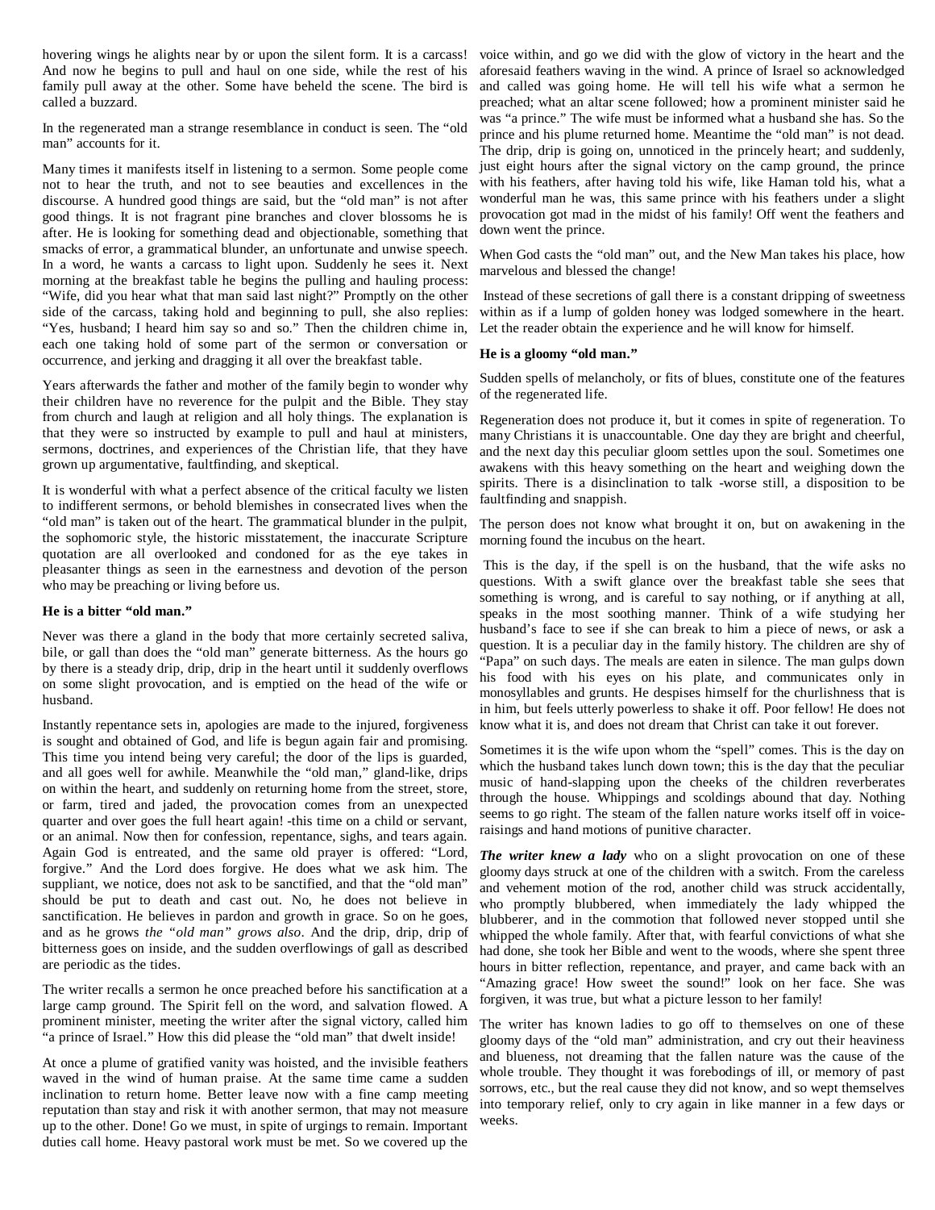hovering wings he alights near by or upon the silent form. It is a carcass! And now he begins to pull and haul on one side, while the rest of his family pull away at the other. Some have beheld the scene. The bird is called a buzzard.

In the regenerated man a strange resemblance in conduct is seen. The "old man" accounts for it.

Many times it manifests itself in listening to a sermon. Some people come not to hear the truth, and not to see beauties and excellences in the discourse. A hundred good things are said, but the "old man" is not after good things. It is not fragrant pine branches and clover blossoms he is after. He is looking for something dead and objectionable, something that smacks of error, a grammatical blunder, an unfortunate and unwise speech. In a word, he wants a carcass to light upon. Suddenly he sees it. Next morning at the breakfast table he begins the pulling and hauling process: "Wife, did you hear what that man said last night?" Promptly on the other side of the carcass, taking hold and beginning to pull, she also replies: "Yes, husband; I heard him say so and so." Then the children chime in, each one taking hold of some part of the sermon or conversation or occurrence, and jerking and dragging it all over the breakfast table.

Years afterwards the father and mother of the family begin to wonder why their children have no reverence for the pulpit and the Bible. They stay from church and laugh at religion and all holy things. The explanation is that they were so instructed by example to pull and haul at ministers, sermons, doctrines, and experiences of the Christian life, that they have grown up argumentative, faultfinding, and skeptical.

It is wonderful with what a perfect absence of the critical faculty we listen to indifferent sermons, or behold blemishes in consecrated lives when the "old man" is taken out of the heart. The grammatical blunder in the pulpit, the sophomoric style, the historic misstatement, the inaccurate Scripture quotation are all overlooked and condoned for as the eye takes in pleasanter things as seen in the earnestness and devotion of the person who may be preaching or living before us.

**He is a bitter "old man."**

Never was there a gland in the body that more certainly secreted saliva, bile, or gall than does the "old man" generate bitterness. As the hours go by there is a steady drip, drip, drip in the heart until it suddenly overflows on some slight provocation, and is emptied on the head of the wife or husband.

Instantly repentance sets in, apologies are made to the injured, forgiveness is sought and obtained of God, and life is begun again fair and promising. This time you intend being very careful; the door of the lips is guarded, and all goes well for awhile. Meanwhile the "old man," gland-like, drips on within the heart, and suddenly on returning home from the street, store, or farm, tired and jaded, the provocation comes from an unexpected quarter and over goes the full heart again! -this time on a child or servant, or an animal. Now then for confession, repentance, sighs, and tears again. Again God is entreated, and the same old prayer is offered: "Lord, forgive." And the Lord does forgive. He does what we ask him. The suppliant, we notice, does not ask to be sanctified, and that the "old man" should be put to death and cast out. No, he does not believe in sanctification. He believes in pardon and growth in grace. So on he goes, and as he grows *the "old man" grows also*. And the drip, drip, drip of bitterness goes on inside, and the sudden overflowings of gall as described are periodic as the tides.

The writer recalls a sermon he once preached before his sanctification at a large camp ground. The Spirit fell on the word, and salvation flowed. A prominent minister, meeting the writer after the signal victory, called him "a prince of Israel." How this did please the "old man" that dwelt inside!

At once a plume of gratified vanity was hoisted, and the invisible feathers waved in the wind of human praise. At the same time came a sudden inclination to return home. Better leave now with a fine camp meeting reputation than stay and risk it with another sermon, that may not measure up to the other. Done! Go we must, in spite of urgings to remain. Important duties call home. Heavy pastoral work must be met. So we covered up the voice within, and go we did with the glow of victory in the heart and the aforesaid feathers waving in the wind. A prince of Israel so acknowledged and called was going home. He will tell his wife what a sermon he preached; what an altar scene followed; how a prominent minister said he was "a prince." The wife must be informed what a husband she has. So the prince and his plume returned home. Meantime the "old man" is not dead. The drip, drip is going on, unnoticed in the princely heart; and suddenly, just eight hours after the signal victory on the camp ground, the prince with his feathers, after having told his wife, like Haman told his, what a wonderful man he was, this same prince with his feathers under a slight provocation got mad in the midst of his family! Off went the feathers and down went the prince.

When God casts the "old man" out, and the New Man takes his place, how marvelous and blessed the change!

Instead of these secretions of gall there is a constant dripping of sweetness within as if a lump of golden honey was lodged somewhere in the heart. Let the reader obtain the experience and he will know for himself.

**He is a gloomy "old man."**

Sudden spells of melancholy, or fits of blues, constitute one of the features of the regenerated life.

Regeneration does not produce it, but it comes in spite of regeneration. To many Christians it is unaccountable. One day they are bright and cheerful, and the next day this peculiar gloom settles upon the soul. Sometimes one awakens with this heavy something on the heart and weighing down the spirits. There is a disinclination to talk -worse still, a disposition to be faultfinding and snappish.

The person does not know what brought it on, but on awakening in the morning found the incubus on the heart.

This is the day, if the spell is on the husband, that the wife asks no questions. With a swift glance over the breakfast table she sees that something is wrong, and is careful to say nothing, or if anything at all, speaks in the most soothing manner. Think of a wife studying her husband's face to see if she can break to him a piece of news, or ask a question. It is a peculiar day in the family history. The children are shy of "Papa" on such days. The meals are eaten in silence. The man gulps down his food with his eyes on his plate, and communicates only in monosyllables and grunts. He despises himself for the churlishness that is in him, but feels utterly powerless to shake it off. Poor fellow! He does not know what it is, and does not dream that Christ can take it out forever.

Sometimes it is the wife upon whom the "spell" comes. This is the day on which the husband takes lunch down town; this is the day that the peculiar music of hand-slapping upon the cheeks of the children reverberates through the house. Whippings and scoldings abound that day. Nothing seems to go right. The steam of the fallen nature works itself off in voice-raisings and hand motions of punitive character.

***The writer knew a lady*** who on a slight provocation on one of these gloomy days struck at one of the children with a switch. From the careless and vehement motion of the rod, another child was struck accidentally, who promptly blubbered, when immediately the lady whipped the blubberer, and in the commotion that followed never stopped until she whipped the whole family. After that, with fearful convictions of what she had done, she took her Bible and went to the woods, where she spent three hours in bitter reflection, repentance, and prayer, and came back with an "Amazing grace! How sweet the sound!" look on her face. She was forgiven, it was true, but what a picture lesson to her family!

The writer has known ladies to go off to themselves on one of these gloomy days of the "old man" administration, and cry out their heaviness and blueness, not dreaming that the fallen nature was the cause of the whole trouble. They thought it was forebodings of ill, or memory of past sorrows, etc., but the real cause they did not know, and so wept themselves into temporary relief, only to cry again in like manner in a few days or weeks.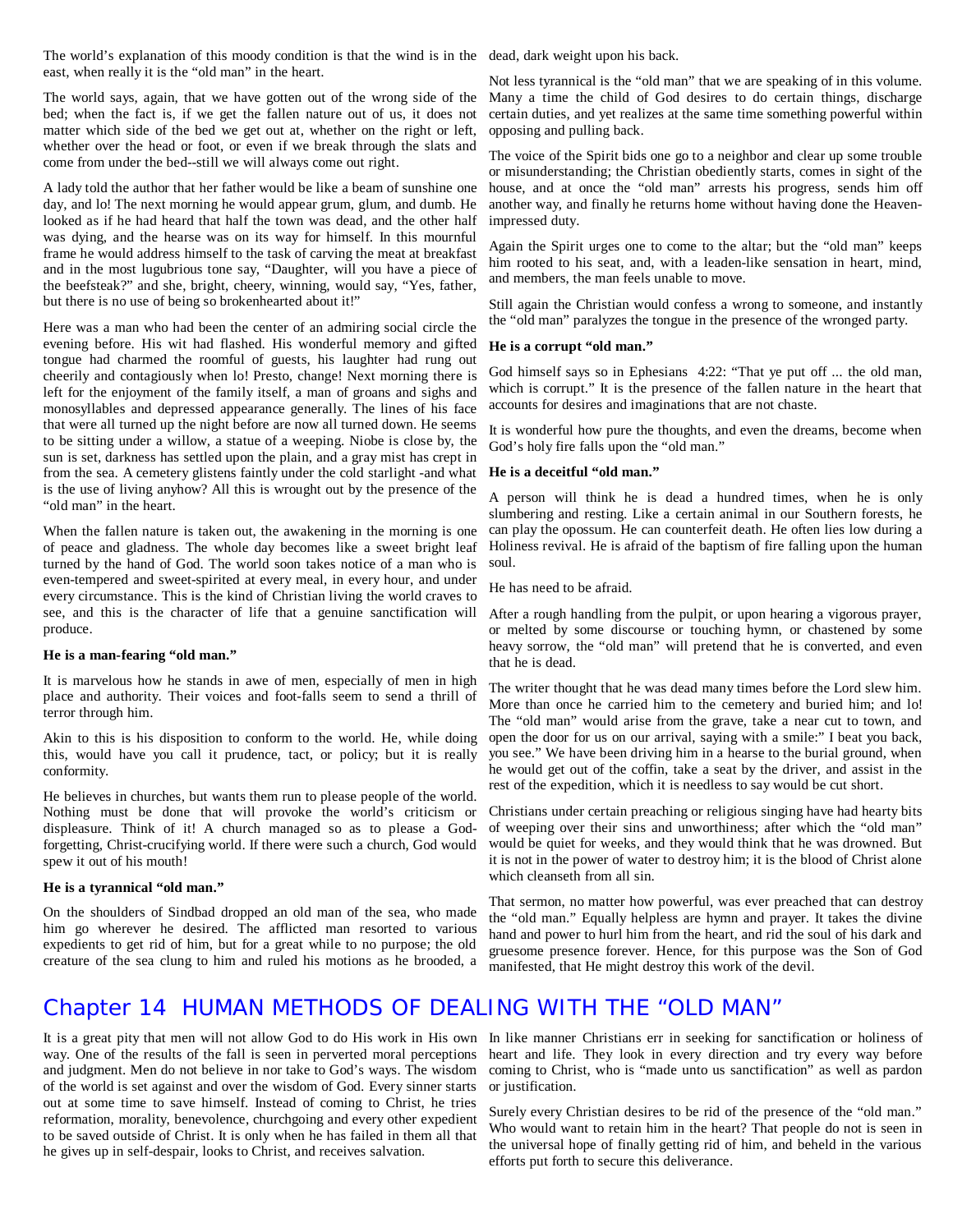The world's explanation of this moody condition is that the wind is in the east, when really it is the "old man" in the heart.

The world says, again, that we have gotten out of the wrong side of the bed; when the fact is, if we get the fallen nature out of us, it does not matter which side of the bed we get out at, whether on the right or left, whether over the head or foot, or even if we break through the slats and come from under the bed--still we will always come out right.

A lady told the author that her father would be like a beam of sunshine one day, and lo! The next morning he would appear grum, glum, and dumb. He looked as if he had heard that half the town was dead, and the other half was dying, and the hearse was on its way for himself. In this mournful frame he would address himself to the task of carving the meat at breakfast and in the most lugubrious tone say, "Daughter, will you have a piece of the beefsteak?" and she, bright, cheery, winning, would say, "Yes, father, but there is no use of being so brokenhearted about it!"

Here was a man who had been the center of an admiring social circle the evening before. His wit had flashed. His wonderful memory and gifted tongue had charmed the roomful of guests, his laughter had rung out cheerily and contagiously when lo! Presto, change! Next morning there is left for the enjoyment of the family itself, a man of groans and sighs and monosyllables and depressed appearance generally. The lines of his face that were all turned up the night before are now all turned down. He seems to be sitting under a willow, a statue of a weeping. Niobe is close by, the sun is set, darkness has settled upon the plain, and a gray mist has crept in from the sea. A cemetery glistens faintly under the cold starlight -and what is the use of living anyhow? All this is wrought out by the presence of the "old man" in the heart.

When the fallen nature is taken out, the awakening in the morning is one of peace and gladness. The whole day becomes like a sweet bright leaf turned by the hand of God. The world soon takes notice of a man who is even-tempered and sweet-spirited at every meal, in every hour, and under every circumstance. This is the kind of Christian living the world craves to see, and this is the character of life that a genuine sanctification will produce.

**He is a man-fearing "old man."**

It is marvelous how he stands in awe of men, especially of men in high place and authority. Their voices and foot-falls seem to send a thrill of terror through him.

Akin to this is his disposition to conform to the world. He, while doing this, would have you call it prudence, tact, or policy; but it is really conformity.

He believes in churches, but wants them run to please people of the world. Nothing must be done that will provoke the world's criticism or displeasure. Think of it! A church managed so as to please a God-forgetting, Christ-crucifying world. If there were such a church, God would spew it out of his mouth!

**He is a tyrannical "old man."**

On the shoulders of Sindbad dropped an old man of the sea, who made him go wherever he desired. The afflicted man resorted to various expedients to get rid of him, but for a great while to no purpose; the old creature of the sea clung to him and ruled his motions as he brooded, a dead, dark weight upon his back.

Not less tyrannical is the "old man" that we are speaking of in this volume. Many a time the child of God desires to do certain things, discharge certain duties, and yet realizes at the same time something powerful within opposing and pulling back.

The voice of the Spirit bids one go to a neighbor and clear up some trouble or misunderstanding; the Christian obediently starts, comes in sight of the house, and at once the "old man" arrests his progress, sends him off another way, and finally he returns home without having done the Heaven-impressed duty.

Again the Spirit urges one to come to the altar; but the "old man" keeps him rooted to his seat, and, with a leaden-like sensation in heart, mind, and members, the man feels unable to move.

Still again the Christian would confess a wrong to someone, and instantly the "old man" paralyzes the tongue in the presence of the wronged party.

**He is a corrupt "old man."**

God himself says so in Ephesians 4:22: "That ye put off ... the old man, which is corrupt." It is the presence of the fallen nature in the heart that accounts for desires and imaginations that are not chaste.

It is wonderful how pure the thoughts, and even the dreams, become when God's holy fire falls upon the "old man."

**He is a deceitful "old man."**

A person will think he is dead a hundred times, when he is only slumbering and resting. Like a certain animal in our Southern forests, he can play the opossum. He can counterfeit death. He often lies low during a Holiness revival. He is afraid of the baptism of fire falling upon the human soul.

He has need to be afraid.

After a rough handling from the pulpit, or upon hearing a vigorous prayer, or melted by some discourse or touching hymn, or chastened by some heavy sorrow, the "old man" will pretend that he is converted, and even that he is dead.

The writer thought that he was dead many times before the Lord slew him. More than once he carried him to the cemetery and buried him; and lo! The "old man" would arise from the grave, take a near cut to town, and open the door for us on our arrival, saying with a smile:" I beat you back, you see." We have been driving him in a hearse to the burial ground, when he would get out of the coffin, take a seat by the driver, and assist in the rest of the expedition, which it is needless to say would be cut short.

Christians under certain preaching or religious singing have had hearty bits of weeping over their sins and unworthiness; after which the "old man" would be quiet for weeks, and they would think that he was drowned. But it is not in the power of water to destroy him; it is the blood of Christ alone which cleanseth from all sin.

That sermon, no matter how powerful, was ever preached that can destroy the "old man." Equally helpless are hymn and prayer. It takes the divine hand and power to hurl him from the heart, and rid the soul of his dark and gruesome presence forever. Hence, for this purpose was the Son of God manifested, that He might destroy this work of the devil.

# Chapter 14 HUMAN METHODS OF DEALING WITH THE "OLD MAN"

It is a great pity that men will not allow God to do His work in His own way. One of the results of the fall is seen in perverted moral perceptions and judgment. Men do not believe in nor take to God's ways. The wisdom of the world is set against and over the wisdom of God. Every sinner starts out at some time to save himself. Instead of coming to Christ, he tries reformation, morality, benevolence, churchgoing and every other expedient to be saved outside of Christ. It is only when he has failed in them all that he gives up in self-despair, looks to Christ, and receives salvation.

In like manner Christians err in seeking for sanctification or holiness of heart and life. They look in every direction and try every way before coming to Christ, who is "made unto us sanctification" as well as pardon or justification.

Surely every Christian desires to be rid of the presence of the "old man." Who would want to retain him in the heart? That people do not is seen in the universal hope of finally getting rid of him, and beheld in the various efforts put forth to secure this deliverance.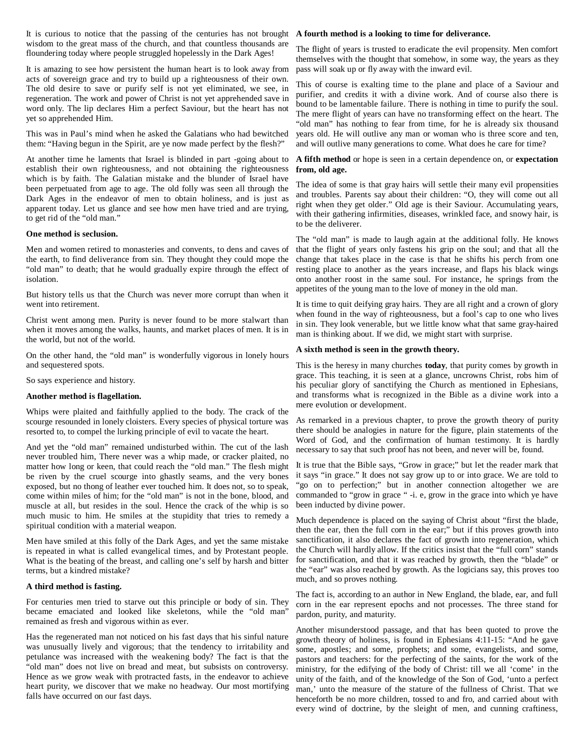It is curious to notice that the passing of the centuries has not brought wisdom to the great mass of the church, and that countless thousands are floundering today where people struggled hopelessly in the Dark Ages!

It is amazing to see how persistent the human heart is to look away from acts of sovereign grace and try to build up a righteousness of their own. The old desire to save or purify self is not yet eliminated, we see, in regeneration. The work and power of Christ is not yet apprehended save in word only. The lip declares Him a perfect Saviour, but the heart has not yet so apprehended Him.

This was in Paul's mind when he asked the Galatians who had bewitched them: "Having begun in the Spirit, are ye now made perfect by the flesh?"

At another time he laments that Israel is blinded in part -going about to establish their own righteousness, and not obtaining the righteousness which is by faith. The Galatian mistake and the blunder of Israel have been perpetuated from age to age. The old folly was seen all through the Dark Ages in the endeavor of men to obtain holiness, and is just as apparent today. Let us glance and see how men have tried and are trying, to get rid of the "old man."

**One method is seclusion.**

Men and women retired to monasteries and convents, to dens and caves of the earth, to find deliverance from sin. They thought they could mope the "old man" to death; that he would gradually expire through the effect of isolation.

But history tells us that the Church was never more corrupt than when it went into retirement.

Christ went among men. Purity is never found to be more stalwart than when it moves among the walks, haunts, and market places of men. It is in the world, but not of the world.

On the other hand, the "old man" is wonderfully vigorous in lonely hours and sequestered spots.

So says experience and history.

**Another method is flagellation.**

Whips were plaited and faithfully applied to the body. The crack of the scourge resounded in lonely cloisters. Every species of physical torture was resorted to, to compel the lurking principle of evil to vacate the heart.

And yet the "old man" remained undisturbed within. The cut of the lash never troubled him, There never was a whip made, or cracker plaited, no matter how long or keen, that could reach the "old man." The flesh might be riven by the cruel scourge into ghastly seams, and the very bones exposed, but no thong of leather ever touched him. It does not, so to speak, come within miles of him; for the "old man" is not in the bone, blood, and muscle at all, but resides in the soul. Hence the crack of the whip is so much music to him. He smiles at the stupidity that tries to remedy a spiritual condition with a material weapon.

Men have smiled at this folly of the Dark Ages, and yet the same mistake is repeated in what is called evangelical times, and by Protestant people. What is the beating of the breast, and calling one's self by harsh and bitter terms, but a kindred mistake?

**A third method is fasting.**

For centuries men tried to starve out this principle or body of sin. They became emaciated and looked like skeletons, while the "old man" remained as fresh and vigorous within as ever.

Has the regenerated man not noticed on his fast days that his sinful nature was unusually lively and vigorous; that the tendency to irritability and petulance was increased with the weakening body? The fact is that the "old man" does not live on bread and meat, but subsists on controversy. Hence as we grow weak with protracted fasts, in the endeavor to achieve heart purity, we discover that we make no headway. Our most mortifying falls have occurred on our fast days.

**A fourth method is a looking to time for deliverance.**

The flight of years is trusted to eradicate the evil propensity. Men comfort themselves with the thought that somehow, in some way, the years as they pass will soak up or fly away with the inward evil.

This of course is exalting time to the plane and place of a Saviour and purifier, and credits it with a divine work. And of course also there is bound to be lamentable failure. There is nothing in time to purify the soul. The mere flight of years can have no transforming effect on the heart. The "old man" has nothing to fear from time, for he is already six thousand years old. He will outlive any man or woman who is three score and ten, and will outlive many generations to come. What does he care for time?

**A fifth method** or hope is seen in a certain dependence on, or **expectation from, old age.**

The idea of some is that gray hairs will settle their many evil propensities and troubles. Parents say about their children: "O, they will come out all right when they get older." Old age is their Saviour. Accumulating years, with their gathering infirmities, diseases, wrinkled face, and snowy hair, is to be the deliverer.

The "old man" is made to laugh again at the additional folly. He knows that the flight of years only fastens his grip on the soul; and that all the change that takes place in the case is that he shifts his perch from one resting place to another as the years increase, and flaps his black wings onto another roost in the same soul. For instance, he springs from the appetites of the young man to the love of money in the old man.

It is time to quit deifying gray hairs. They are all right and a crown of glory when found in the way of righteousness, but a fool's cap to one who lives in sin. They look venerable, but we little know what that same gray-haired man is thinking about. If we did, we might start with surprise.

**A sixth method is seen in the growth theory.**

This is the heresy in many churches **today**, that purity comes by growth in grace. This teaching, it is seen at a glance, uncrowns Christ, robs him of his peculiar glory of sanctifying the Church as mentioned in Ephesians, and transforms what is recognized in the Bible as a divine work into a mere evolution or development.

As remarked in a previous chapter, to prove the growth theory of purity there should be analogies in nature for the figure, plain statements of the Word of God, and the confirmation of human testimony. It is hardly necessary to say that such proof has not been, and never will be, found.

It is true that the Bible says, "Grow in grace;" but let the reader mark that it says "in grace." It does not say grow up to or into grace. We are told to "go on to perfection;" but in another connection altogether we are commanded to "grow in grace " -i. e, grow in the grace into which ye have been inducted by divine power.

Much dependence is placed on the saying of Christ about "first the blade, then the ear, then the full corn in the ear;" but if this proves growth into sanctification, it also declares the fact of growth into regeneration, which the Church will hardly allow. If the critics insist that the "full corn" stands for sanctification, and that it was reached by growth, then the "blade" or the "ear" was also reached by growth. As the logicians say, this proves too much, and so proves nothing.

The fact is, according to an author in New England, the blade, ear, and full corn in the ear represent epochs and not processes. The three stand for pardon, purity, and maturity.

Another misunderstood passage, and that has been quoted to prove the growth theory of holiness, is found in Ephesians 4:11-15: "And he gave some, apostles; and some, prophets; and some, evangelists, and some, pastors and teachers: for the perfecting of the saints, for the work of the ministry, for the edifying of the body of Christ: till we all 'come' in the unity of the faith, and of the knowledge of the Son of God, 'unto a perfect man,' unto the measure of the stature of the fullness of Christ. That we henceforth be no more children, tossed to and fro, and carried about with every wind of doctrine, by the sleight of men, and cunning craftiness,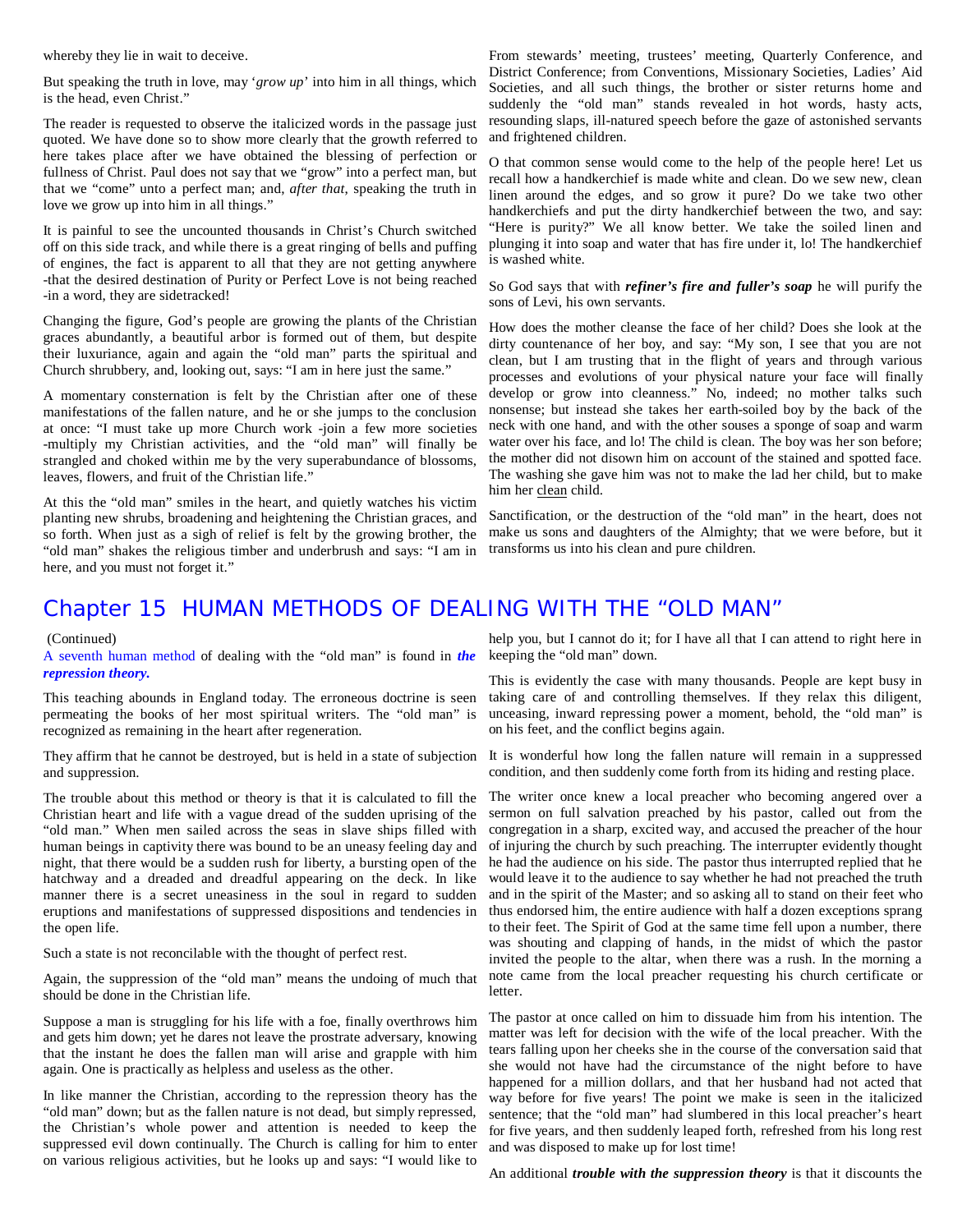whereby they lie in wait to deceive.

But speaking the truth in love, may '*grow up*' into him in all things, which is the head, even Christ."

The reader is requested to observe the italicized words in the passage just quoted. We have done so to show more clearly that the growth referred to here takes place after we have obtained the blessing of perfection or fullness of Christ. Paul does not say that we "grow" into a perfect man, but that we "come" unto a perfect man; and, *after that*, speaking the truth in love we grow up into him in all things."

It is painful to see the uncounted thousands in Christ's Church switched off on this side track, and while there is a great ringing of bells and puffing of engines, the fact is apparent to all that they are not getting anywhere -that the desired destination of Purity or Perfect Love is not being reached -in a word, they are sidetracked!

Changing the figure, God's people are growing the plants of the Christian graces abundantly, a beautiful arbor is formed out of them, but despite their luxuriance, again and again the "old man" parts the spiritual and Church shrubbery, and, looking out, says: "I am in here just the same."

A momentary consternation is felt by the Christian after one of these manifestations of the fallen nature, and he or she jumps to the conclusion at once: "I must take up more Church work -join a few more societies -multiply my Christian activities, and the "old man" will finally be strangled and choked within me by the very superabundance of blossoms, leaves, flowers, and fruit of the Christian life."

At this the "old man" smiles in the heart, and quietly watches his victim planting new shrubs, broadening and heightening the Christian graces, and so forth. When just as a sigh of relief is felt by the growing brother, the "old man" shakes the religious timber and underbrush and says: "I am in here, and you must not forget it."

From stewards' meeting, trustees' meeting, Quarterly Conference, and District Conference; from Conventions, Missionary Societies, Ladies' Aid Societies, and all such things, the brother or sister returns home and suddenly the "old man" stands revealed in hot words, hasty acts, resounding slaps, ill-natured speech before the gaze of astonished servants and frightened children.

O that common sense would come to the help of the people here! Let us recall how a handkerchief is made white and clean. Do we sew new, clean linen around the edges, and so grow it pure? Do we take two other handkerchiefs and put the dirty handkerchief between the two, and say: "Here is purity?" We all know better. We take the soiled linen and plunging it into soap and water that has fire under it, lo! The handkerchief is washed white.

So God says that with ***refiner's fire and fuller's soap*** he will purify the sons of Levi, his own servants.

How does the mother cleanse the face of her child? Does she look at the dirty countenance of her boy, and say: "My son, I see that you are not clean, but I am trusting that in the flight of years and through various processes and evolutions of your physical nature your face will finally develop or grow into cleanness." No, indeed; no mother talks such nonsense; but instead she takes her earth-soiled boy by the back of the neck with one hand, and with the other souses a sponge of soap and warm water over his face, and lo! The child is clean. The boy was her son before; the mother did not disown him on account of the stained and spotted face. The washing she gave him was not to make the lad her child, but to make him her <u>clean</u> child.

Sanctification, or the destruction of the "old man" in the heart, does not make us sons and daughters of the Almighty; that we were before, but it transforms us into his clean and pure children.

# Chapter 15 HUMAN METHODS OF DEALING WITH THE "OLD MAN"

(Continued)

A seventh human method of dealing with the "old man" is found in ***the repression theory.***

This teaching abounds in England today. The erroneous doctrine is seen permeating the books of her most spiritual writers. The "old man" is recognized as remaining in the heart after regeneration.

They affirm that he cannot be destroyed, but is held in a state of subjection and suppression.

The trouble about this method or theory is that it is calculated to fill the Christian heart and life with a vague dread of the sudden uprising of the "old man." When men sailed across the seas in slave ships filled with human beings in captivity there was bound to be an uneasy feeling day and night, that there would be a sudden rush for liberty, a bursting open of the hatchway and a dreaded and dreadful appearing on the deck. In like manner there is a secret uneasiness in the soul in regard to sudden eruptions and manifestations of suppressed dispositions and tendencies in the open life.

Such a state is not reconcilable with the thought of perfect rest.

Again, the suppression of the "old man" means the undoing of much that should be done in the Christian life.

Suppose a man is struggling for his life with a foe, finally overthrows him and gets him down; yet he dares not leave the prostrate adversary, knowing that the instant he does the fallen man will arise and grapple with him again. One is practically as helpless and useless as the other.

In like manner the Christian, according to the repression theory has the "old man" down; but as the fallen nature is not dead, but simply repressed, the Christian's whole power and attention is needed to keep the suppressed evil down continually. The Church is calling for him to enter on various religious activities, but he looks up and says: "I would like to help you, but I cannot do it; for I have all that I can attend to right here in keeping the "old man" down.

This is evidently the case with many thousands. People are kept busy in taking care of and controlling themselves. If they relax this diligent, unceasing, inward repressing power a moment, behold, the "old man" is on his feet, and the conflict begins again.

It is wonderful how long the fallen nature will remain in a suppressed condition, and then suddenly come forth from its hiding and resting place.

The writer once knew a local preacher who becoming angered over a sermon on full salvation preached by his pastor, called out from the congregation in a sharp, excited way, and accused the preacher of the hour of injuring the church by such preaching. The interrupter evidently thought he had the audience on his side. The pastor thus interrupted replied that he would leave it to the audience to say whether he had not preached the truth and in the spirit of the Master; and so asking all to stand on their feet who thus endorsed him, the entire audience with half a dozen exceptions sprang to their feet. The Spirit of God at the same time fell upon a number, there was shouting and clapping of hands, in the midst of which the pastor invited the people to the altar, when there was a rush. In the morning a note came from the local preacher requesting his church certificate or letter.

The pastor at once called on him to dissuade him from his intention. The matter was left for decision with the wife of the local preacher. With the tears falling upon her cheeks she in the course of the conversation said that she would not have had the circumstance of the night before to have happened for a million dollars, and that her husband had not acted that way before for five years! The point we make is seen in the italicized sentence; that the "old man" had slumbered in this local preacher's heart for five years, and then suddenly leaped forth, refreshed from his long rest and was disposed to make up for lost time!

An additional ***trouble with the suppression theory*** is that it discounts the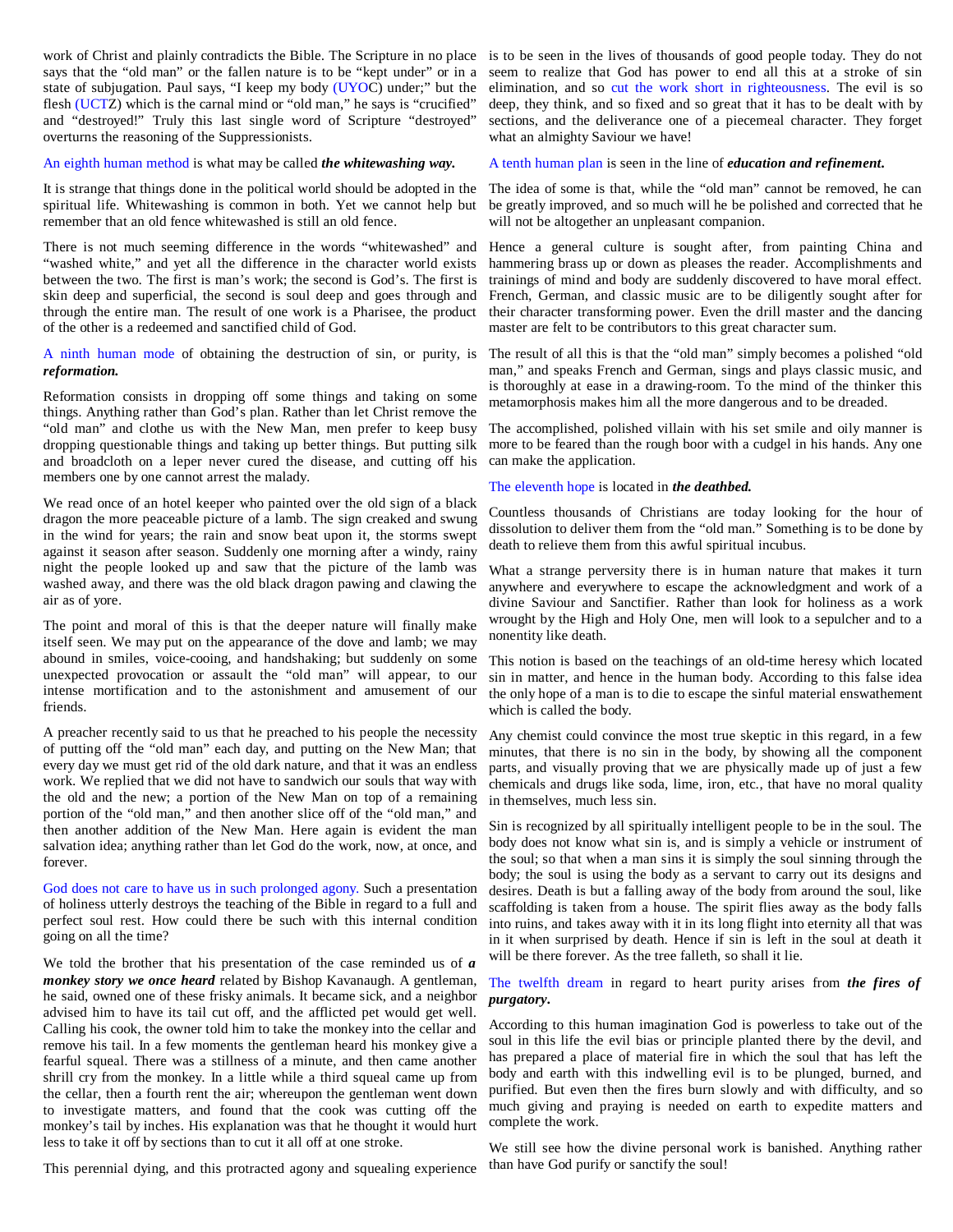work of Christ and plainly contradicts the Bible. The Scripture in no place says that the "old man" or the fallen nature is to be "kept under" or in a state of subjugation. Paul says, "I keep my body (UYOC) under;" but the flesh (UCTZ) which is the carnal mind or "old man," he says is "crucified" and "destroyed!" Truly this last single word of Scripture "destroyed" overturns the reasoning of the Suppressionists.

An eighth human method is what may be called ***the whitewashing way.***

It is strange that things done in the political world should be adopted in the spiritual life. Whitewashing is common in both. Yet we cannot help but remember that an old fence whitewashed is still an old fence.

There is not much seeming difference in the words "whitewashed" and "washed white," and yet all the difference in the character world exists between the two. The first is man's work; the second is God's. The first is skin deep and superficial, the second is soul deep and goes through and through the entire man. The result of one work is a Pharisee, the product of the other is a redeemed and sanctified child of God.

A ninth human mode of obtaining the destruction of sin, or purity, is ***reformation.***

Reformation consists in dropping off some things and taking on some things. Anything rather than God's plan. Rather than let Christ remove the "old man" and clothe us with the New Man, men prefer to keep busy dropping questionable things and taking up better things. But putting silk and broadcloth on a leper never cured the disease, and cutting off his members one by one cannot arrest the malady.

We read once of an hotel keeper who painted over the old sign of a black dragon the more peaceable picture of a lamb. The sign creaked and swung in the wind for years; the rain and snow beat upon it, the storms swept against it season after season. Suddenly one morning after a windy, rainy night the people looked up and saw that the picture of the lamb was washed away, and there was the old black dragon pawing and clawing the air as of yore.

The point and moral of this is that the deeper nature will finally make itself seen. We may put on the appearance of the dove and lamb; we may abound in smiles, voice-cooing, and handshaking; but suddenly on some unexpected provocation or assault the "old man" will appear, to our intense mortification and to the astonishment and amusement of our friends.

A preacher recently said to us that he preached to his people the necessity of putting off the "old man" each day, and putting on the New Man; that every day we must get rid of the old dark nature, and that it was an endless work. We replied that we did not have to sandwich our souls that way with the old and the new; a portion of the New Man on top of a remaining portion of the "old man," and then another slice off of the "old man," and then another addition of the New Man. Here again is evident the man salvation idea; anything rather than let God do the work, now, at once, and forever.

God does not care to have us in such prolonged agony. Such a presentation of holiness utterly destroys the teaching of the Bible in regard to a full and perfect soul rest. How could there be such with this internal condition going on all the time?

We told the brother that his presentation of the case reminded us of ***a monkey story we once heard*** related by Bishop Kavanaugh. A gentleman, he said, owned one of these frisky animals. It became sick, and a neighbor advised him to have its tail cut off, and the afflicted pet would get well. Calling his cook, the owner told him to take the monkey into the cellar and remove his tail. In a few moments the gentleman heard his monkey give a fearful squeal. There was a stillness of a minute, and then came another shrill cry from the monkey. In a little while a third squeal came up from the cellar, then a fourth rent the air; whereupon the gentleman went down to investigate matters, and found that the cook was cutting off the monkey's tail by inches. His explanation was that he thought it would hurt less to take it off by sections than to cut it all off at one stroke.

This perennial dying, and this protracted agony and squealing experience is to be seen in the lives of thousands of good people today. They do not seem to realize that God has power to end all this at a stroke of sin elimination, and so cut the work short in righteousness. The evil is so deep, they think, and so fixed and so great that it has to be dealt with by sections, and the deliverance one of a piecemeal character. They forget what an almighty Saviour we have!

A tenth human plan is seen in the line of ***education and refinement.***

The idea of some is that, while the "old man" cannot be removed, he can be greatly improved, and so much will he be polished and corrected that he will not be altogether an unpleasant companion.

Hence a general culture is sought after, from painting China and hammering brass up or down as pleases the reader. Accomplishments and trainings of mind and body are suddenly discovered to have moral effect. French, German, and classic music are to be diligently sought after for their character transforming power. Even the drill master and the dancing master are felt to be contributors to this great character sum.

The result of all this is that the "old man" simply becomes a polished "old man," and speaks French and German, sings and plays classic music, and is thoroughly at ease in a drawing-room. To the mind of the thinker this metamorphosis makes him all the more dangerous and to be dreaded.

The accomplished, polished villain with his set smile and oily manner is more to be feared than the rough boor with a cudgel in his hands. Any one can make the application.

The eleventh hope is located in ***the deathbed.***

Countless thousands of Christians are today looking for the hour of dissolution to deliver them from the "old man." Something is to be done by death to relieve them from this awful spiritual incubus.

What a strange perversity there is in human nature that makes it turn anywhere and everywhere to escape the acknowledgment and work of a divine Saviour and Sanctifier. Rather than look for holiness as a work wrought by the High and Holy One, men will look to a sepulcher and to a nonentity like death.

This notion is based on the teachings of an old-time heresy which located sin in matter, and hence in the human body. According to this false idea the only hope of a man is to die to escape the sinful material enswathement which is called the body.

Any chemist could convince the most true skeptic in this regard, in a few minutes, that there is no sin in the body, by showing all the component parts, and visually proving that we are physically made up of just a few chemicals and drugs like soda, lime, iron, etc., that have no moral quality in themselves, much less sin.

Sin is recognized by all spiritually intelligent people to be in the soul. The body does not know what sin is, and is simply a vehicle or instrument of the soul; so that when a man sins it is simply the soul sinning through the body; the soul is using the body as a servant to carry out its designs and desires. Death is but a falling away of the body from around the soul, like scaffolding is taken from a house. The spirit flies away as the body falls into ruins, and takes away with it in its long flight into eternity all that was in it when surprised by death. Hence if sin is left in the soul at death it will be there forever. As the tree falleth, so shall it lie.

The twelfth dream in regard to heart purity arises from ***the fires of purgatory.***

According to this human imagination God is powerless to take out of the soul in this life the evil bias or principle planted there by the devil, and has prepared a place of material fire in which the soul that has left the body and earth with this indwelling evil is to be plunged, burned, and purified. But even then the fires burn slowly and with difficulty, and so much giving and praying is needed on earth to expedite matters and complete the work.

We still see how the divine personal work is banished. Anything rather than have God purify or sanctify the soul!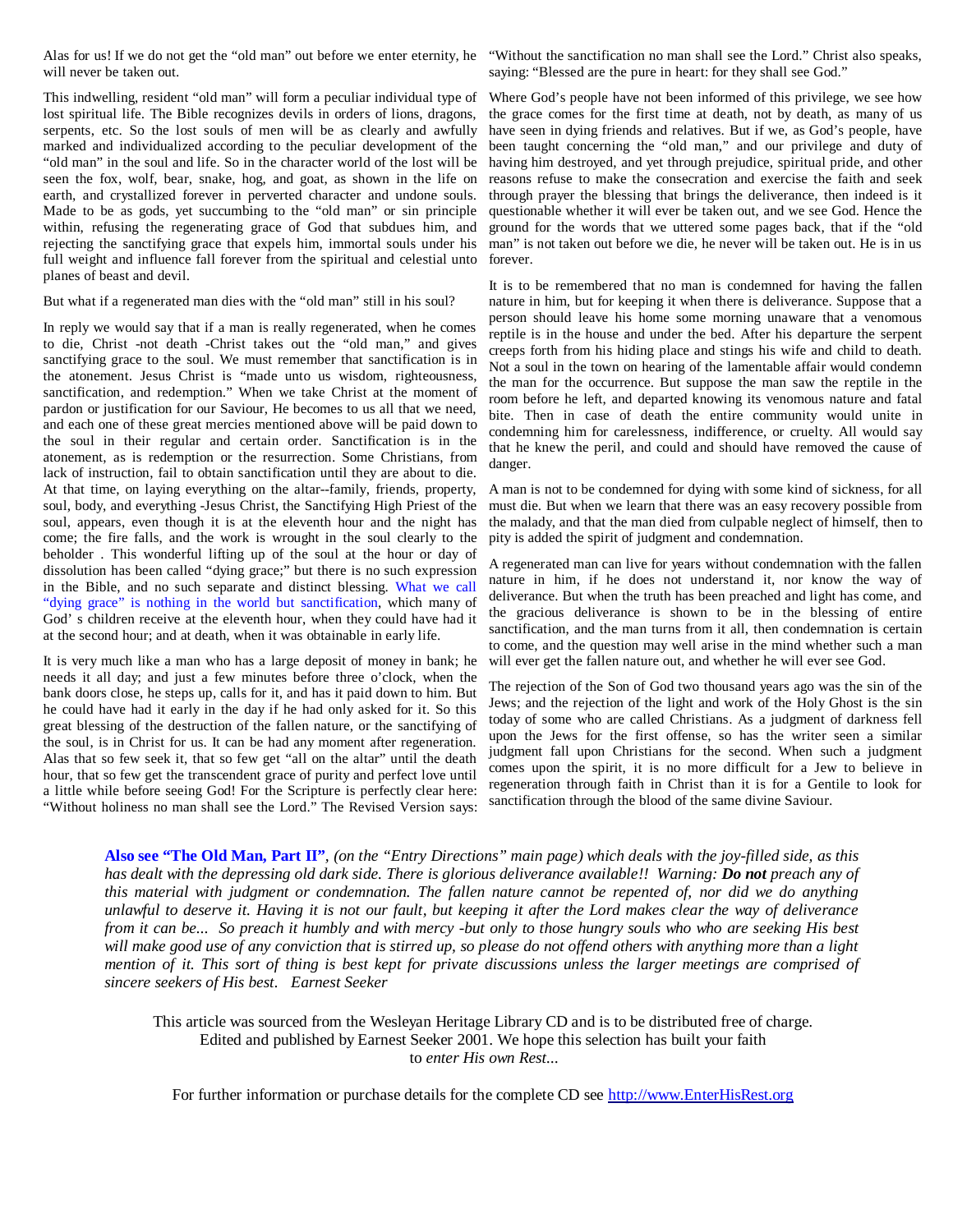Alas for us! If we do not get the "old man" out before we enter eternity, he will never be taken out.

This indwelling, resident "old man" will form a peculiar individual type of lost spiritual life. The Bible recognizes devils in orders of lions, dragons, serpents, etc. So the lost souls of men will be as clearly and awfully marked and individualized according to the peculiar development of the "old man" in the soul and life. So in the character world of the lost will be seen the fox, wolf, bear, snake, hog, and goat, as shown in the life on earth, and crystallized forever in perverted character and undone souls. Made to be as gods, yet succumbing to the "old man" or sin principle within, refusing the regenerating grace of God that subdues him, and rejecting the sanctifying grace that expels him, immortal souls under his full weight and influence fall forever from the spiritual and celestial unto planes of beast and devil.

But what if a regenerated man dies with the "old man" still in his soul?

In reply we would say that if a man is really regenerated, when he comes to die, Christ -not death -Christ takes out the "old man," and gives sanctifying grace to the soul. We must remember that sanctification is in the atonement. Jesus Christ is "made unto us wisdom, righteousness, sanctification, and redemption." When we take Christ at the moment of pardon or justification for our Saviour, He becomes to us all that we need, and each one of these great mercies mentioned above will be paid down to the soul in their regular and certain order. Sanctification is in the atonement, as is redemption or the resurrection. Some Christians, from lack of instruction, fail to obtain sanctification until they are about to die. At that time, on laying everything on the altar--family, friends, property, soul, body, and everything -Jesus Christ, the Sanctifying High Priest of the soul, appears, even though it is at the eleventh hour and the night has come; the fire falls, and the work is wrought in the soul clearly to the beholder . This wonderful lifting up of the soul at the hour or day of dissolution has been called "dying grace;" but there is no such expression in the Bible, and no such separate and distinct blessing. What we call "dying grace" is nothing in the world but sanctification, which many of God' s children receive at the eleventh hour, when they could have had it at the second hour; and at death, when it was obtainable in early life.

It is very much like a man who has a large deposit of money in bank; he needs it all day; and just a few minutes before three o'clock, when the bank doors close, he steps up, calls for it, and has it paid down to him. But he could have had it early in the day if he had only asked for it. So this great blessing of the destruction of the fallen nature, or the sanctifying of the soul, is in Christ for us. It can be had any moment after regeneration. Alas that so few seek it, that so few get "all on the altar" until the death hour, that so few get the transcendent grace of purity and perfect love until a little while before seeing God! For the Scripture is perfectly clear here: "Without holiness no man shall see the Lord." The Revised Version says: "Without the sanctification no man shall see the Lord." Christ also speaks, saying: "Blessed are the pure in heart: for they shall see God."

Where God's people have not been informed of this privilege, we see how the grace comes for the first time at death, not by death, as many of us have seen in dying friends and relatives. But if we, as God's people, have been taught concerning the "old man," and our privilege and duty of having him destroyed, and yet through prejudice, spiritual pride, and other reasons refuse to make the consecration and exercise the faith and seek through prayer the blessing that brings the deliverance, then indeed is it questionable whether it will ever be taken out, and we see God. Hence the ground for the words that we uttered some pages back, that if the "old man" is not taken out before we die, he never will be taken out. He is in us forever.

It is to be remembered that no man is condemned for having the fallen nature in him, but for keeping it when there is deliverance. Suppose that a person should leave his home some morning unaware that a venomous reptile is in the house and under the bed. After his departure the serpent creeps forth from his hiding place and stings his wife and child to death. Not a soul in the town on hearing of the lamentable affair would condemn the man for the occurrence. But suppose the man saw the reptile in the room before he left, and departed knowing its venomous nature and fatal bite. Then in case of death the entire community would unite in condemning him for carelessness, indifference, or cruelty. All would say that he knew the peril, and could and should have removed the cause of danger.

A man is not to be condemned for dying with some kind of sickness, for all must die. But when we learn that there was an easy recovery possible from the malady, and that the man died from culpable neglect of himself, then to pity is added the spirit of judgment and condemnation.

A regenerated man can live for years without condemnation with the fallen nature in him, if he does not understand it, nor know the way of deliverance. But when the truth has been preached and light has come, and the gracious deliverance is shown to be in the blessing of entire sanctification, and the man turns from it all, then condemnation is certain to come, and the question may well arise in the mind whether such a man will ever get the fallen nature out, and whether he will ever see God.

The rejection of the Son of God two thousand years ago was the sin of the Jews; and the rejection of the light and work of the Holy Ghost is the sin today of some who are called Christians. As a judgment of darkness fell upon the Jews for the first offense, so has the writer seen a similar judgment fall upon Christians for the second. When such a judgment comes upon the spirit, it is no more difficult for a Jew to believe in regeneration through faith in Christ than it is for a Gentile to look for sanctification through the blood of the same divine Saviour.

**Also see "The Old Man, Part II"**, *(on the "Entry Directions" main page) which deals with the joy-filled side, as this has dealt with the depressing old dark side. There is glorious deliverance available!! Warning:* ***Do not*** *preach any of this material with judgment or condemnation. The fallen nature cannot be repented of, nor did we do anything unlawful to deserve it. Having it is not our fault, but keeping it after the Lord makes clear the way of deliverance from it can be... So preach it humbly and with mercy -but only to those hungry souls who who are seeking His best will make good use of any conviction that is stirred up, so please do not offend others with anything more than a light mention of it. This sort of thing is best kept for private discussions unless the larger meetings are comprised of sincere seekers of His best. Earnest Seeker*

This article was sourced from the Wesleyan Heritage Library CD and is to be distributed free of charge.
Edited and published by Earnest Seeker 2001. We hope this selection has built your faith
to *enter His own Rest...*

For further information or purchase details for the complete CD see http://www.EnterHisRest.org